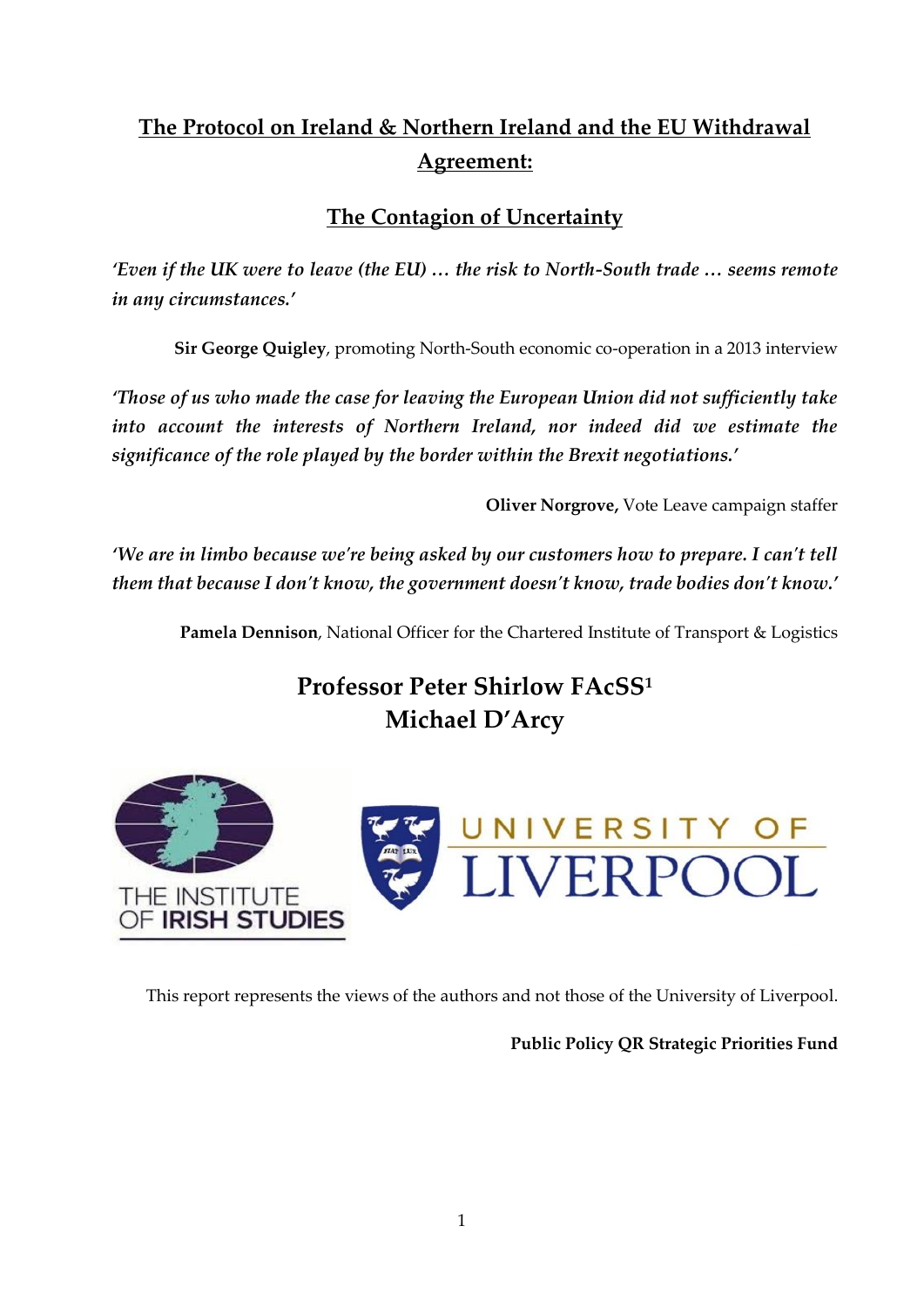# The Protocol on Ireland & Northern Ireland and the EU Withdrawal Agreement:

## The Contagion of Uncertainty

*'Even if the UK were to leave (the EU) … the risk to North-South trade … seems remote in any circumstances.'*

**Sir George Quigley**, promoting North-South economic co-operation in a 2013 interview

*'Those of us who made the case for leaving the European Union did not sufficiently take into account the interests of Northern Ireland, nor indeed did we estimate the significance of the role played by the border within the Brexit negotiations.'*

**Oliver Norgrove,** Vote Leave campaign staffer

*'We are in limbo because we're being asked by our customers how to prepare. I can't tell them that because I don't know, the government doesn't know, trade bodies don't know.'*

**Pamela Dennison**, National Officer for the Chartered Institute of Transport & Logistics

**Professor Peter Shirlow FAcSS[1]**

**Michael D'Arcy**

THE INSTITUTE OF IRISH STUDIES

UNIVERSITY OF LIVERPOOL

This report represents the views of the authors and not those of the University of Liverpool.

**Public Policy QR Strategic Priorities Fund**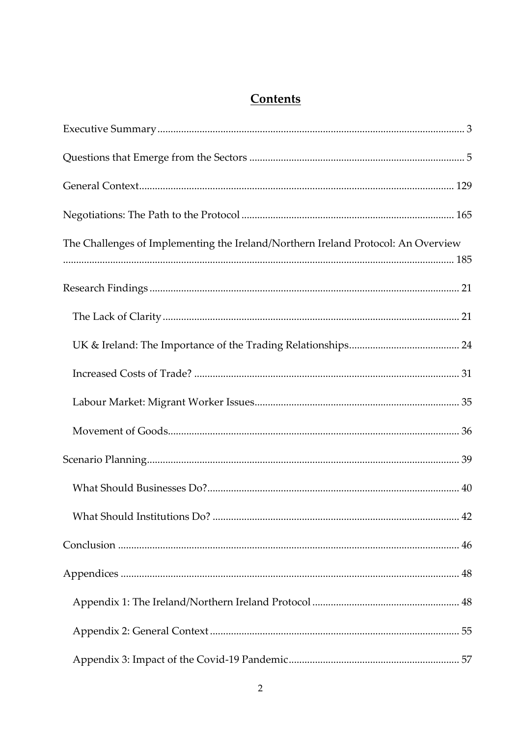# Contents

Executive Summary .......... 3

Questions that Emerge from the Sectors .......... 5

General Context .......... 129

Negotiations: The Path to the Protocol .......... 165

The Challenges of Implementing the Ireland/Northern Ireland Protocol: An Overview .......... 185

Research Findings .......... 21

- The Lack of Clarity .......... 21
- UK & Ireland: The Importance of the Trading Relationships .......... 24
- Increased Costs of Trade? .......... 31
- Labour Market: Migrant Worker Issues .......... 35
- Movement of Goods .......... 36

Scenario Planning .......... 39

- What Should Businesses Do? .......... 40
- What Should Institutions Do? .......... 42

Conclusion .......... 46

Appendices .......... 48

- Appendix 1: The Ireland/Northern Ireland Protocol .......... 48
- Appendix 2: General Context .......... 55
- Appendix 3: Impact of the Covid-19 Pandemic .......... 57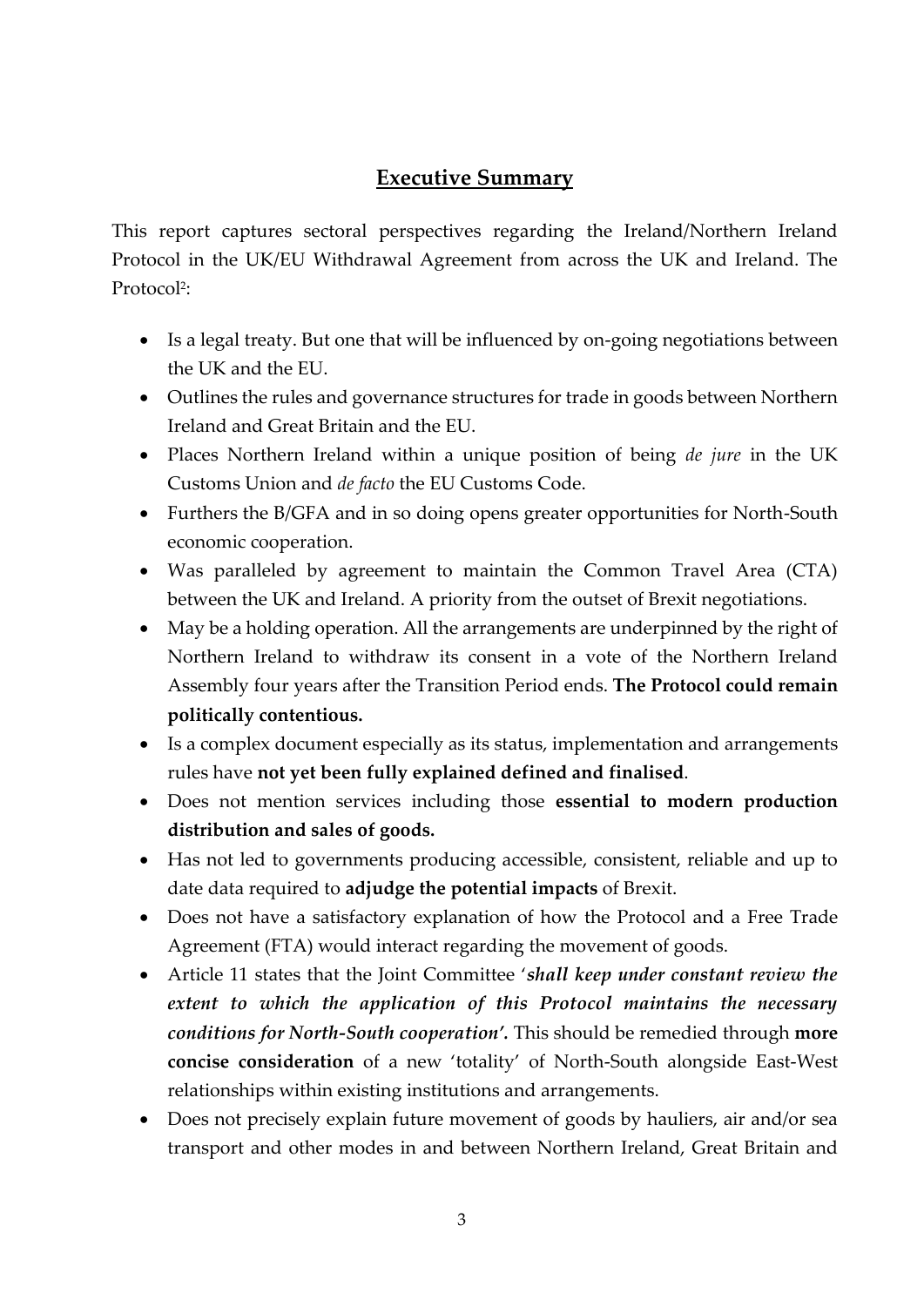## Executive Summary

This report captures sectoral perspectives regarding the Ireland/Northern Ireland Protocol in the UK/EU Withdrawal Agreement from across the UK and Ireland. The Protocol[2]:

- Is a legal treaty. But one that will be influenced by on-going negotiations between the UK and the EU.
- Outlines the rules and governance structures for trade in goods between Northern Ireland and Great Britain and the EU.
- Places Northern Ireland within a unique position of being *de jure* in the UK Customs Union and *de facto* the EU Customs Code.
- Furthers the B/GFA and in so doing opens greater opportunities for North-South economic cooperation.
- Was paralleled by agreement to maintain the Common Travel Area (CTA) between the UK and Ireland. A priority from the outset of Brexit negotiations.
- May be a holding operation. All the arrangements are underpinned by the right of Northern Ireland to withdraw its consent in a vote of the Northern Ireland Assembly four years after the Transition Period ends. **The Protocol could remain politically contentious.**
- Is a complex document especially as its status, implementation and arrangements rules have **not yet been fully explained defined and finalised**.
- Does not mention services including those **essential to modern production distribution and sales of goods.**
- Has not led to governments producing accessible, consistent, reliable and up to date data required to **adjudge the potential impacts** of Brexit.
- Does not have a satisfactory explanation of how the Protocol and a Free Trade Agreement (FTA) would interact regarding the movement of goods.
- Article 11 states that the Joint Committee '***shall keep under constant review the extent to which the application of this Protocol maintains the necessary conditions for North-South cooperation'.*** This should be remedied through **more concise consideration** of a new 'totality' of North-South alongside East-West relationships within existing institutions and arrangements.
- Does not precisely explain future movement of goods by hauliers, air and/or sea transport and other modes in and between Northern Ireland, Great Britain and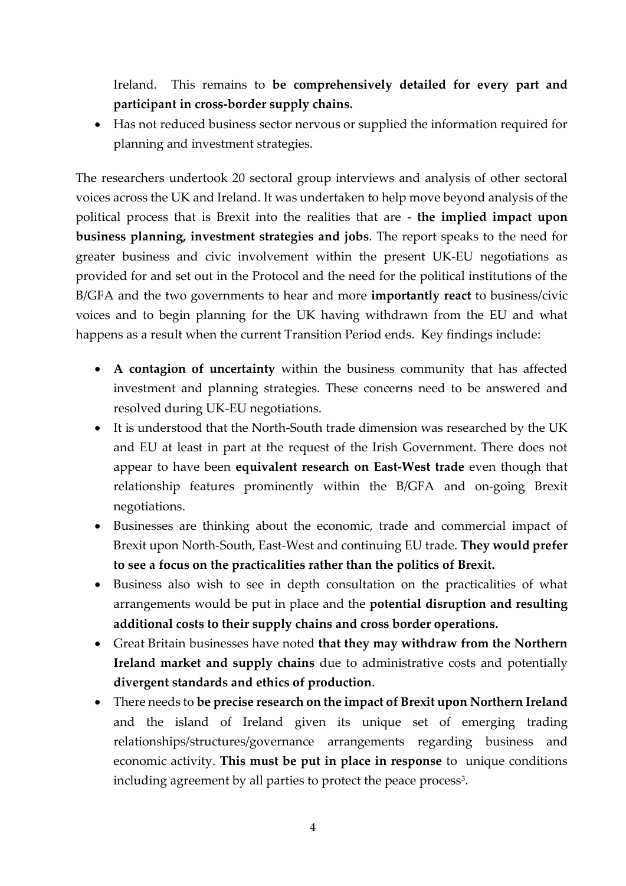Ireland. This remains to **be comprehensively detailed for every part and participant in cross-border supply chains.**

- Has not reduced business sector nervous or supplied the information required for planning and investment strategies.

The researchers undertook 20 sectoral group interviews and analysis of other sectoral voices across the UK and Ireland. It was undertaken to help move beyond analysis of the political process that is Brexit into the realities that are - **the implied impact upon business planning, investment strategies and jobs**. The report speaks to the need for greater business and civic involvement within the present UK-EU negotiations as provided for and set out in the Protocol and the need for the political institutions of the B/GFA and the two governments to hear and more **importantly react** to business/civic voices and to begin planning for the UK having withdrawn from the EU and what happens as a result when the current Transition Period ends. Key findings include:

- **A contagion of uncertainty** within the business community that has affected investment and planning strategies. These concerns need to be answered and resolved during UK-EU negotiations.
- It is understood that the North-South trade dimension was researched by the UK and EU at least in part at the request of the Irish Government. There does not appear to have been **equivalent research on East-West trade** even though that relationship features prominently within the B/GFA and on-going Brexit negotiations.
- Businesses are thinking about the economic, trade and commercial impact of Brexit upon North-South, East-West and continuing EU trade. **They would prefer to see a focus on the practicalities rather than the politics of Brexit.**
- Business also wish to see in depth consultation on the practicalities of what arrangements would be put in place and the **potential disruption and resulting additional costs to their supply chains and cross border operations.**
- Great Britain businesses have noted **that they may withdraw from the Northern Ireland market and supply chains** due to administrative costs and potentially **divergent standards and ethics of production**.
- There needs to **be precise research on the impact of Brexit upon Northern Ireland** and the island of Ireland given its unique set of emerging trading relationships/structures/governance arrangements regarding business and economic activity. **This must be put in place in response** to unique conditions including agreement by all parties to protect the peace process[3].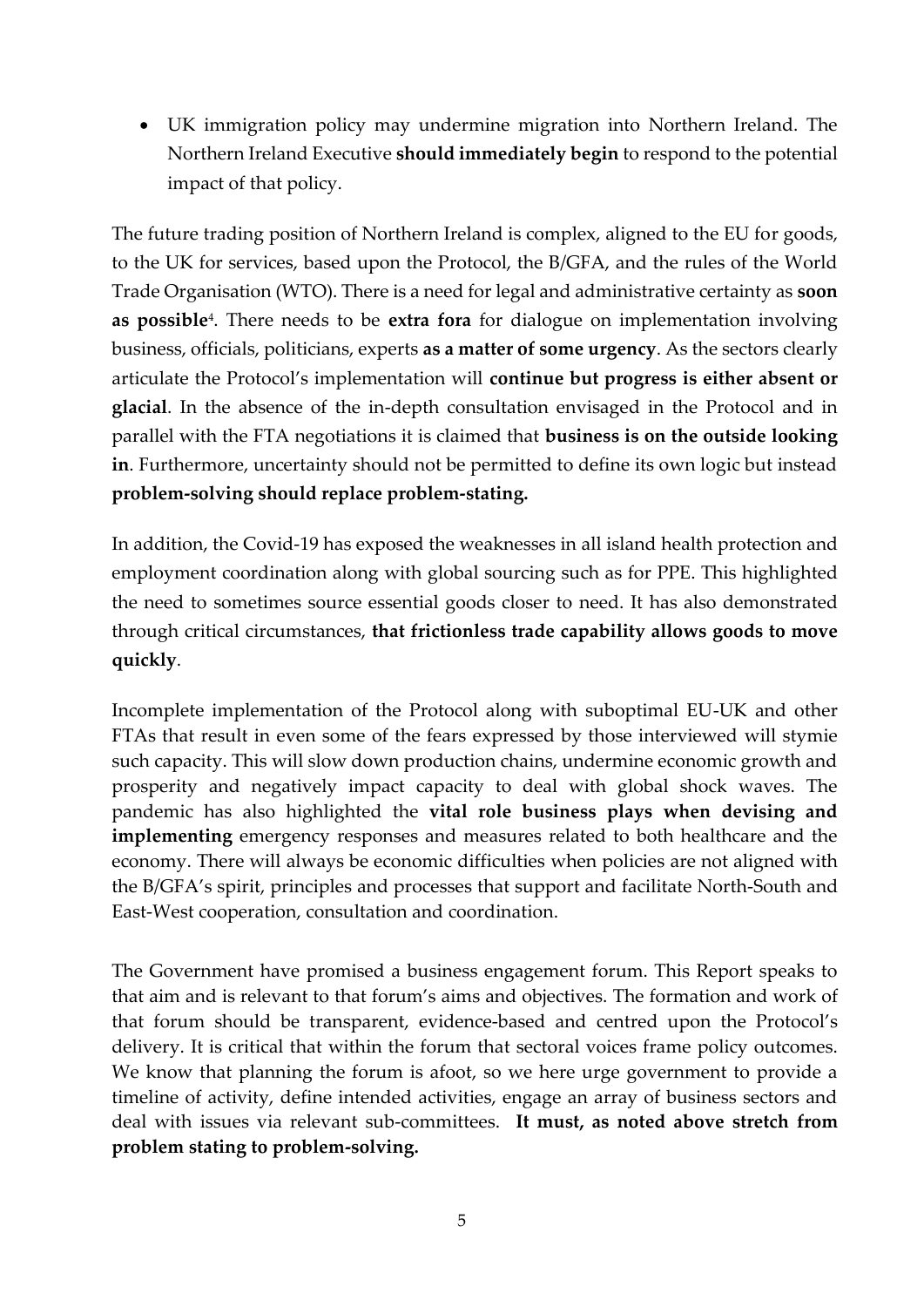- UK immigration policy may undermine migration into Northern Ireland. The Northern Ireland Executive **should immediately begin** to respond to the potential impact of that policy.

The future trading position of Northern Ireland is complex, aligned to the EU for goods, to the UK for services, based upon the Protocol, the B/GFA, and the rules of the World Trade Organisation (WTO). There is a need for legal and administrative certainty as **soon as possible**[4]. There needs to be **extra fora** for dialogue on implementation involving business, officials, politicians, experts **as a matter of some urgency**. As the sectors clearly articulate the Protocol's implementation will **continue but progress is either absent or glacial**. In the absence of the in-depth consultation envisaged in the Protocol and in parallel with the FTA negotiations it is claimed that **business is on the outside looking in**. Furthermore, uncertainty should not be permitted to define its own logic but instead **problem-solving should replace problem-stating.**

In addition, the Covid-19 has exposed the weaknesses in all island health protection and employment coordination along with global sourcing such as for PPE. This highlighted the need to sometimes source essential goods closer to need. It has also demonstrated through critical circumstances, **that frictionless trade capability allows goods to move quickly**.

Incomplete implementation of the Protocol along with suboptimal EU-UK and other FTAs that result in even some of the fears expressed by those interviewed will stymie such capacity. This will slow down production chains, undermine economic growth and prosperity and negatively impact capacity to deal with global shock waves. The pandemic has also highlighted the **vital role business plays when devising and implementing** emergency responses and measures related to both healthcare and the economy. There will always be economic difficulties when policies are not aligned with the B/GFA's spirit, principles and processes that support and facilitate North-South and East-West cooperation, consultation and coordination.

The Government have promised a business engagement forum. This Report speaks to that aim and is relevant to that forum's aims and objectives. The formation and work of that forum should be transparent, evidence-based and centred upon the Protocol's delivery. It is critical that within the forum that sectoral voices frame policy outcomes. We know that planning the forum is afoot, so we here urge government to provide a timeline of activity, define intended activities, engage an array of business sectors and deal with issues via relevant sub-committees. **It must, as noted above stretch from problem stating to problem-solving.**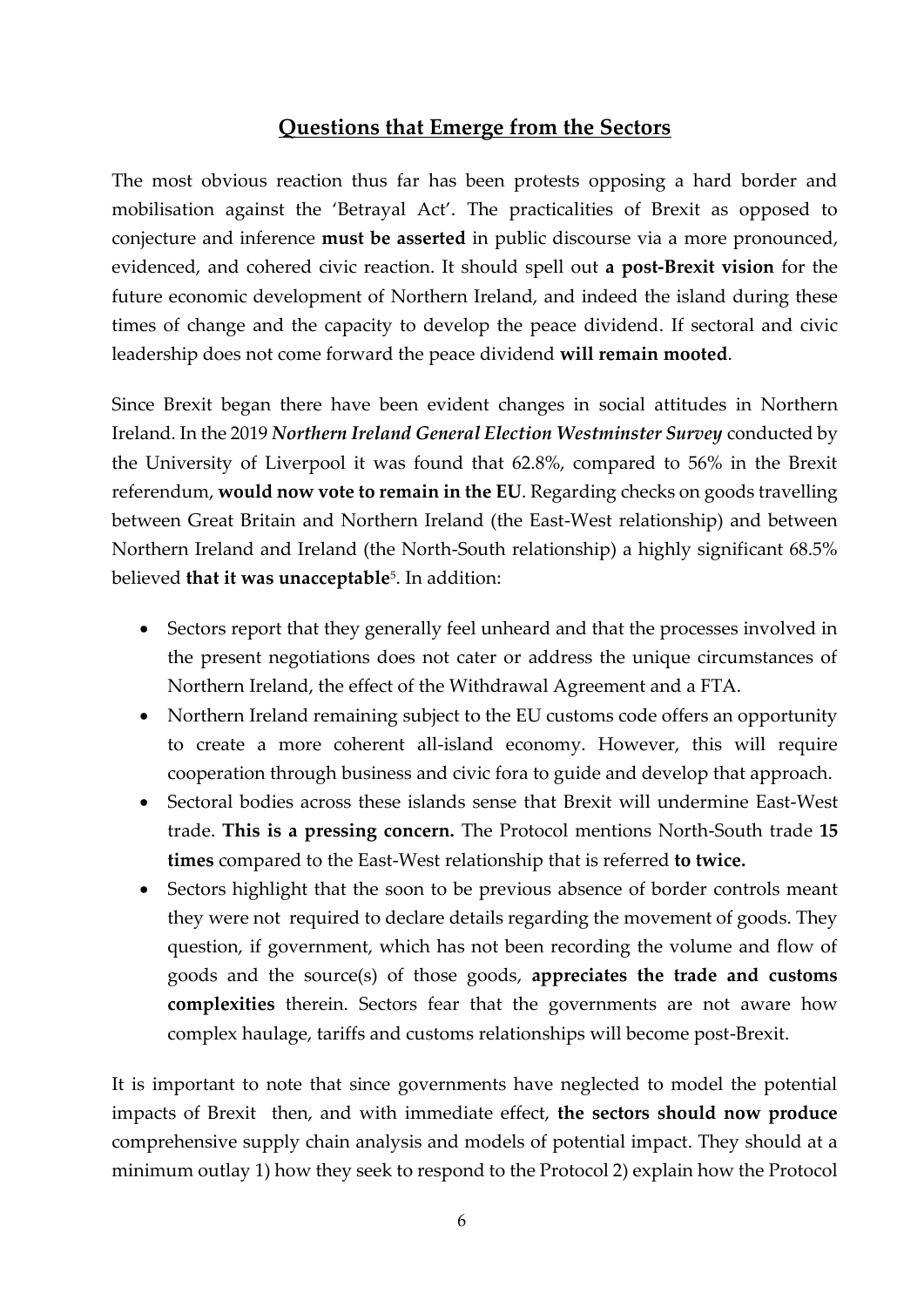## Questions that Emerge from the Sectors

The most obvious reaction thus far has been protests opposing a hard border and mobilisation against the 'Betrayal Act'. The practicalities of Brexit as opposed to conjecture and inference **must be asserted** in public discourse via a more pronounced, evidenced, and cohered civic reaction. It should spell out **a post-Brexit vision** for the future economic development of Northern Ireland, and indeed the island during these times of change and the capacity to develop the peace dividend. If sectoral and civic leadership does not come forward the peace dividend **will remain mooted**.

Since Brexit began there have been evident changes in social attitudes in Northern Ireland. In the 2019 ***Northern Ireland General Election Westminster Survey*** conducted by the University of Liverpool it was found that 62.8%, compared to 56% in the Brexit referendum, **would now vote to remain in the EU**. Regarding checks on goods travelling between Great Britain and Northern Ireland (the East-West relationship) and between Northern Ireland and Ireland (the North-South relationship) a highly significant 68.5% believed **that it was unacceptable**[5]. In addition:

- Sectors report that they generally feel unheard and that the processes involved in the present negotiations does not cater or address the unique circumstances of Northern Ireland, the effect of the Withdrawal Agreement and a FTA.
- Northern Ireland remaining subject to the EU customs code offers an opportunity to create a more coherent all-island economy. However, this will require cooperation through business and civic fora to guide and develop that approach.
- Sectoral bodies across these islands sense that Brexit will undermine East-West trade. **This is a pressing concern.** The Protocol mentions North-South trade **15 times** compared to the East-West relationship that is referred **to twice.**
- Sectors highlight that the soon to be previous absence of border controls meant they were not required to declare details regarding the movement of goods. They question, if government, which has not been recording the volume and flow of goods and the source(s) of those goods, **appreciates the trade and customs complexities** therein. Sectors fear that the governments are not aware how complex haulage, tariffs and customs relationships will become post-Brexit.

It is important to note that since governments have neglected to model the potential impacts of Brexit then, and with immediate effect, **the sectors should now produce** comprehensive supply chain analysis and models of potential impact. They should at a minimum outlay 1) how they seek to respond to the Protocol 2) explain how the Protocol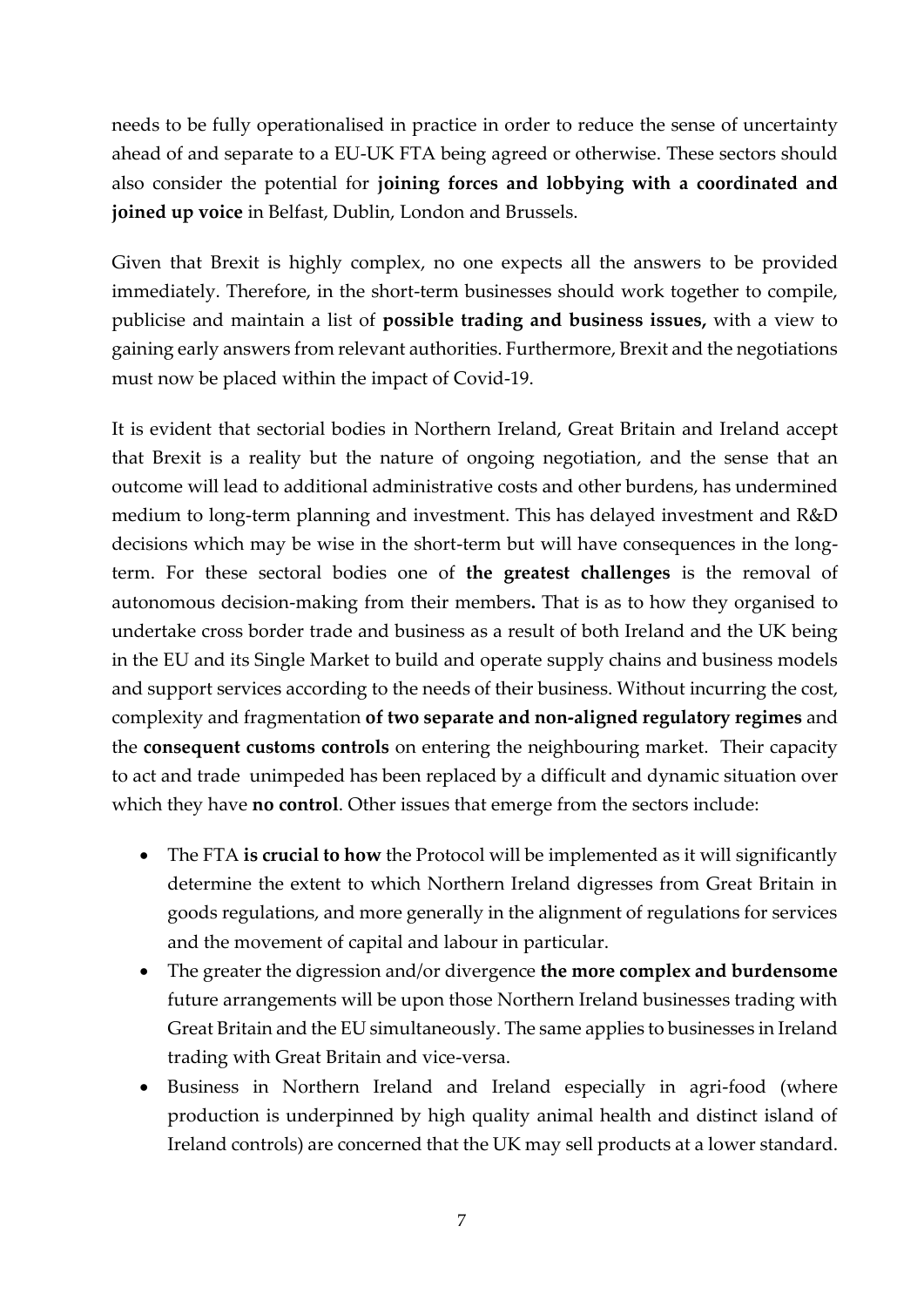needs to be fully operationalised in practice in order to reduce the sense of uncertainty ahead of and separate to a EU-UK FTA being agreed or otherwise. These sectors should also consider the potential for **joining forces and lobbying with a coordinated and joined up voice** in Belfast, Dublin, London and Brussels.

Given that Brexit is highly complex, no one expects all the answers to be provided immediately. Therefore, in the short-term businesses should work together to compile, publicise and maintain a list of **possible trading and business issues,** with a view to gaining early answers from relevant authorities. Furthermore, Brexit and the negotiations must now be placed within the impact of Covid-19.

It is evident that sectorial bodies in Northern Ireland, Great Britain and Ireland accept that Brexit is a reality but the nature of ongoing negotiation, and the sense that an outcome will lead to additional administrative costs and other burdens, has undermined medium to long-term planning and investment. This has delayed investment and R&D decisions which may be wise in the short-term but will have consequences in the long-term. For these sectoral bodies one of **the greatest challenges** is the removal of autonomous decision-making from their members**.** That is as to how they organised to undertake cross border trade and business as a result of both Ireland and the UK being in the EU and its Single Market to build and operate supply chains and business models and support services according to the needs of their business. Without incurring the cost, complexity and fragmentation **of two separate and non-aligned regulatory regimes** and the **consequent customs controls** on entering the neighbouring market. Their capacity to act and trade unimpeded has been replaced by a difficult and dynamic situation over which they have **no control**. Other issues that emerge from the sectors include:

- The FTA **is crucial to how** the Protocol will be implemented as it will significantly determine the extent to which Northern Ireland digresses from Great Britain in goods regulations, and more generally in the alignment of regulations for services and the movement of capital and labour in particular.
- The greater the digression and/or divergence **the more complex and burdensome** future arrangements will be upon those Northern Ireland businesses trading with Great Britain and the EU simultaneously. The same applies to businesses in Ireland trading with Great Britain and vice-versa.
- Business in Northern Ireland and Ireland especially in agri-food (where production is underpinned by high quality animal health and distinct island of Ireland controls) are concerned that the UK may sell products at a lower standard.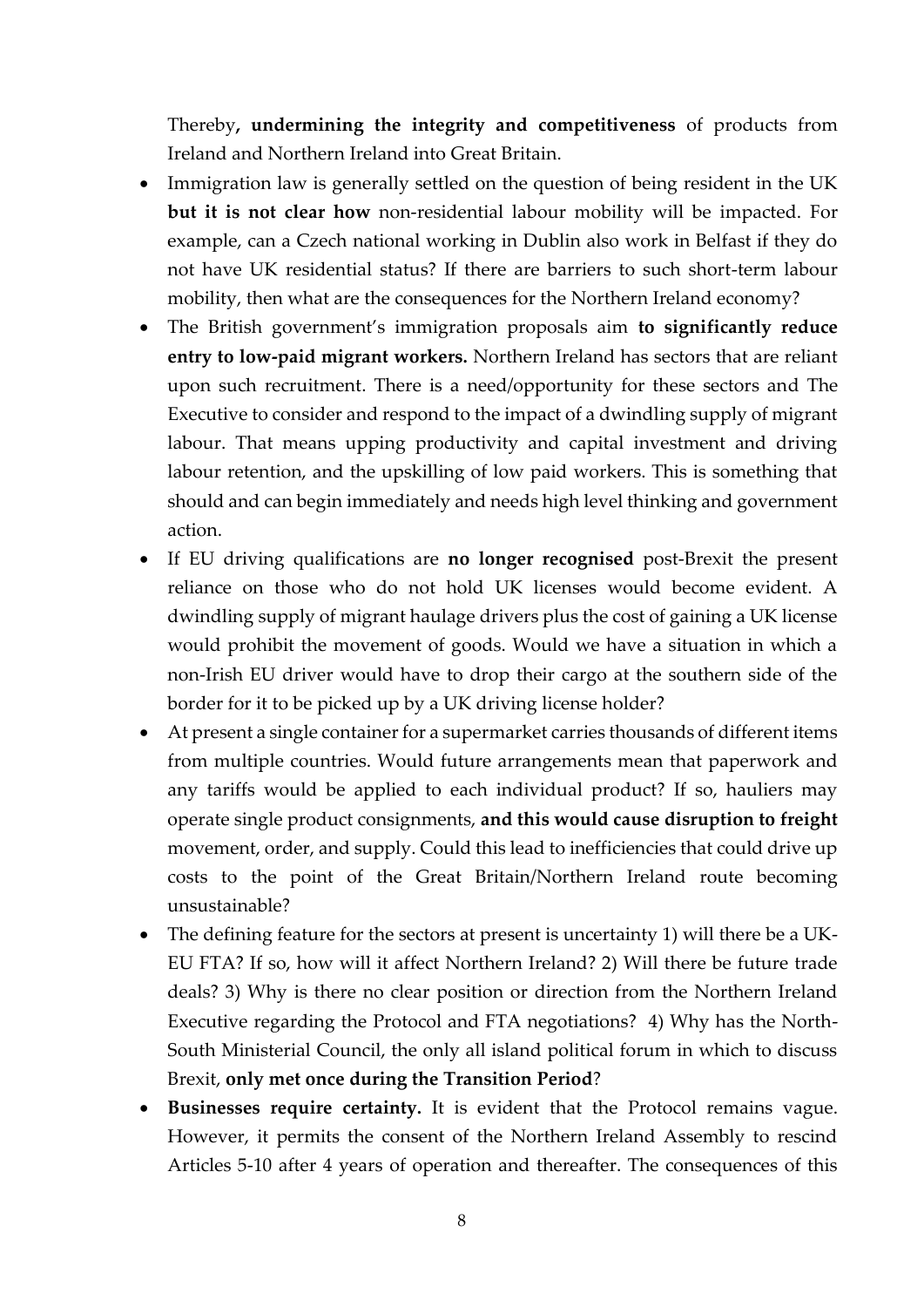Thereby**, undermining the integrity and competitiveness** of products from Ireland and Northern Ireland into Great Britain.

- Immigration law is generally settled on the question of being resident in the UK **but it is not clear how** non-residential labour mobility will be impacted. For example, can a Czech national working in Dublin also work in Belfast if they do not have UK residential status? If there are barriers to such short-term labour mobility, then what are the consequences for the Northern Ireland economy?
- The British government's immigration proposals aim **to significantly reduce entry to low-paid migrant workers.** Northern Ireland has sectors that are reliant upon such recruitment. There is a need/opportunity for these sectors and The Executive to consider and respond to the impact of a dwindling supply of migrant labour. That means upping productivity and capital investment and driving labour retention, and the upskilling of low paid workers. This is something that should and can begin immediately and needs high level thinking and government action.
- If EU driving qualifications are **no longer recognised** post-Brexit the present reliance on those who do not hold UK licenses would become evident. A dwindling supply of migrant haulage drivers plus the cost of gaining a UK license would prohibit the movement of goods. Would we have a situation in which a non-Irish EU driver would have to drop their cargo at the southern side of the border for it to be picked up by a UK driving license holder?
- At present a single container for a supermarket carries thousands of different items from multiple countries. Would future arrangements mean that paperwork and any tariffs would be applied to each individual product? If so, hauliers may operate single product consignments, **and this would cause disruption to freight** movement, order, and supply. Could this lead to inefficiencies that could drive up costs to the point of the Great Britain/Northern Ireland route becoming unsustainable?
- The defining feature for the sectors at present is uncertainty 1) will there be a UK-EU FTA? If so, how will it affect Northern Ireland? 2) Will there be future trade deals? 3) Why is there no clear position or direction from the Northern Ireland Executive regarding the Protocol and FTA negotiations? 4) Why has the North-South Ministerial Council, the only all island political forum in which to discuss Brexit, **only met once during the Transition Period**?
- **Businesses require certainty.** It is evident that the Protocol remains vague. However, it permits the consent of the Northern Ireland Assembly to rescind Articles 5-10 after 4 years of operation and thereafter. The consequences of this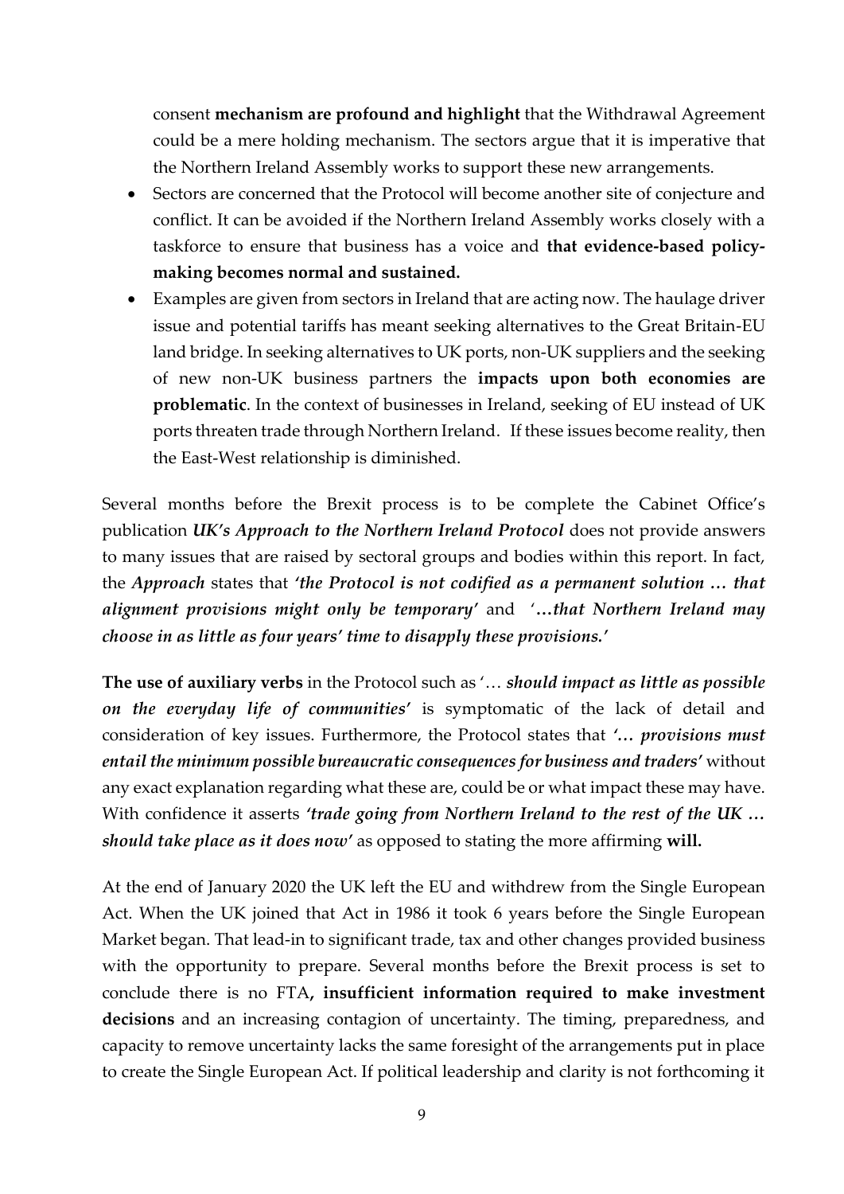consent **mechanism are profound and highlight** that the Withdrawal Agreement could be a mere holding mechanism. The sectors argue that it is imperative that the Northern Ireland Assembly works to support these new arrangements.

- Sectors are concerned that the Protocol will become another site of conjecture and conflict. It can be avoided if the Northern Ireland Assembly works closely with a taskforce to ensure that business has a voice and **that evidence-based policy-making becomes normal and sustained.**
- Examples are given from sectors in Ireland that are acting now. The haulage driver issue and potential tariffs has meant seeking alternatives to the Great Britain-EU land bridge. In seeking alternatives to UK ports, non-UK suppliers and the seeking of new non-UK business partners the **impacts upon both economies are problematic**. In the context of businesses in Ireland, seeking of EU instead of UK ports threaten trade through Northern Ireland. If these issues become reality, then the East-West relationship is diminished.

Several months before the Brexit process is to be complete the Cabinet Office's publication ***UK's Approach to the Northern Ireland Protocol*** does not provide answers to many issues that are raised by sectoral groups and bodies within this report. In fact, the ***Approach*** states that ***'the Protocol is not codified as a permanent solution … that alignment provisions might only be temporary'*** and ***'…that Northern Ireland may choose in as little as four years' time to disapply these provisions.'***

**The use of auxiliary verbs** in the Protocol such as '… ***should impact as little as possible on the everyday life of communities'*** is symptomatic of the lack of detail and consideration of key issues. Furthermore, the Protocol states that ***'… provisions must entail the minimum possible bureaucratic consequences for business and traders'*** without any exact explanation regarding what these are, could be or what impact these may have. With confidence it asserts ***'trade going from Northern Ireland to the rest of the UK … should take place as it does now'*** as opposed to stating the more affirming **will.**

At the end of January 2020 the UK left the EU and withdrew from the Single European Act. When the UK joined that Act in 1986 it took 6 years before the Single European Market began. That lead-in to significant trade, tax and other changes provided business with the opportunity to prepare. Several months before the Brexit process is set to conclude there is no FTA**, insufficient information required to make investment decisions** and an increasing contagion of uncertainty. The timing, preparedness, and capacity to remove uncertainty lacks the same foresight of the arrangements put in place to create the Single European Act. If political leadership and clarity is not forthcoming it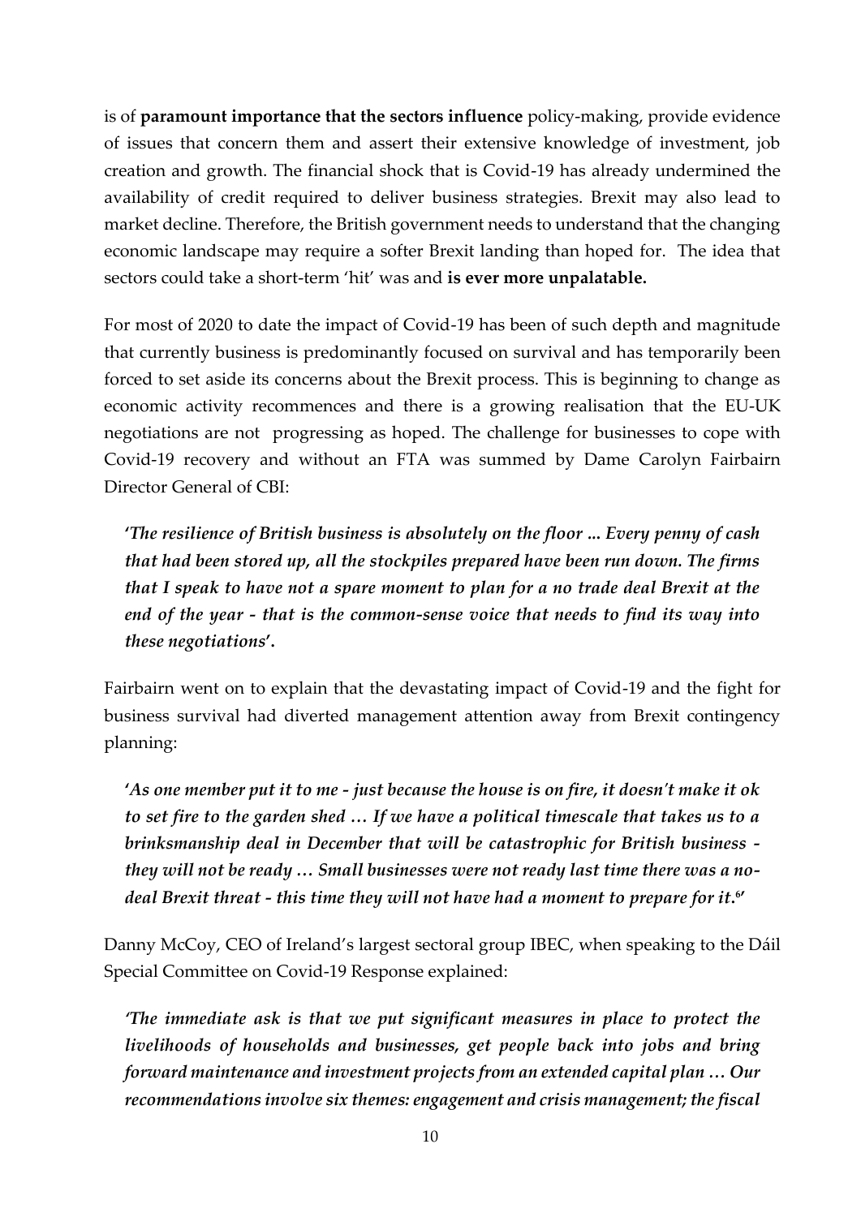is of **paramount importance that the sectors influence** policy-making, provide evidence of issues that concern them and assert their extensive knowledge of investment, job creation and growth. The financial shock that is Covid-19 has already undermined the availability of credit required to deliver business strategies. Brexit may also lead to market decline. Therefore, the British government needs to understand that the changing economic landscape may require a softer Brexit landing than hoped for. The idea that sectors could take a short-term 'hit' was and **is ever more unpalatable.**

For most of 2020 to date the impact of Covid-19 has been of such depth and magnitude that currently business is predominantly focused on survival and has temporarily been forced to set aside its concerns about the Brexit process. This is beginning to change as economic activity recommences and there is a growing realisation that the EU-UK negotiations are not progressing as hoped. The challenge for businesses to cope with Covid-19 recovery and without an FTA was summed by Dame Carolyn Fairbairn Director General of CBI:

> ***'The resilience of British business is absolutely on the floor ... Every penny of cash that had been stored up, all the stockpiles prepared have been run down. The firms that I speak to have not a spare moment to plan for a no trade deal Brexit at the end of the year - that is the common-sense voice that needs to find its way into these negotiations'.***

Fairbairn went on to explain that the devastating impact of Covid-19 and the fight for business survival had diverted management attention away from Brexit contingency planning:

> ***'As one member put it to me - just because the house is on fire, it doesn't make it ok to set fire to the garden shed … If we have a political timescale that takes us to a brinksmanship deal in December that will be catastrophic for British business - they will not be ready … Small businesses were not ready last time there was a no-deal Brexit threat - this time they will not have had a moment to prepare for it.[6]'***

Danny McCoy, CEO of Ireland's largest sectoral group IBEC, when speaking to the Dáil Special Committee on Covid-19 Response explained:

> ***'The immediate ask is that we put significant measures in place to protect the livelihoods of households and businesses, get people back into jobs and bring forward maintenance and investment projects from an extended capital plan … Our recommendations involve six themes: engagement and crisis management; the fiscal***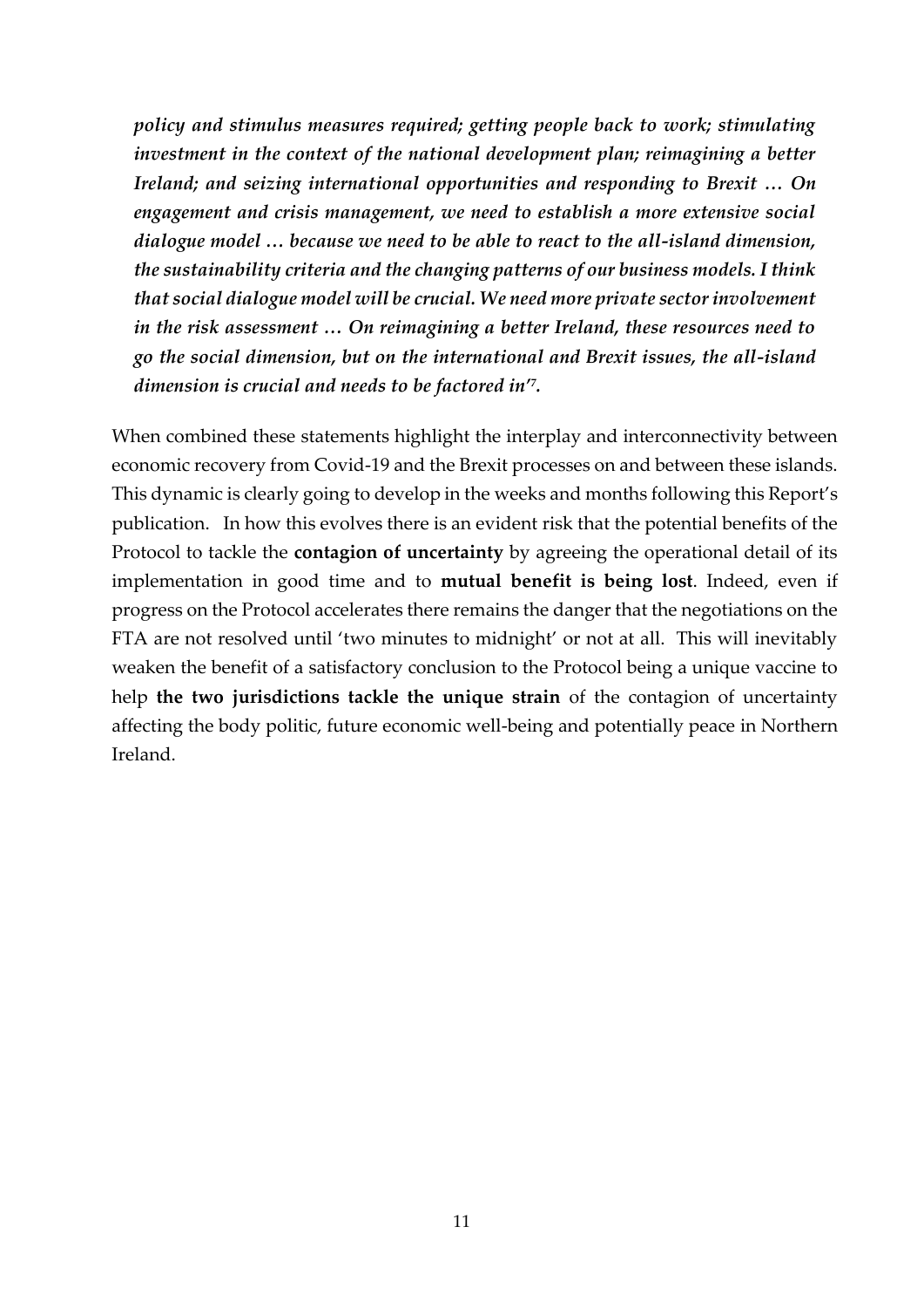*policy and stimulus measures required; getting people back to work; stimulating investment in the context of the national development plan; reimagining a better Ireland; and seizing international opportunities and responding to Brexit … On engagement and crisis management, we need to establish a more extensive social dialogue model … because we need to be able to react to the all-island dimension, the sustainability criteria and the changing patterns of our business models. I think that social dialogue model will be crucial. We need more private sector involvement in the risk assessment … On reimagining a better Ireland, these resources need to go the social dimension, but on the international and Brexit issues, the all-island dimension is crucial and needs to be factored in'*[7].

When combined these statements highlight the interplay and interconnectivity between economic recovery from Covid-19 and the Brexit processes on and between these islands. This dynamic is clearly going to develop in the weeks and months following this Report's publication. In how this evolves there is an evident risk that the potential benefits of the Protocol to tackle the **contagion of uncertainty** by agreeing the operational detail of its implementation in good time and to **mutual benefit is being lost**. Indeed, even if progress on the Protocol accelerates there remains the danger that the negotiations on the FTA are not resolved until 'two minutes to midnight' or not at all. This will inevitably weaken the benefit of a satisfactory conclusion to the Protocol being a unique vaccine to help **the two jurisdictions tackle the unique strain** of the contagion of uncertainty affecting the body politic, future economic well-being and potentially peace in Northern Ireland.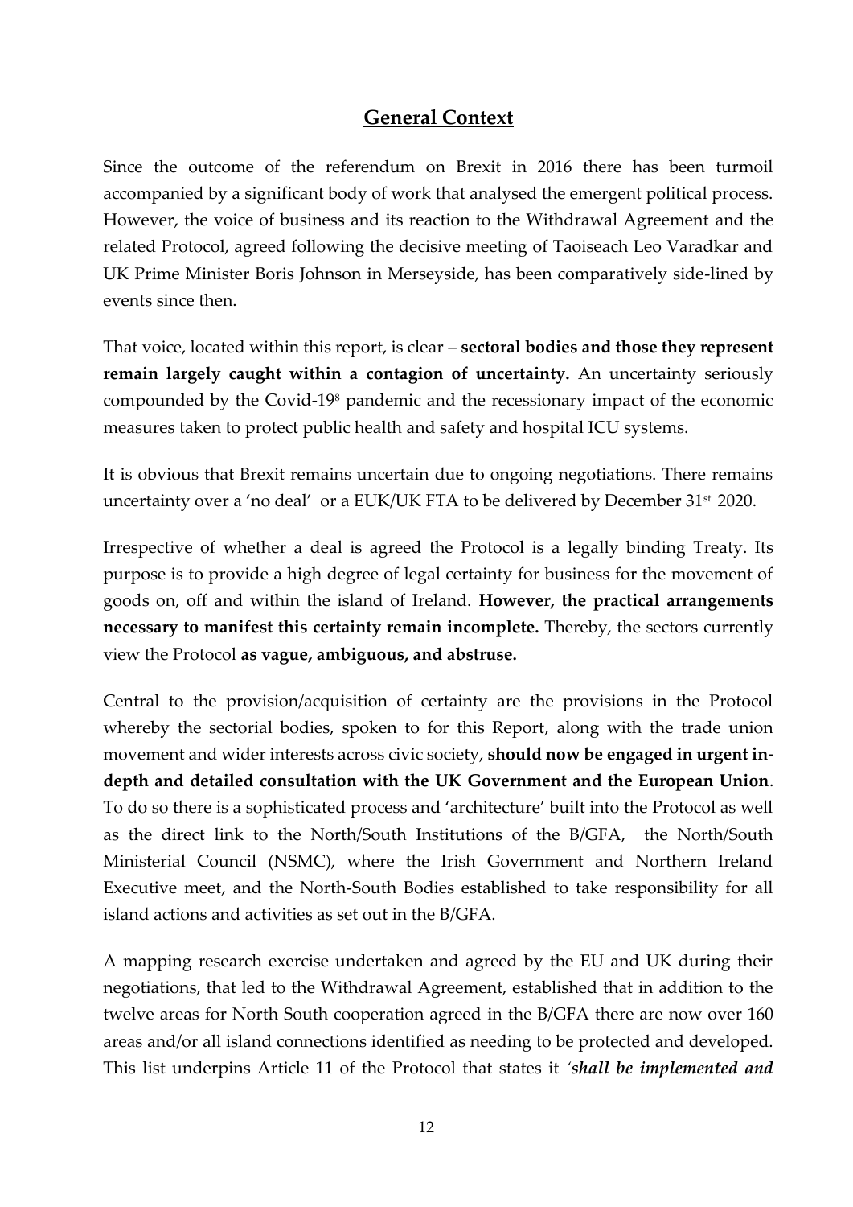## General Context

Since the outcome of the referendum on Brexit in 2016 there has been turmoil accompanied by a significant body of work that analysed the emergent political process. However, the voice of business and its reaction to the Withdrawal Agreement and the related Protocol, agreed following the decisive meeting of Taoiseach Leo Varadkar and UK Prime Minister Boris Johnson in Merseyside, has been comparatively side-lined by events since then.

That voice, located within this report, is clear – **sectoral bodies and those they represent remain largely caught within a contagion of uncertainty.** An uncertainty seriously compounded by the Covid-19[8] pandemic and the recessionary impact of the economic measures taken to protect public health and safety and hospital ICU systems.

It is obvious that Brexit remains uncertain due to ongoing negotiations. There remains uncertainty over a 'no deal' or a EUK/UK FTA to be delivered by December 31st 2020.

Irrespective of whether a deal is agreed the Protocol is a legally binding Treaty. Its purpose is to provide a high degree of legal certainty for business for the movement of goods on, off and within the island of Ireland. **However, the practical arrangements necessary to manifest this certainty remain incomplete.** Thereby, the sectors currently view the Protocol **as vague, ambiguous, and abstruse.**

Central to the provision/acquisition of certainty are the provisions in the Protocol whereby the sectorial bodies, spoken to for this Report, along with the trade union movement and wider interests across civic society, **should now be engaged in urgent in-depth and detailed consultation with the UK Government and the European Union**. To do so there is a sophisticated process and 'architecture' built into the Protocol as well as the direct link to the North/South Institutions of the B/GFA, the North/South Ministerial Council (NSMC), where the Irish Government and Northern Ireland Executive meet, and the North-South Bodies established to take responsibility for all island actions and activities as set out in the B/GFA.

A mapping research exercise undertaken and agreed by the EU and UK during their negotiations, that led to the Withdrawal Agreement, established that in addition to the twelve areas for North South cooperation agreed in the B/GFA there are now over 160 areas and/or all island connections identified as needing to be protected and developed. This list underpins Article 11 of the Protocol that states it *'**shall be implemented and***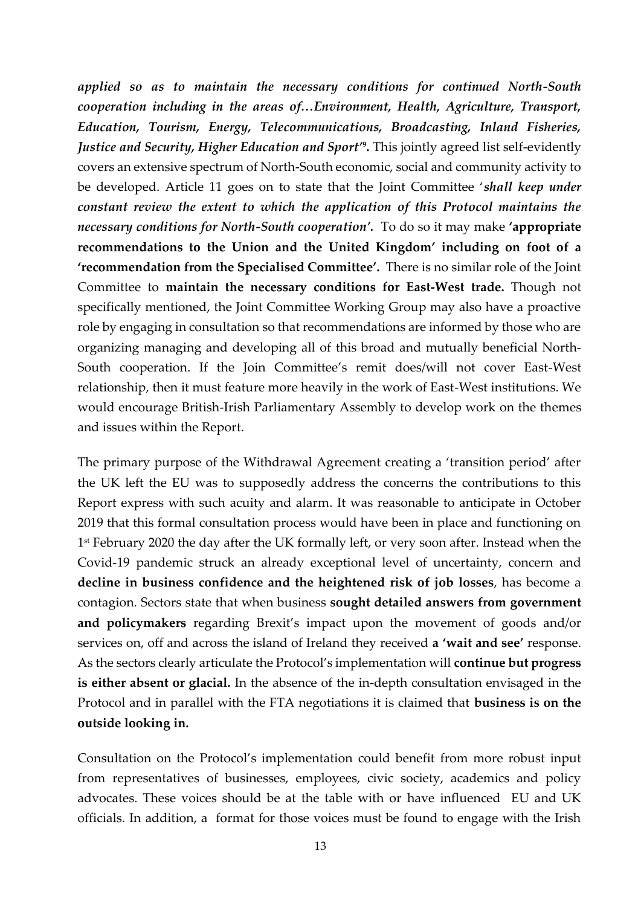***applied so as to maintain the necessary conditions for continued North-South cooperation including in the areas of…Environment, Health, Agriculture, Transport, Education, Tourism, Energy, Telecommunications, Broadcasting, Inland Fisheries, Justice and Security, Higher Education and Sport'***[9]**.** This jointly agreed list self-evidently covers an extensive spectrum of North-South economic, social and community activity to be developed. Article 11 goes on to state that the Joint Committee '***shall keep under constant review the extent to which the application of this Protocol maintains the necessary conditions for North-South cooperation'.*** To do so it may make **'appropriate recommendations to the Union and the United Kingdom' including on foot of a 'recommendation from the Specialised Committee'.** There is no similar role of the Joint Committee to **maintain the necessary conditions for East-West trade.** Though not specifically mentioned, the Joint Committee Working Group may also have a proactive role by engaging in consultation so that recommendations are informed by those who are organizing managing and developing all of this broad and mutually beneficial North-South cooperation. If the Join Committee's remit does/will not cover East-West relationship, then it must feature more heavily in the work of East-West institutions. We would encourage British-Irish Parliamentary Assembly to develop work on the themes and issues within the Report.

The primary purpose of the Withdrawal Agreement creating a 'transition period' after the UK left the EU was to supposedly address the concerns the contributions to this Report express with such acuity and alarm. It was reasonable to anticipate in October 2019 that this formal consultation process would have been in place and functioning on 1st February 2020 the day after the UK formally left, or very soon after. Instead when the Covid-19 pandemic struck an already exceptional level of uncertainty, concern and **decline in business confidence and the heightened risk of job losses**, has become a contagion. Sectors state that when business **sought detailed answers from government and policymakers** regarding Brexit's impact upon the movement of goods and/or services on, off and across the island of Ireland they received **a 'wait and see'** response. As the sectors clearly articulate the Protocol's implementation will **continue but progress is either absent or glacial.** In the absence of the in-depth consultation envisaged in the Protocol and in parallel with the FTA negotiations it is claimed that **business is on the outside looking in.**

Consultation on the Protocol's implementation could benefit from more robust input from representatives of businesses, employees, civic society, academics and policy advocates. These voices should be at the table with or have influenced EU and UK officials. In addition, a format for those voices must be found to engage with the Irish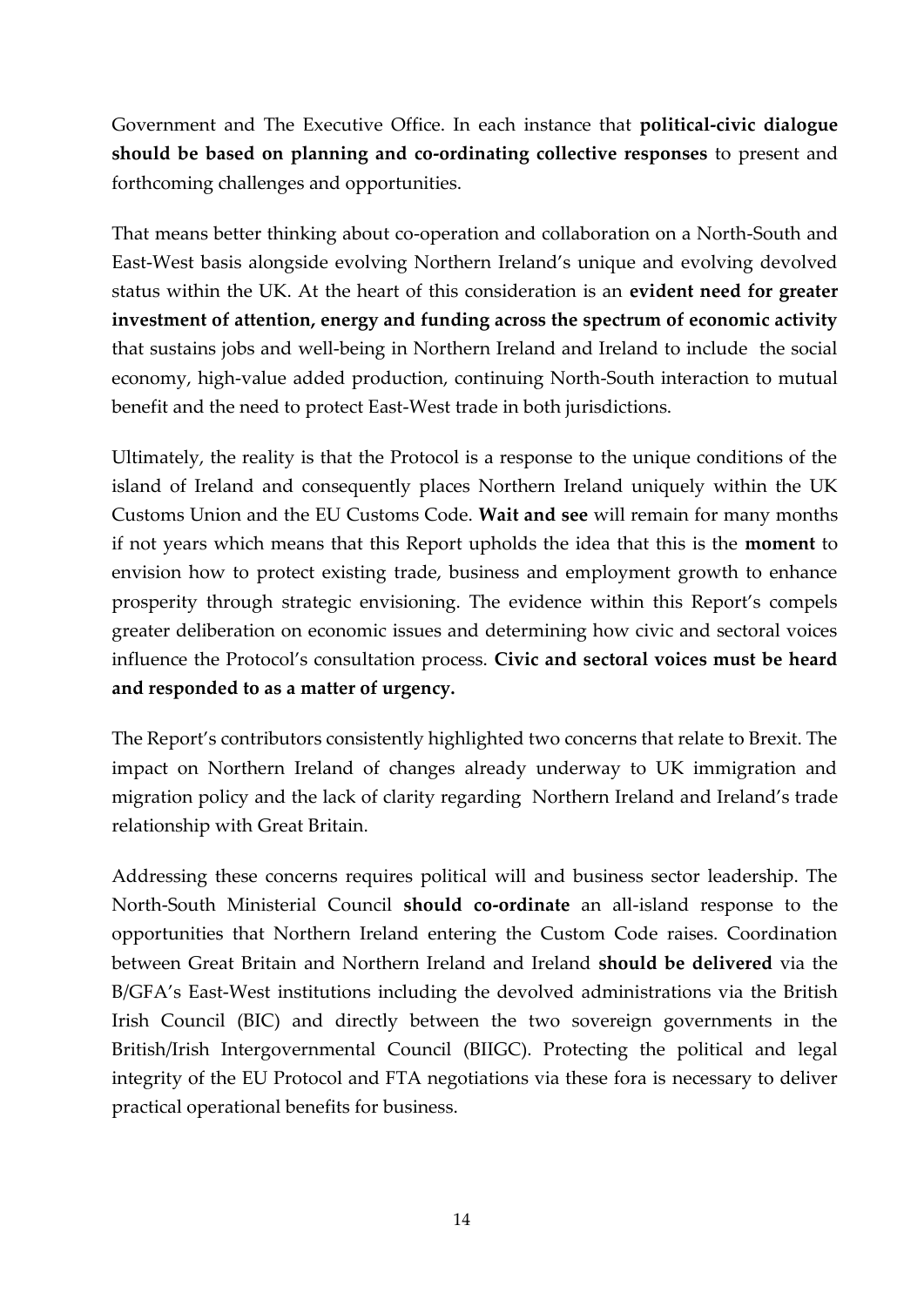Government and The Executive Office. In each instance that **political-civic dialogue should be based on planning and co-ordinating collective responses** to present and forthcoming challenges and opportunities.

That means better thinking about co-operation and collaboration on a North-South and East-West basis alongside evolving Northern Ireland's unique and evolving devolved status within the UK. At the heart of this consideration is an **evident need for greater investment of attention, energy and funding across the spectrum of economic activity** that sustains jobs and well-being in Northern Ireland and Ireland to include the social economy, high-value added production, continuing North-South interaction to mutual benefit and the need to protect East-West trade in both jurisdictions.

Ultimately, the reality is that the Protocol is a response to the unique conditions of the island of Ireland and consequently places Northern Ireland uniquely within the UK Customs Union and the EU Customs Code. **Wait and see** will remain for many months if not years which means that this Report upholds the idea that this is the **moment** to envision how to protect existing trade, business and employment growth to enhance prosperity through strategic envisioning. The evidence within this Report's compels greater deliberation on economic issues and determining how civic and sectoral voices influence the Protocol's consultation process. **Civic and sectoral voices must be heard and responded to as a matter of urgency.**

The Report's contributors consistently highlighted two concerns that relate to Brexit. The impact on Northern Ireland of changes already underway to UK immigration and migration policy and the lack of clarity regarding Northern Ireland and Ireland's trade relationship with Great Britain.

Addressing these concerns requires political will and business sector leadership. The North-South Ministerial Council **should co-ordinate** an all-island response to the opportunities that Northern Ireland entering the Custom Code raises. Coordination between Great Britain and Northern Ireland and Ireland **should be delivered** via the B/GFA's East-West institutions including the devolved administrations via the British Irish Council (BIC) and directly between the two sovereign governments in the British/Irish Intergovernmental Council (BIIGC). Protecting the political and legal integrity of the EU Protocol and FTA negotiations via these fora is necessary to deliver practical operational benefits for business.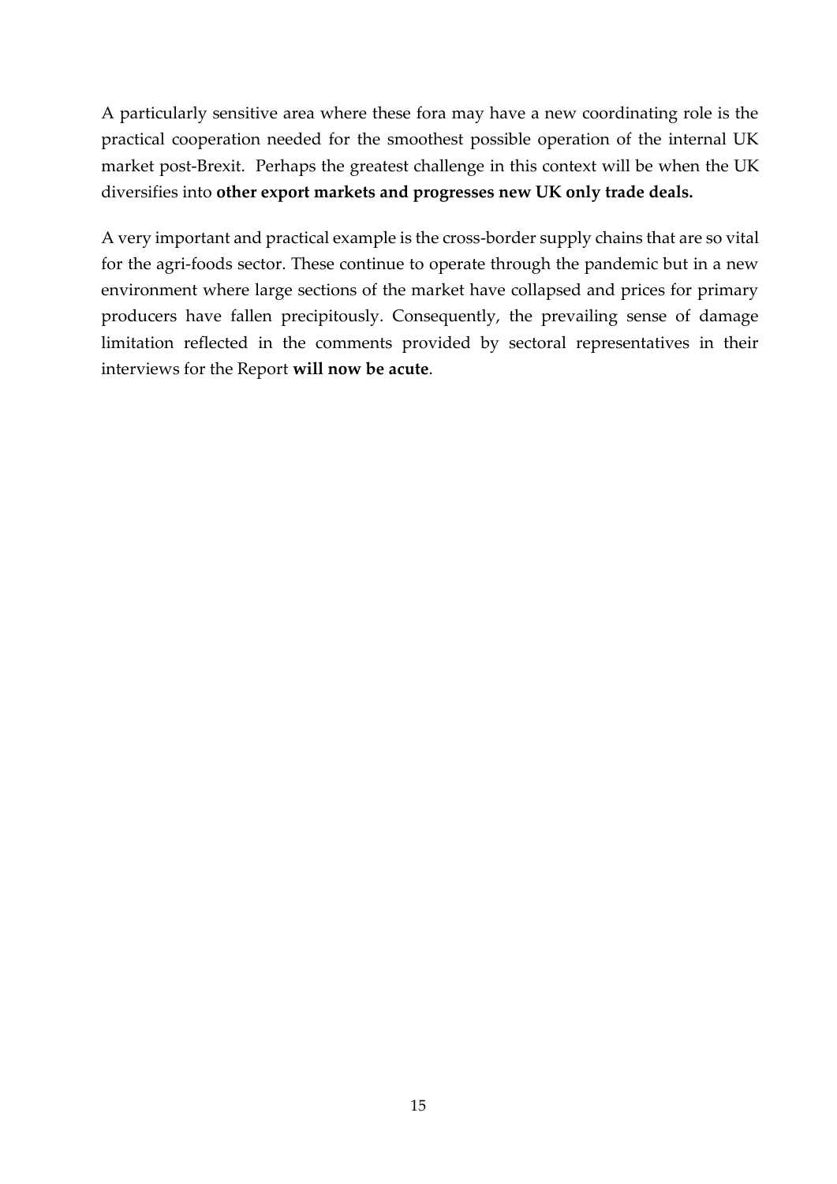A particularly sensitive area where these fora may have a new coordinating role is the practical cooperation needed for the smoothest possible operation of the internal UK market post-Brexit. Perhaps the greatest challenge in this context will be when the UK diversifies into **other export markets and progresses new UK only trade deals.**

A very important and practical example is the cross-border supply chains that are so vital for the agri-foods sector. These continue to operate through the pandemic but in a new environment where large sections of the market have collapsed and prices for primary producers have fallen precipitously. Consequently, the prevailing sense of damage limitation reflected in the comments provided by sectoral representatives in their interviews for the Report **will now be acute**.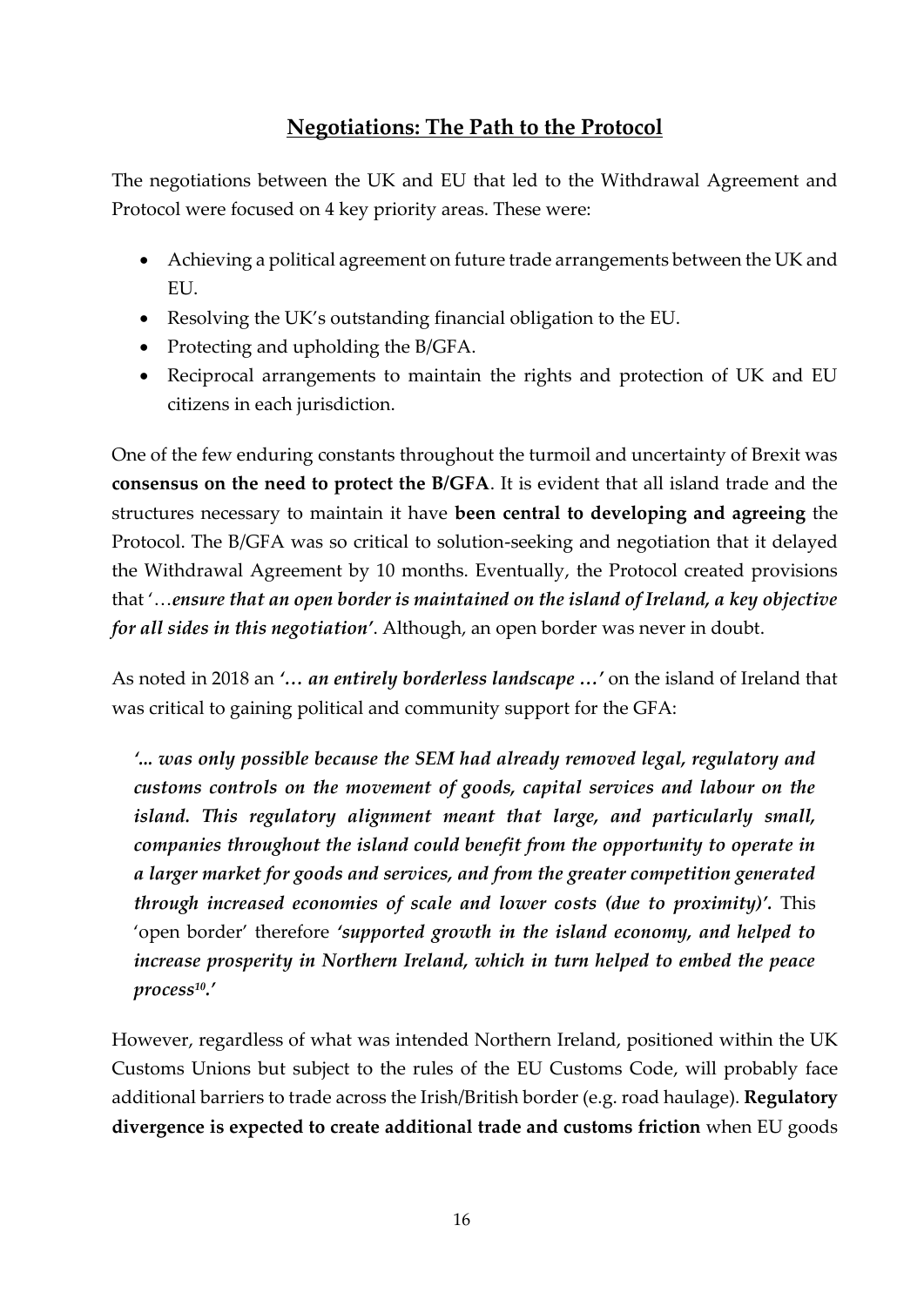## Negotiations: The Path to the Protocol

The negotiations between the UK and EU that led to the Withdrawal Agreement and Protocol were focused on 4 key priority areas. These were:

- Achieving a political agreement on future trade arrangements between the UK and EU.
- Resolving the UK's outstanding financial obligation to the EU.
- Protecting and upholding the B/GFA.
- Reciprocal arrangements to maintain the rights and protection of UK and EU citizens in each jurisdiction.

One of the few enduring constants throughout the turmoil and uncertainty of Brexit was **consensus on the need to protect the B/GFA**. It is evident that all island trade and the structures necessary to maintain it have **been central to developing and agreeing** the Protocol. The B/GFA was so critical to solution-seeking and negotiation that it delayed the Withdrawal Agreement by 10 months. Eventually, the Protocol created provisions that '…***ensure that an open border is maintained on the island of Ireland, a key objective for all sides in this negotiation'***. Although, an open border was never in doubt.

As noted in 2018 an ***'… an entirely borderless landscape …'*** on the island of Ireland that was critical to gaining political and community support for the GFA:

> ***'... was only possible because the SEM had already removed legal, regulatory and customs controls on the movement of goods, capital services and labour on the island. This regulatory alignment meant that large, and particularly small, companies throughout the island could benefit from the opportunity to operate in a larger market for goods and services, and from the greater competition generated through increased economies of scale and lower costs (due to proximity)'.*** This 'open border' therefore ***'supported growth in the island economy, and helped to increase prosperity in Northern Ireland, which in turn helped to embed the peace process[10].'***

However, regardless of what was intended Northern Ireland, positioned within the UK Customs Unions but subject to the rules of the EU Customs Code, will probably face additional barriers to trade across the Irish/British border (e.g. road haulage). **Regulatory divergence is expected to create additional trade and customs friction** when EU goods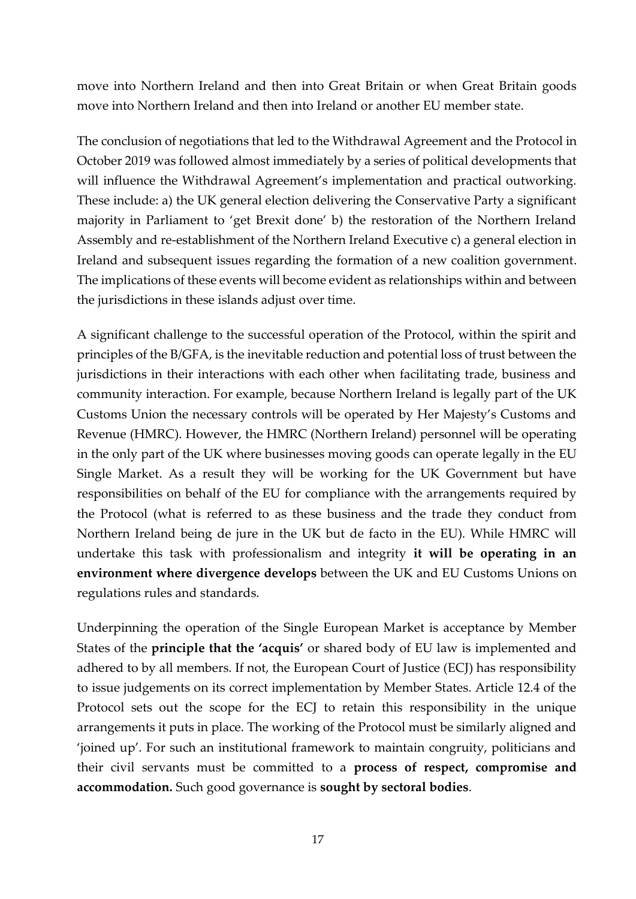move into Northern Ireland and then into Great Britain or when Great Britain goods move into Northern Ireland and then into Ireland or another EU member state.

The conclusion of negotiations that led to the Withdrawal Agreement and the Protocol in October 2019 was followed almost immediately by a series of political developments that will influence the Withdrawal Agreement's implementation and practical outworking. These include: a) the UK general election delivering the Conservative Party a significant majority in Parliament to 'get Brexit done' b) the restoration of the Northern Ireland Assembly and re-establishment of the Northern Ireland Executive c) a general election in Ireland and subsequent issues regarding the formation of a new coalition government. The implications of these events will become evident as relationships within and between the jurisdictions in these islands adjust over time.

A significant challenge to the successful operation of the Protocol, within the spirit and principles of the B/GFA, is the inevitable reduction and potential loss of trust between the jurisdictions in their interactions with each other when facilitating trade, business and community interaction. For example, because Northern Ireland is legally part of the UK Customs Union the necessary controls will be operated by Her Majesty's Customs and Revenue (HMRC). However, the HMRC (Northern Ireland) personnel will be operating in the only part of the UK where businesses moving goods can operate legally in the EU Single Market. As a result they will be working for the UK Government but have responsibilities on behalf of the EU for compliance with the arrangements required by the Protocol (what is referred to as these business and the trade they conduct from Northern Ireland being de jure in the UK but de facto in the EU). While HMRC will undertake this task with professionalism and integrity **it will be operating in an environment where divergence develops** between the UK and EU Customs Unions on regulations rules and standards.

Underpinning the operation of the Single European Market is acceptance by Member States of the **principle that the 'acquis'** or shared body of EU law is implemented and adhered to by all members. If not, the European Court of Justice (ECJ) has responsibility to issue judgements on its correct implementation by Member States. Article 12.4 of the Protocol sets out the scope for the ECJ to retain this responsibility in the unique arrangements it puts in place. The working of the Protocol must be similarly aligned and 'joined up'. For such an institutional framework to maintain congruity, politicians and their civil servants must be committed to a **process of respect, compromise and accommodation.** Such good governance is **sought by sectoral bodies**.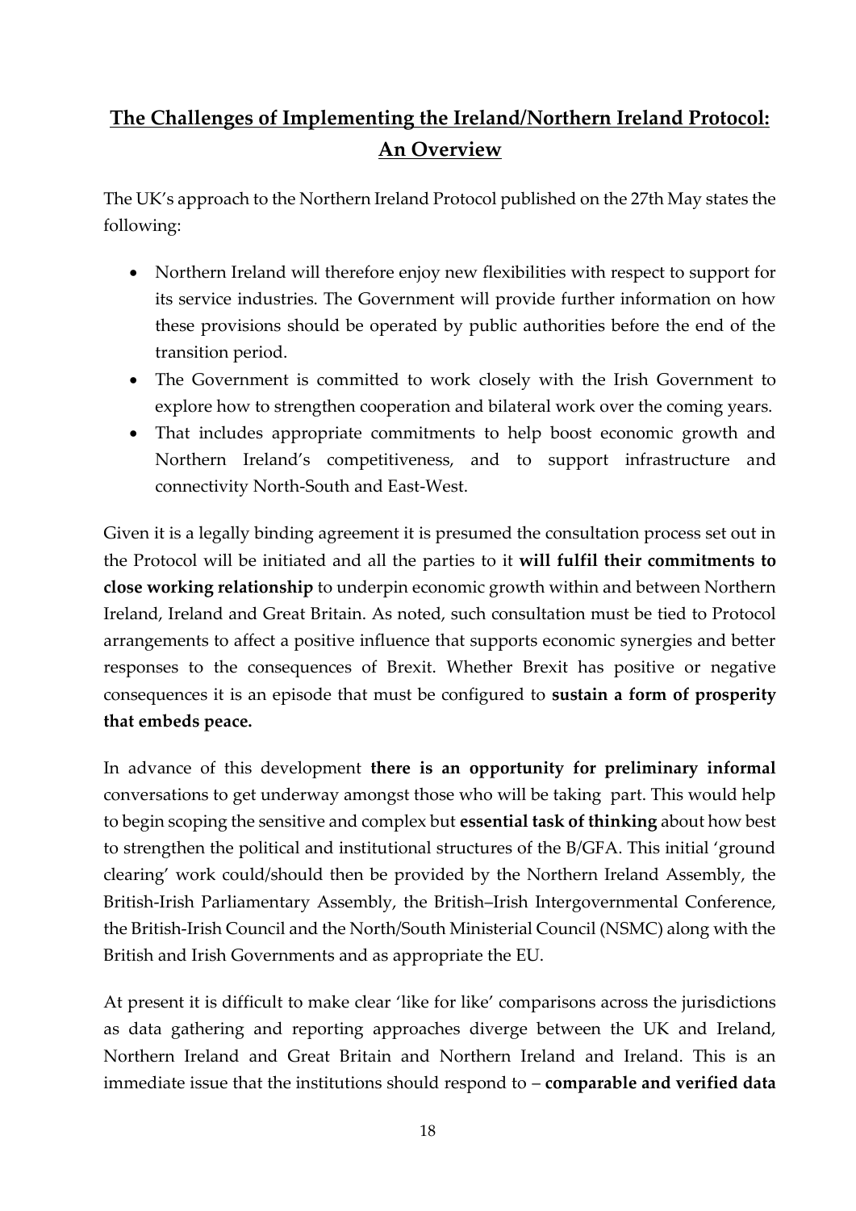## **The Challenges of Implementing the Ireland/Northern Ireland Protocol: An Overview**

The UK's approach to the Northern Ireland Protocol published on the 27th May states the following:

- Northern Ireland will therefore enjoy new flexibilities with respect to support for its service industries. The Government will provide further information on how these provisions should be operated by public authorities before the end of the transition period.
- The Government is committed to work closely with the Irish Government to explore how to strengthen cooperation and bilateral work over the coming years.
- That includes appropriate commitments to help boost economic growth and Northern Ireland's competitiveness, and to support infrastructure and connectivity North-South and East-West.

Given it is a legally binding agreement it is presumed the consultation process set out in the Protocol will be initiated and all the parties to it **will fulfil their commitments to close working relationship** to underpin economic growth within and between Northern Ireland, Ireland and Great Britain. As noted, such consultation must be tied to Protocol arrangements to affect a positive influence that supports economic synergies and better responses to the consequences of Brexit. Whether Brexit has positive or negative consequences it is an episode that must be configured to **sustain a form of prosperity that embeds peace.**

In advance of this development **there is an opportunity for preliminary informal** conversations to get underway amongst those who will be taking part. This would help to begin scoping the sensitive and complex but **essential task of thinking** about how best to strengthen the political and institutional structures of the B/GFA. This initial 'ground clearing' work could/should then be provided by the Northern Ireland Assembly, the British-Irish Parliamentary Assembly, the British–Irish Intergovernmental Conference, the British-Irish Council and the North/South Ministerial Council (NSMC) along with the British and Irish Governments and as appropriate the EU.

At present it is difficult to make clear 'like for like' comparisons across the jurisdictions as data gathering and reporting approaches diverge between the UK and Ireland, Northern Ireland and Great Britain and Northern Ireland and Ireland. This is an immediate issue that the institutions should respond to – **comparable and verified data**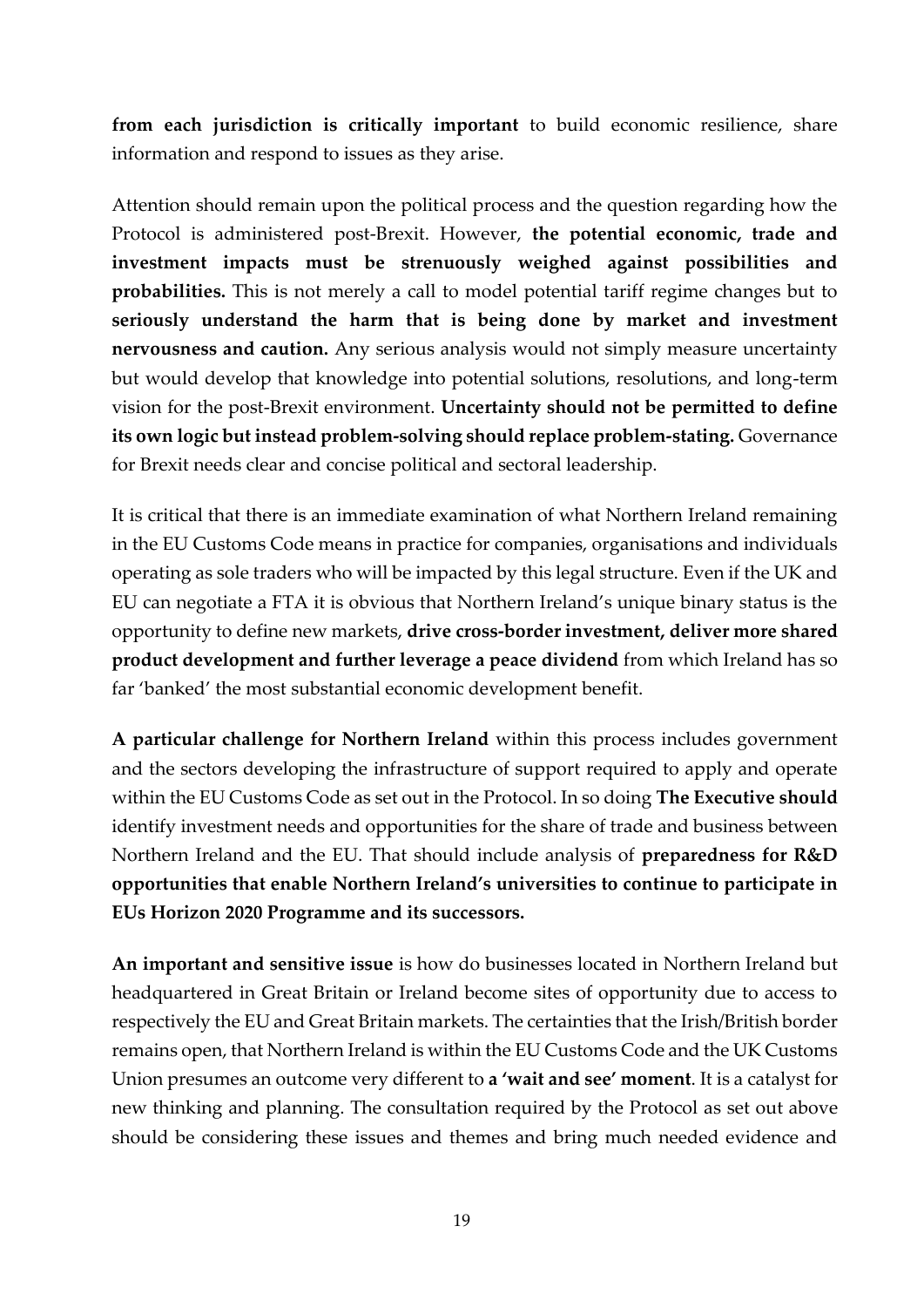**from each jurisdiction is critically important** to build economic resilience, share information and respond to issues as they arise.

Attention should remain upon the political process and the question regarding how the Protocol is administered post-Brexit. However, **the potential economic, trade and investment impacts must be strenuously weighed against possibilities and probabilities.** This is not merely a call to model potential tariff regime changes but to **seriously understand the harm that is being done by market and investment nervousness and caution.** Any serious analysis would not simply measure uncertainty but would develop that knowledge into potential solutions, resolutions, and long-term vision for the post-Brexit environment. **Uncertainty should not be permitted to define its own logic but instead problem-solving should replace problem-stating.** Governance for Brexit needs clear and concise political and sectoral leadership.

It is critical that there is an immediate examination of what Northern Ireland remaining in the EU Customs Code means in practice for companies, organisations and individuals operating as sole traders who will be impacted by this legal structure. Even if the UK and EU can negotiate a FTA it is obvious that Northern Ireland's unique binary status is the opportunity to define new markets, **drive cross-border investment, deliver more shared product development and further leverage a peace dividend** from which Ireland has so far 'banked' the most substantial economic development benefit.

**A particular challenge for Northern Ireland** within this process includes government and the sectors developing the infrastructure of support required to apply and operate within the EU Customs Code as set out in the Protocol. In so doing **The Executive should** identify investment needs and opportunities for the share of trade and business between Northern Ireland and the EU. That should include analysis of **preparedness for R&D opportunities that enable Northern Ireland's universities to continue to participate in EUs Horizon 2020 Programme and its successors.**

**An important and sensitive issue** is how do businesses located in Northern Ireland but headquartered in Great Britain or Ireland become sites of opportunity due to access to respectively the EU and Great Britain markets. The certainties that the Irish/British border remains open, that Northern Ireland is within the EU Customs Code and the UK Customs Union presumes an outcome very different to **a 'wait and see' moment**. It is a catalyst for new thinking and planning. The consultation required by the Protocol as set out above should be considering these issues and themes and bring much needed evidence and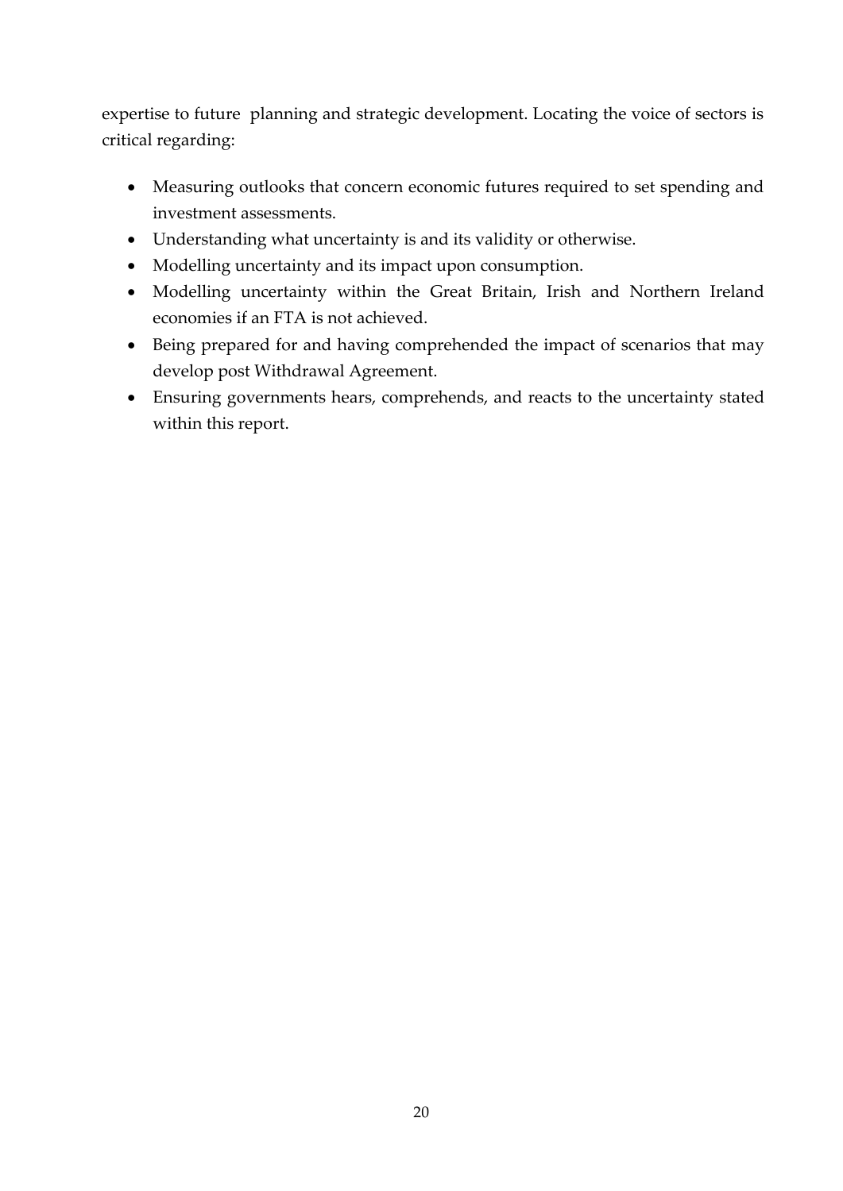expertise to future planning and strategic development. Locating the voice of sectors is critical regarding:

- Measuring outlooks that concern economic futures required to set spending and investment assessments.
- Understanding what uncertainty is and its validity or otherwise.
- Modelling uncertainty and its impact upon consumption.
- Modelling uncertainty within the Great Britain, Irish and Northern Ireland economies if an FTA is not achieved.
- Being prepared for and having comprehended the impact of scenarios that may develop post Withdrawal Agreement.
- Ensuring governments hears, comprehends, and reacts to the uncertainty stated within this report.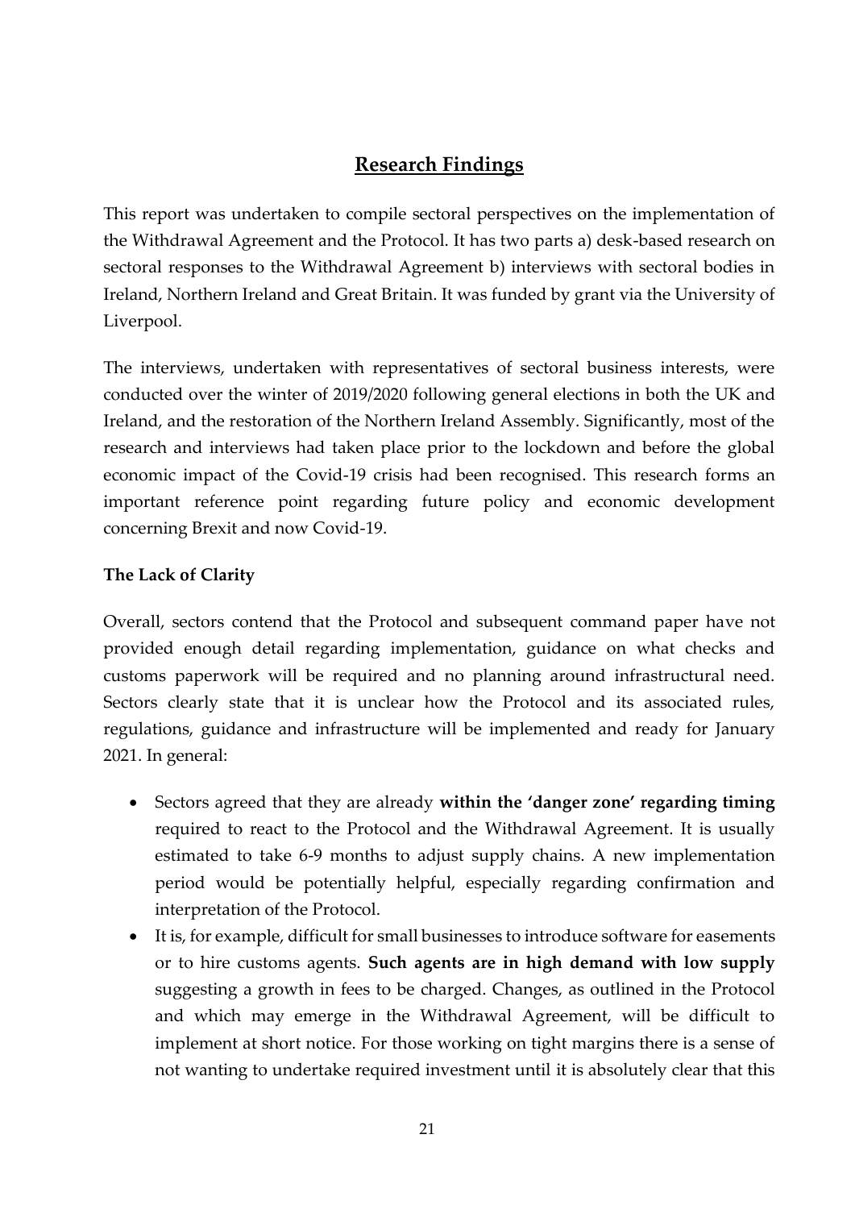## Research Findings

This report was undertaken to compile sectoral perspectives on the implementation of the Withdrawal Agreement and the Protocol. It has two parts a) desk-based research on sectoral responses to the Withdrawal Agreement b) interviews with sectoral bodies in Ireland, Northern Ireland and Great Britain. It was funded by grant via the University of Liverpool.

The interviews, undertaken with representatives of sectoral business interests, were conducted over the winter of 2019/2020 following general elections in both the UK and Ireland, and the restoration of the Northern Ireland Assembly. Significantly, most of the research and interviews had taken place prior to the lockdown and before the global economic impact of the Covid-19 crisis had been recognised. This research forms an important reference point regarding future policy and economic development concerning Brexit and now Covid-19.

### The Lack of Clarity

Overall, sectors contend that the Protocol and subsequent command paper have not provided enough detail regarding implementation, guidance on what checks and customs paperwork will be required and no planning around infrastructural need. Sectors clearly state that it is unclear how the Protocol and its associated rules, regulations, guidance and infrastructure will be implemented and ready for January 2021. In general:

- Sectors agreed that they are already **within the 'danger zone' regarding timing** required to react to the Protocol and the Withdrawal Agreement. It is usually estimated to take 6-9 months to adjust supply chains. A new implementation period would be potentially helpful, especially regarding confirmation and interpretation of the Protocol.
- It is, for example, difficult for small businesses to introduce software for easements or to hire customs agents. **Such agents are in high demand with low supply** suggesting a growth in fees to be charged. Changes, as outlined in the Protocol and which may emerge in the Withdrawal Agreement, will be difficult to implement at short notice. For those working on tight margins there is a sense of not wanting to undertake required investment until it is absolutely clear that this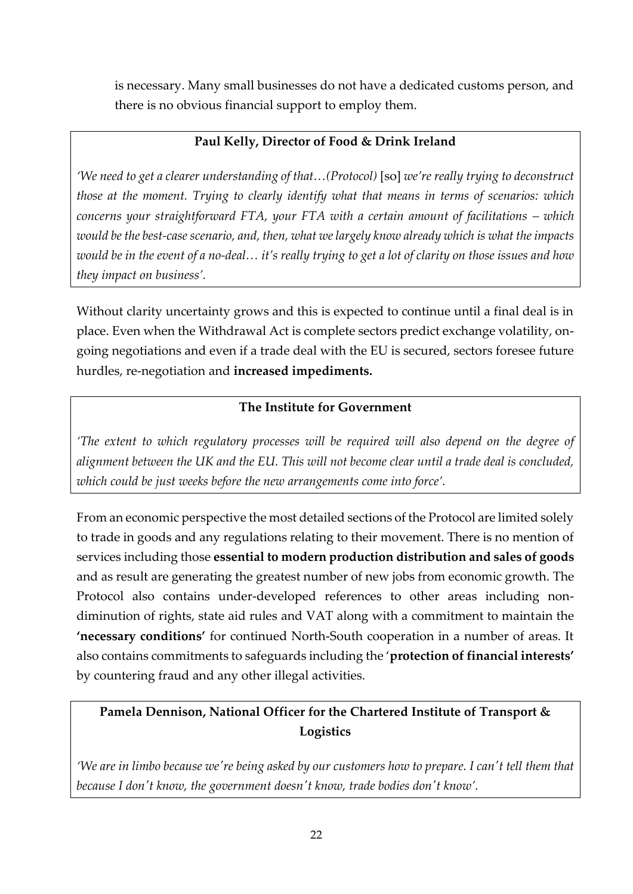is necessary. Many small businesses do not have a dedicated customs person, and there is no obvious financial support to employ them.

**Paul Kelly, Director of Food & Drink Ireland**

*'We need to get a clearer understanding of that…(Protocol)* [so] *we're really trying to deconstruct those at the moment. Trying to clearly identify what that means in terms of scenarios: which concerns your straightforward FTA, your FTA with a certain amount of facilitations – which would be the best-case scenario, and, then, what we largely know already which is what the impacts would be in the event of a no-deal… it's really trying to get a lot of clarity on those issues and how they impact on business'.*

Without clarity uncertainty grows and this is expected to continue until a final deal is in place. Even when the Withdrawal Act is complete sectors predict exchange volatility, on-going negotiations and even if a trade deal with the EU is secured, sectors foresee future hurdles, re-negotiation and **increased impediments.**

**The Institute for Government**

*'The extent to which regulatory processes will be required will also depend on the degree of alignment between the UK and the EU. This will not become clear until a trade deal is concluded, which could be just weeks before the new arrangements come into force'.*

From an economic perspective the most detailed sections of the Protocol are limited solely to trade in goods and any regulations relating to their movement. There is no mention of services including those **essential to modern production distribution and sales of goods** and as result are generating the greatest number of new jobs from economic growth. The Protocol also contains under-developed references to other areas including non-diminution of rights, state aid rules and VAT along with a commitment to maintain the **'necessary conditions'** for continued North-South cooperation in a number of areas. It also contains commitments to safeguards including the '**protection of financial interests'** by countering fraud and any other illegal activities.

**Pamela Dennison, National Officer for the Chartered Institute of Transport & Logistics**

*'We are in limbo because we're being asked by our customers how to prepare. I can't tell them that because I don't know, the government doesn't know, trade bodies don't know'.*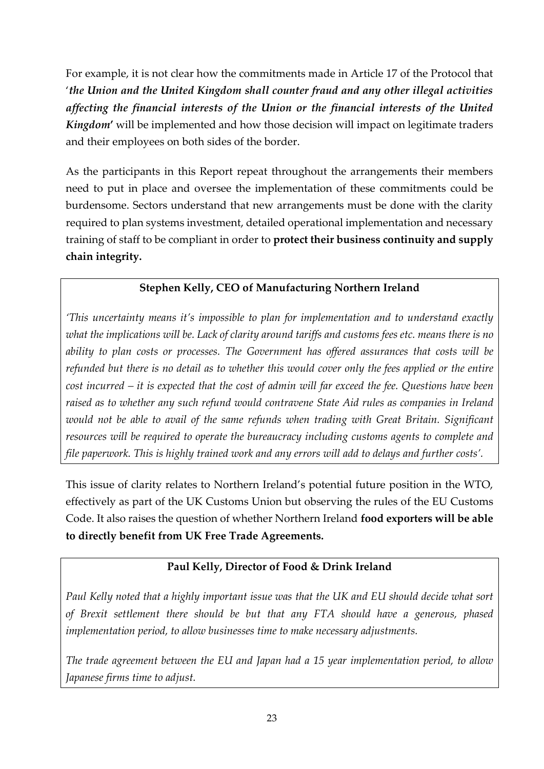For example, it is not clear how the commitments made in Article 17 of the Protocol that '***the Union and the United Kingdom shall counter fraud and any other illegal activities affecting the financial interests of the Union or the financial interests of the United Kingdom***' will be implemented and how those decision will impact on legitimate traders and their employees on both sides of the border.

As the participants in this Report repeat throughout the arrangements their members need to put in place and oversee the implementation of these commitments could be burdensome. Sectors understand that new arrangements must be done with the clarity required to plan systems investment, detailed operational implementation and necessary training of staff to be compliant in order to **protect their business continuity and supply chain integrity.**

**Stephen Kelly, CEO of Manufacturing Northern Ireland**

*'This uncertainty means it's impossible to plan for implementation and to understand exactly what the implications will be. Lack of clarity around tariffs and customs fees etc. means there is no ability to plan costs or processes. The Government has offered assurances that costs will be refunded but there is no detail as to whether this would cover only the fees applied or the entire cost incurred – it is expected that the cost of admin will far exceed the fee. Questions have been raised as to whether any such refund would contravene State Aid rules as companies in Ireland would not be able to avail of the same refunds when trading with Great Britain. Significant resources will be required to operate the bureaucracy including customs agents to complete and file paperwork. This is highly trained work and any errors will add to delays and further costs'.*

This issue of clarity relates to Northern Ireland's potential future position in the WTO, effectively as part of the UK Customs Union but observing the rules of the EU Customs Code. It also raises the question of whether Northern Ireland **food exporters will be able to directly benefit from UK Free Trade Agreements.**

**Paul Kelly, Director of Food & Drink Ireland**

*Paul Kelly noted that a highly important issue was that the UK and EU should decide what sort of Brexit settlement there should be but that any FTA should have a generous, phased implementation period, to allow businesses time to make necessary adjustments.*

*The trade agreement between the EU and Japan had a 15 year implementation period, to allow Japanese firms time to adjust.*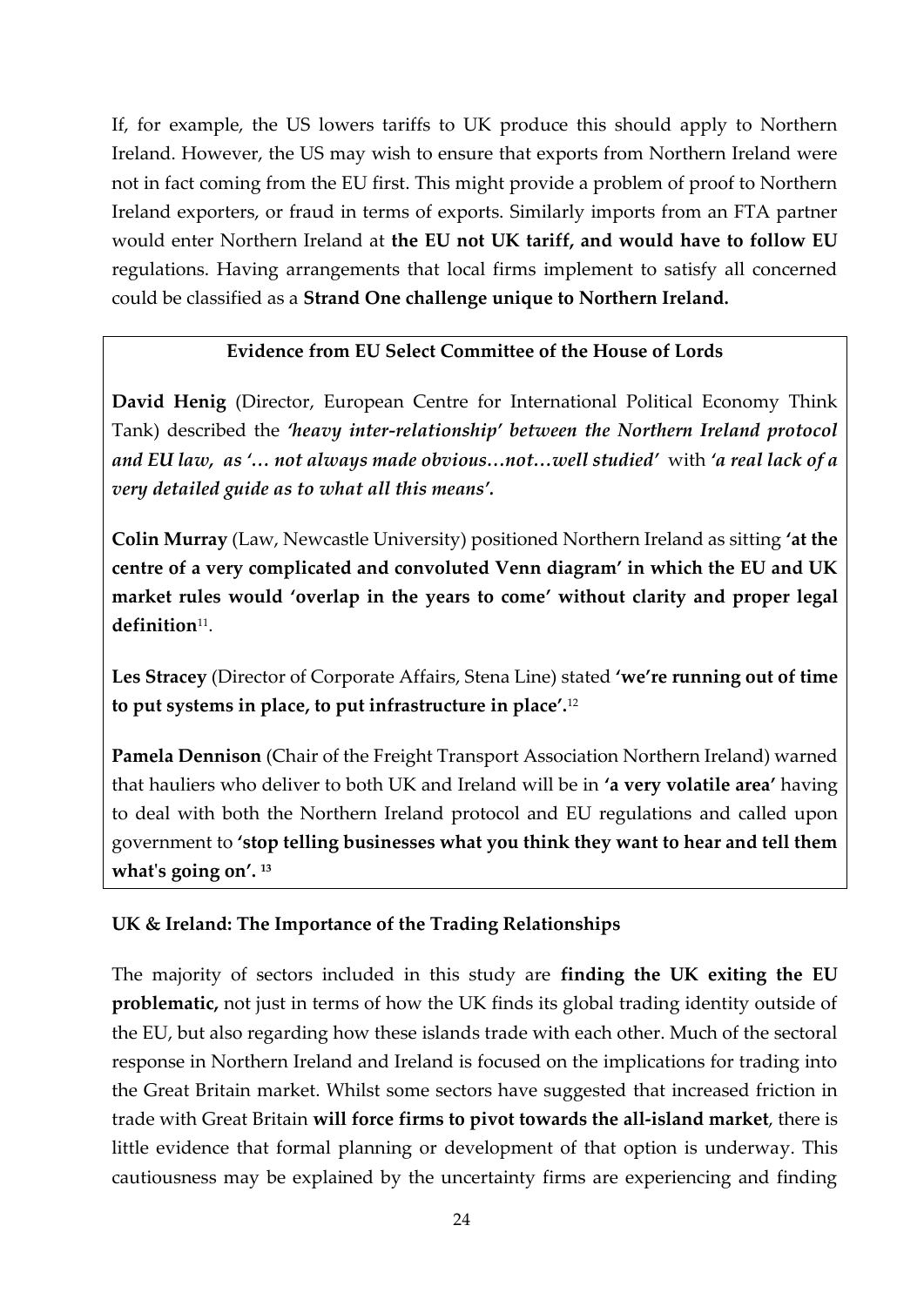If, for example, the US lowers tariffs to UK produce this should apply to Northern Ireland. However, the US may wish to ensure that exports from Northern Ireland were not in fact coming from the EU first. This might provide a problem of proof to Northern Ireland exporters, or fraud in terms of exports. Similarly imports from an FTA partner would enter Northern Ireland at **the EU not UK tariff, and would have to follow EU** regulations. Having arrangements that local firms implement to satisfy all concerned could be classified as a **Strand One challenge unique to Northern Ireland.**

**Evidence from EU Select Committee of the House of Lords**

**David Henig** (Director, European Centre for International Political Economy Think Tank) described the ***'heavy inter-relationship' between the Northern Ireland protocol and EU law, as '… not always made obvious…not…well studied'*** with ***'a real lack of a very detailed guide as to what all this means'.***

**Colin Murray** (Law, Newcastle University) positioned Northern Ireland as sitting **'at the centre of a very complicated and convoluted Venn diagram' in which the EU and UK market rules would 'overlap in the years to come' without clarity and proper legal definition**[11].

**Les Stracey** (Director of Corporate Affairs, Stena Line) stated **'we're running out of time to put systems in place, to put infrastructure in place'.**[12]

**Pamela Dennison** (Chair of the Freight Transport Association Northern Ireland) warned that hauliers who deliver to both UK and Ireland will be in **'a very volatile area'** having to deal with both the Northern Ireland protocol and EU regulations and called upon government to **'stop telling businesses what you think they want to hear and tell them what's going on'.** [13]

**UK & Ireland: The Importance of the Trading Relationships**

The majority of sectors included in this study are **finding the UK exiting the EU problematic,** not just in terms of how the UK finds its global trading identity outside of the EU, but also regarding how these islands trade with each other. Much of the sectoral response in Northern Ireland and Ireland is focused on the implications for trading into the Great Britain market. Whilst some sectors have suggested that increased friction in trade with Great Britain **will force firms to pivot towards the all-island market**, there is little evidence that formal planning or development of that option is underway. This cautiousness may be explained by the uncertainty firms are experiencing and finding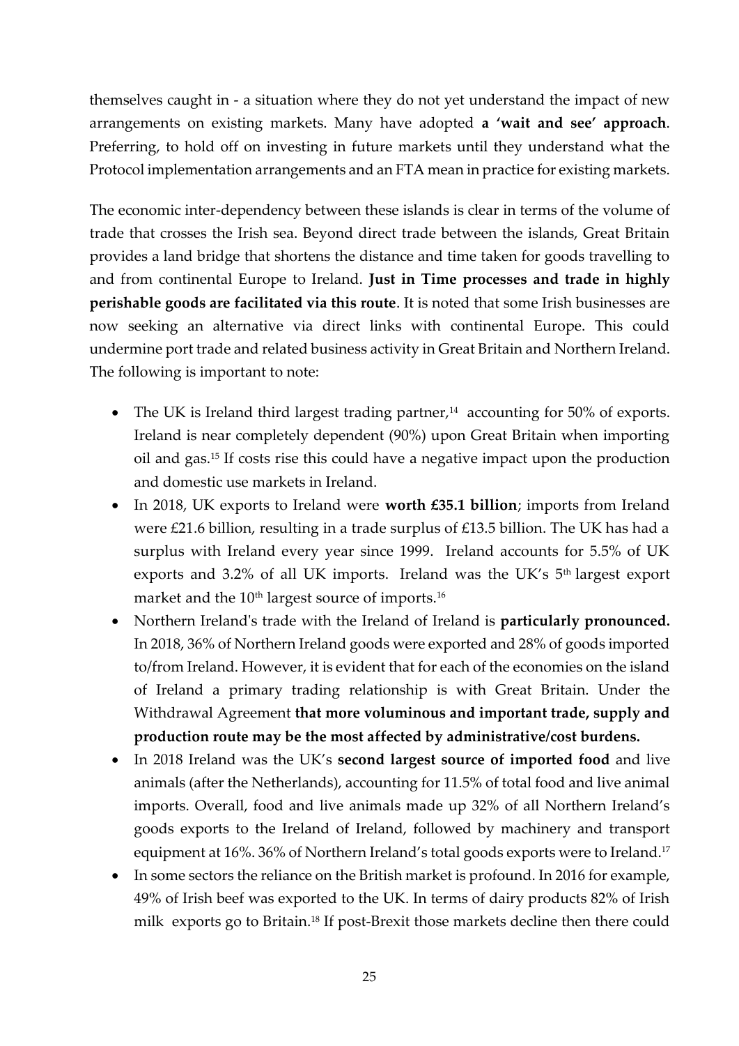themselves caught in - a situation where they do not yet understand the impact of new arrangements on existing markets. Many have adopted **a 'wait and see' approach**. Preferring, to hold off on investing in future markets until they understand what the Protocol implementation arrangements and an FTA mean in practice for existing markets.

The economic inter-dependency between these islands is clear in terms of the volume of trade that crosses the Irish sea. Beyond direct trade between the islands, Great Britain provides a land bridge that shortens the distance and time taken for goods travelling to and from continental Europe to Ireland. **Just in Time processes and trade in highly perishable goods are facilitated via this route**. It is noted that some Irish businesses are now seeking an alternative via direct links with continental Europe. This could undermine port trade and related business activity in Great Britain and Northern Ireland. The following is important to note:

- The UK is Ireland third largest trading partner,[14] accounting for 50% of exports. Ireland is near completely dependent (90%) upon Great Britain when importing oil and gas.[15] If costs rise this could have a negative impact upon the production and domestic use markets in Ireland.
- In 2018, UK exports to Ireland were **worth £35.1 billion**; imports from Ireland were £21.6 billion, resulting in a trade surplus of £13.5 billion. The UK has had a surplus with Ireland every year since 1999. Ireland accounts for 5.5% of UK exports and 3.2% of all UK imports. Ireland was the UK's 5th largest export market and the 10th largest source of imports.[16]
- Northern Ireland's trade with the Ireland of Ireland is **particularly pronounced.** In 2018, 36% of Northern Ireland goods were exported and 28% of goods imported to/from Ireland. However, it is evident that for each of the economies on the island of Ireland a primary trading relationship is with Great Britain. Under the Withdrawal Agreement **that more voluminous and important trade, supply and production route may be the most affected by administrative/cost burdens.**
- In 2018 Ireland was the UK's **second largest source of imported food** and live animals (after the Netherlands), accounting for 11.5% of total food and live animal imports. Overall, food and live animals made up 32% of all Northern Ireland's goods exports to the Ireland of Ireland, followed by machinery and transport equipment at 16%. 36% of Northern Ireland's total goods exports were to Ireland.[17]
- In some sectors the reliance on the British market is profound. In 2016 for example, 49% of Irish beef was exported to the UK. In terms of dairy products 82% of Irish milk exports go to Britain.[18] If post-Brexit those markets decline then there could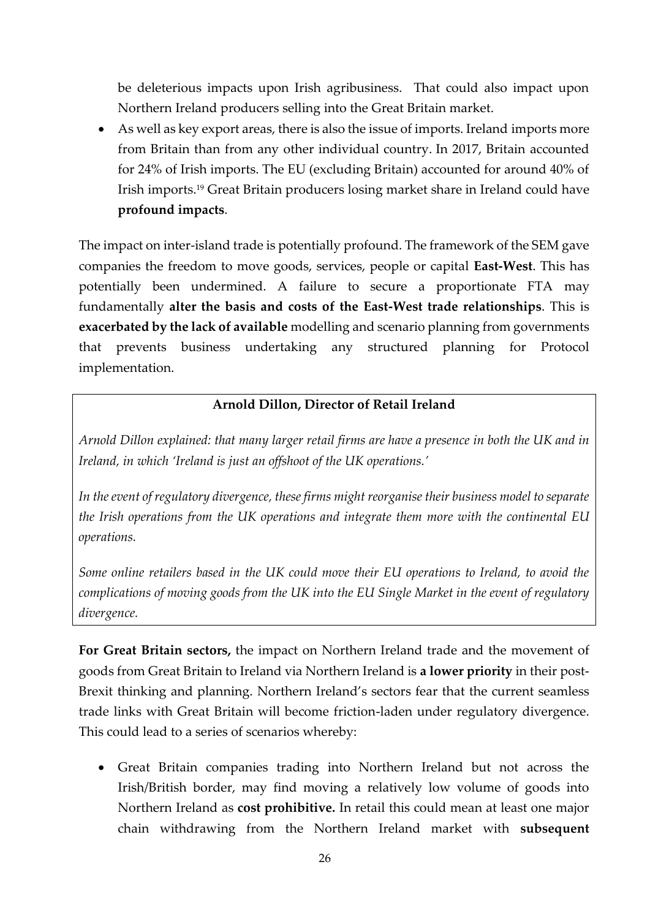be deleterious impacts upon Irish agribusiness. That could also impact upon Northern Ireland producers selling into the Great Britain market.

- As well as key export areas, there is also the issue of imports. Ireland imports more from Britain than from any other individual country. In 2017, Britain accounted for 24% of Irish imports. The EU (excluding Britain) accounted for around 40% of Irish imports.[19] Great Britain producers losing market share in Ireland could have **profound impacts**.

The impact on inter-island trade is potentially profound. The framework of the SEM gave companies the freedom to move goods, services, people or capital **East-West**. This has potentially been undermined. A failure to secure a proportionate FTA may fundamentally **alter the basis and costs of the East-West trade relationships**. This is **exacerbated by the lack of available** modelling and scenario planning from governments that prevents business undertaking any structured planning for Protocol implementation.

**Arnold Dillon, Director of Retail Ireland**

*Arnold Dillon explained: that many larger retail firms are have a presence in both the UK and in Ireland, in which 'Ireland is just an offshoot of the UK operations.'*

*In the event of regulatory divergence, these firms might reorganise their business model to separate the Irish operations from the UK operations and integrate them more with the continental EU operations.*

*Some online retailers based in the UK could move their EU operations to Ireland, to avoid the complications of moving goods from the UK into the EU Single Market in the event of regulatory divergence.*

**For Great Britain sectors,** the impact on Northern Ireland trade and the movement of goods from Great Britain to Ireland via Northern Ireland is **a lower priority** in their post-Brexit thinking and planning. Northern Ireland's sectors fear that the current seamless trade links with Great Britain will become friction-laden under regulatory divergence. This could lead to a series of scenarios whereby:

- Great Britain companies trading into Northern Ireland but not across the Irish/British border, may find moving a relatively low volume of goods into Northern Ireland as **cost prohibitive.** In retail this could mean at least one major chain withdrawing from the Northern Ireland market with **subsequent**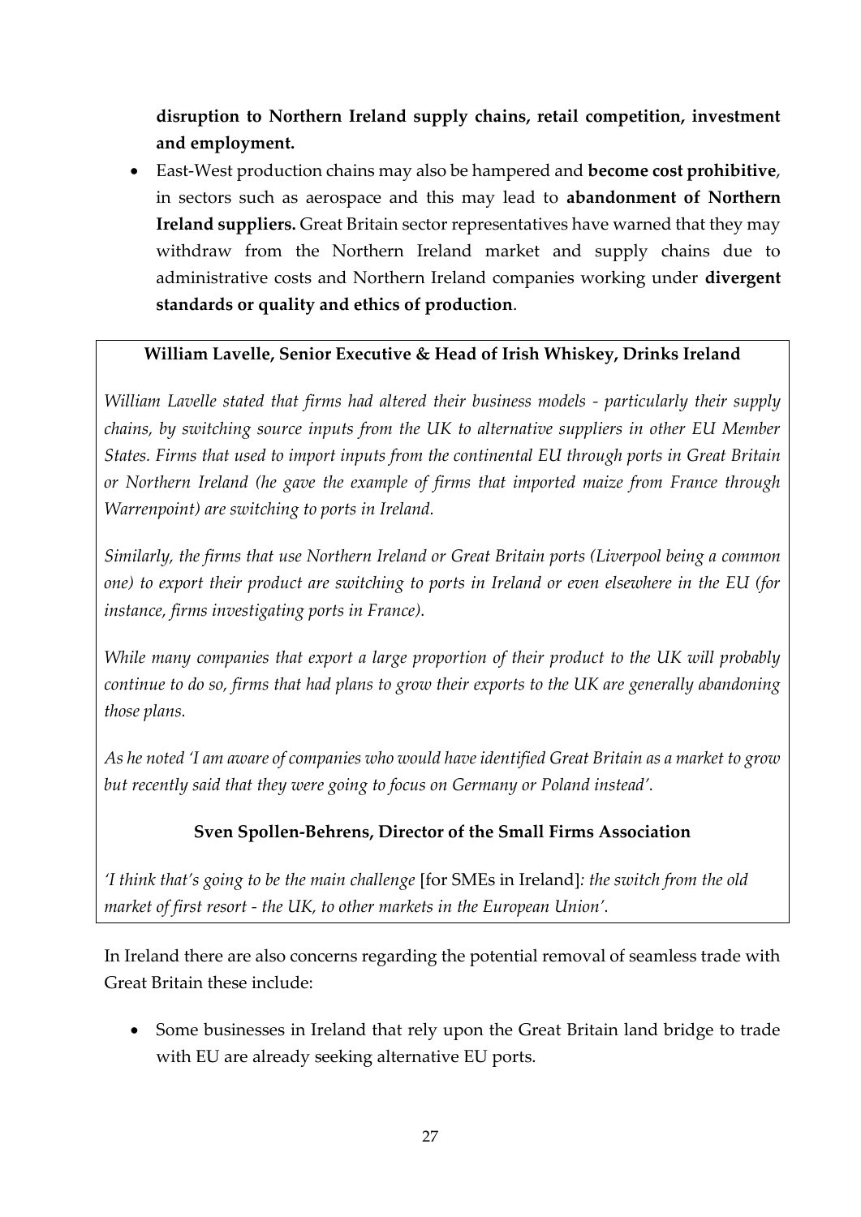**disruption to Northern Ireland supply chains, retail competition, investment and employment.**

- East-West production chains may also be hampered and **become cost prohibitive**, in sectors such as aerospace and this may lead to **abandonment of Northern Ireland suppliers.** Great Britain sector representatives have warned that they may withdraw from the Northern Ireland market and supply chains due to administrative costs and Northern Ireland companies working under **divergent standards or quality and ethics of production**.

**William Lavelle, Senior Executive & Head of Irish Whiskey, Drinks Ireland**

*William Lavelle stated that firms had altered their business models - particularly their supply chains, by switching source inputs from the UK to alternative suppliers in other EU Member States. Firms that used to import inputs from the continental EU through ports in Great Britain or Northern Ireland (he gave the example of firms that imported maize from France through Warrenpoint) are switching to ports in Ireland.*

*Similarly, the firms that use Northern Ireland or Great Britain ports (Liverpool being a common one) to export their product are switching to ports in Ireland or even elsewhere in the EU (for instance, firms investigating ports in France).*

*While many companies that export a large proportion of their product to the UK will probably continue to do so, firms that had plans to grow their exports to the UK are generally abandoning those plans.*

*As he noted 'I am aware of companies who would have identified Great Britain as a market to grow but recently said that they were going to focus on Germany or Poland instead'.*

**Sven Spollen-Behrens, Director of the Small Firms Association**

*'I think that's going to be the main challenge* [for SMEs in Ireland]*: the switch from the old market of first resort - the UK, to other markets in the European Union'.*

In Ireland there are also concerns regarding the potential removal of seamless trade with Great Britain these include:

- Some businesses in Ireland that rely upon the Great Britain land bridge to trade with EU are already seeking alternative EU ports.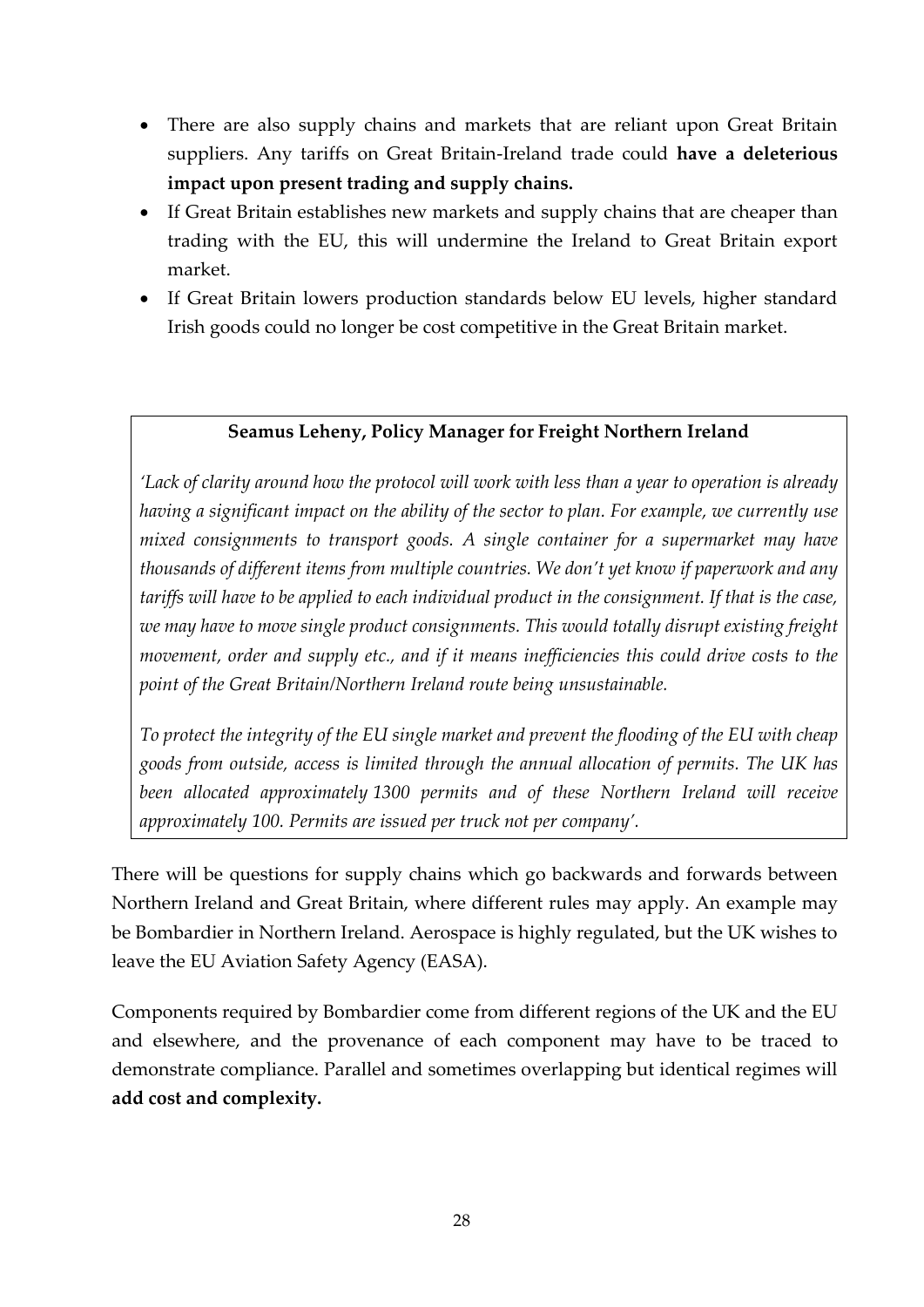- There are also supply chains and markets that are reliant upon Great Britain suppliers. Any tariffs on Great Britain-Ireland trade could **have a deleterious impact upon present trading and supply chains.**
- If Great Britain establishes new markets and supply chains that are cheaper than trading with the EU, this will undermine the Ireland to Great Britain export market.
- If Great Britain lowers production standards below EU levels, higher standard Irish goods could no longer be cost competitive in the Great Britain market.

> **Seamus Leheny, Policy Manager for Freight Northern Ireland**
>
> *'Lack of clarity around how the protocol will work with less than a year to operation is already having a significant impact on the ability of the sector to plan. For example, we currently use mixed consignments to transport goods. A single container for a supermarket may have thousands of different items from multiple countries. We don't yet know if paperwork and any tariffs will have to be applied to each individual product in the consignment. If that is the case, we may have to move single product consignments. This would totally disrupt existing freight movement, order and supply etc., and if it means inefficiencies this could drive costs to the point of the Great Britain/Northern Ireland route being unsustainable.*
>
> *To protect the integrity of the EU single market and prevent the flooding of the EU with cheap goods from outside, access is limited through the annual allocation of permits. The UK has been allocated approximately 1300 permits and of these Northern Ireland will receive approximately 100. Permits are issued per truck not per company'.*

There will be questions for supply chains which go backwards and forwards between Northern Ireland and Great Britain, where different rules may apply. An example may be Bombardier in Northern Ireland. Aerospace is highly regulated, but the UK wishes to leave the EU Aviation Safety Agency (EASA).

Components required by Bombardier come from different regions of the UK and the EU and elsewhere, and the provenance of each component may have to be traced to demonstrate compliance. Parallel and sometimes overlapping but identical regimes will **add cost and complexity.**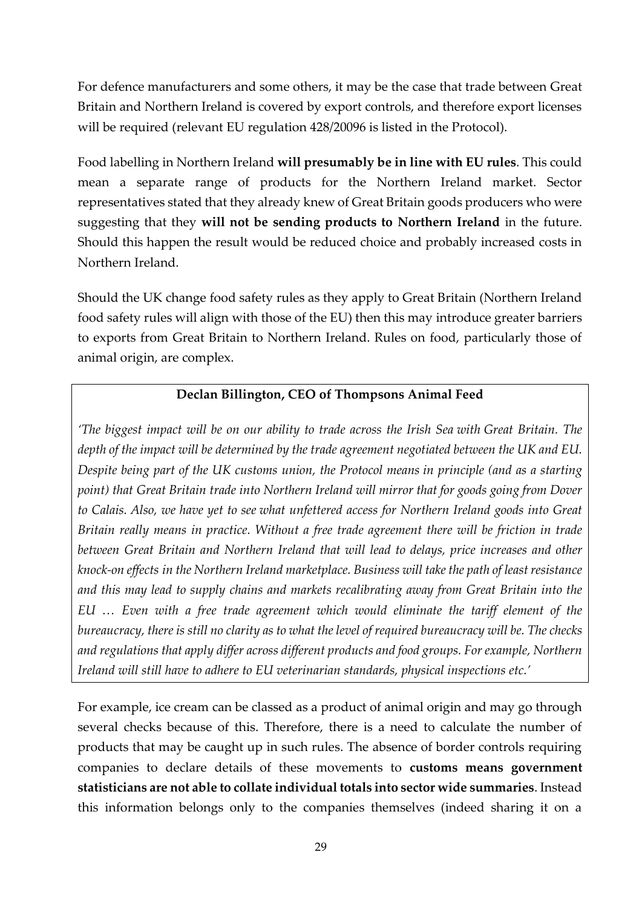For defence manufacturers and some others, it may be the case that trade between Great Britain and Northern Ireland is covered by export controls, and therefore export licenses will be required (relevant EU regulation 428/20096 is listed in the Protocol).

Food labelling in Northern Ireland **will presumably be in line with EU rules**. This could mean a separate range of products for the Northern Ireland market. Sector representatives stated that they already knew of Great Britain goods producers who were suggesting that they **will not be sending products to Northern Ireland** in the future. Should this happen the result would be reduced choice and probably increased costs in Northern Ireland.

Should the UK change food safety rules as they apply to Great Britain (Northern Ireland food safety rules will align with those of the EU) then this may introduce greater barriers to exports from Great Britain to Northern Ireland. Rules on food, particularly those of animal origin, are complex.

> **Declan Billington, CEO of Thompsons Animal Feed**
>
> *'The biggest impact will be on our ability to trade across the Irish Sea with Great Britain. The depth of the impact will be determined by the trade agreement negotiated between the UK and EU. Despite being part of the UK customs union, the Protocol means in principle (and as a starting point) that Great Britain trade into Northern Ireland will mirror that for goods going from Dover to Calais. Also, we have yet to see what unfettered access for Northern Ireland goods into Great Britain really means in practice. Without a free trade agreement there will be friction in trade between Great Britain and Northern Ireland that will lead to delays, price increases and other knock-on effects in the Northern Ireland marketplace. Business will take the path of least resistance and this may lead to supply chains and markets recalibrating away from Great Britain into the EU … Even with a free trade agreement which would eliminate the tariff element of the bureaucracy, there is still no clarity as to what the level of required bureaucracy will be. The checks and regulations that apply differ across different products and food groups. For example, Northern Ireland will still have to adhere to EU veterinarian standards, physical inspections etc.'*

For example, ice cream can be classed as a product of animal origin and may go through several checks because of this. Therefore, there is a need to calculate the number of products that may be caught up in such rules. The absence of border controls requiring companies to declare details of these movements to **customs means government statisticians are not able to collate individual totals into sector wide summaries**. Instead this information belongs only to the companies themselves (indeed sharing it on a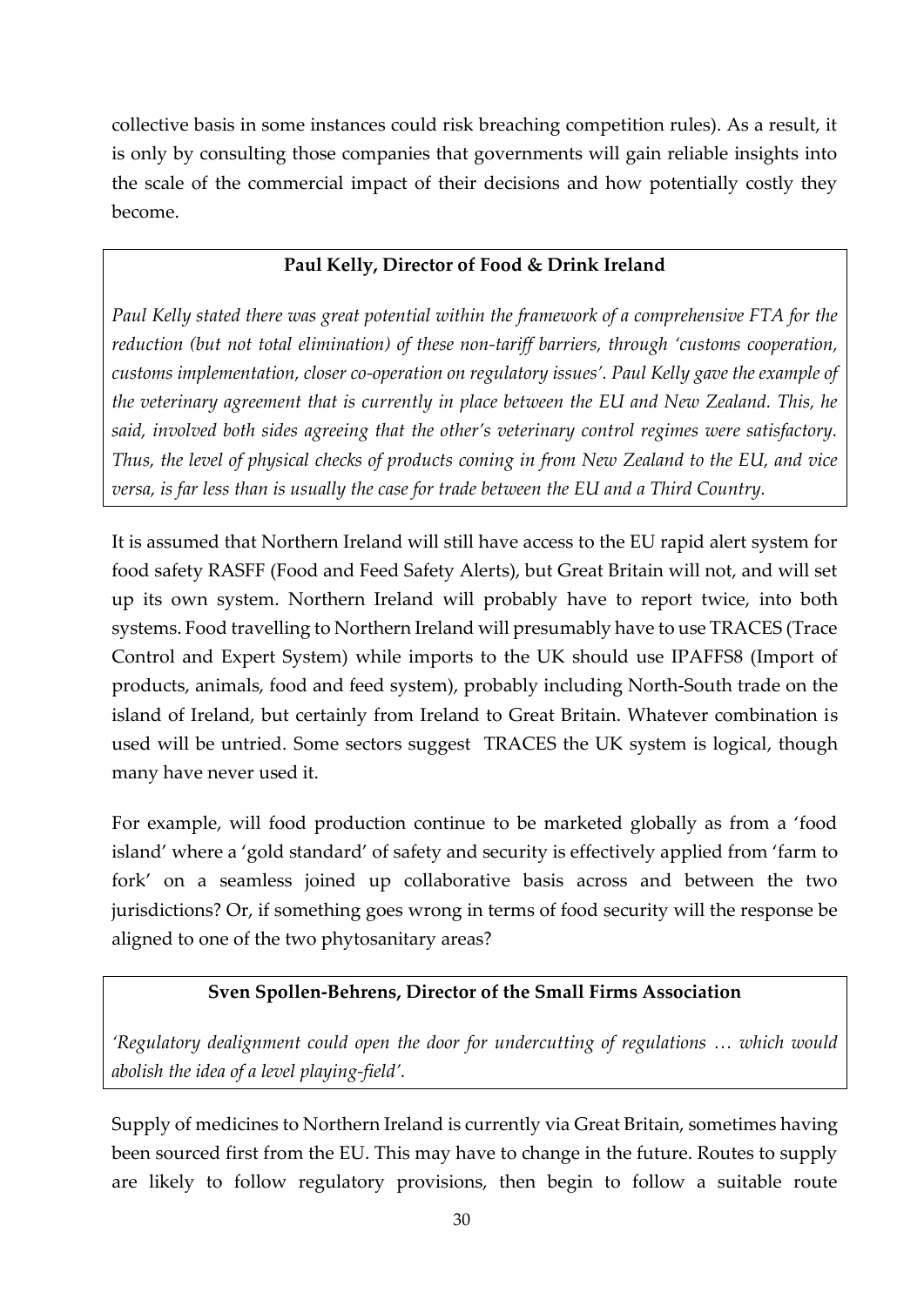collective basis in some instances could risk breaching competition rules). As a result, it is only by consulting those companies that governments will gain reliable insights into the scale of the commercial impact of their decisions and how potentially costly they become.

> **Paul Kelly, Director of Food & Drink Ireland**
>
> *Paul Kelly stated there was great potential within the framework of a comprehensive FTA for the reduction (but not total elimination) of these non-tariff barriers, through 'customs cooperation, customs implementation, closer co-operation on regulatory issues'. Paul Kelly gave the example of the veterinary agreement that is currently in place between the EU and New Zealand. This, he said, involved both sides agreeing that the other's veterinary control regimes were satisfactory. Thus, the level of physical checks of products coming in from New Zealand to the EU, and vice versa, is far less than is usually the case for trade between the EU and a Third Country.*

It is assumed that Northern Ireland will still have access to the EU rapid alert system for food safety RASFF (Food and Feed Safety Alerts), but Great Britain will not, and will set up its own system. Northern Ireland will probably have to report twice, into both systems. Food travelling to Northern Ireland will presumably have to use TRACES (Trace Control and Expert System) while imports to the UK should use IPAFFS8 (Import of products, animals, food and feed system), probably including North-South trade on the island of Ireland, but certainly from Ireland to Great Britain. Whatever combination is used will be untried. Some sectors suggest TRACES the UK system is logical, though many have never used it.

For example, will food production continue to be marketed globally as from a 'food island' where a 'gold standard' of safety and security is effectively applied from 'farm to fork' on a seamless joined up collaborative basis across and between the two jurisdictions? Or, if something goes wrong in terms of food security will the response be aligned to one of the two phytosanitary areas?

> **Sven Spollen-Behrens, Director of the Small Firms Association**
>
> *'Regulatory dealignment could open the door for undercutting of regulations … which would abolish the idea of a level playing-field'.*

Supply of medicines to Northern Ireland is currently via Great Britain, sometimes having been sourced first from the EU. This may have to change in the future. Routes to supply are likely to follow regulatory provisions, then begin to follow a suitable route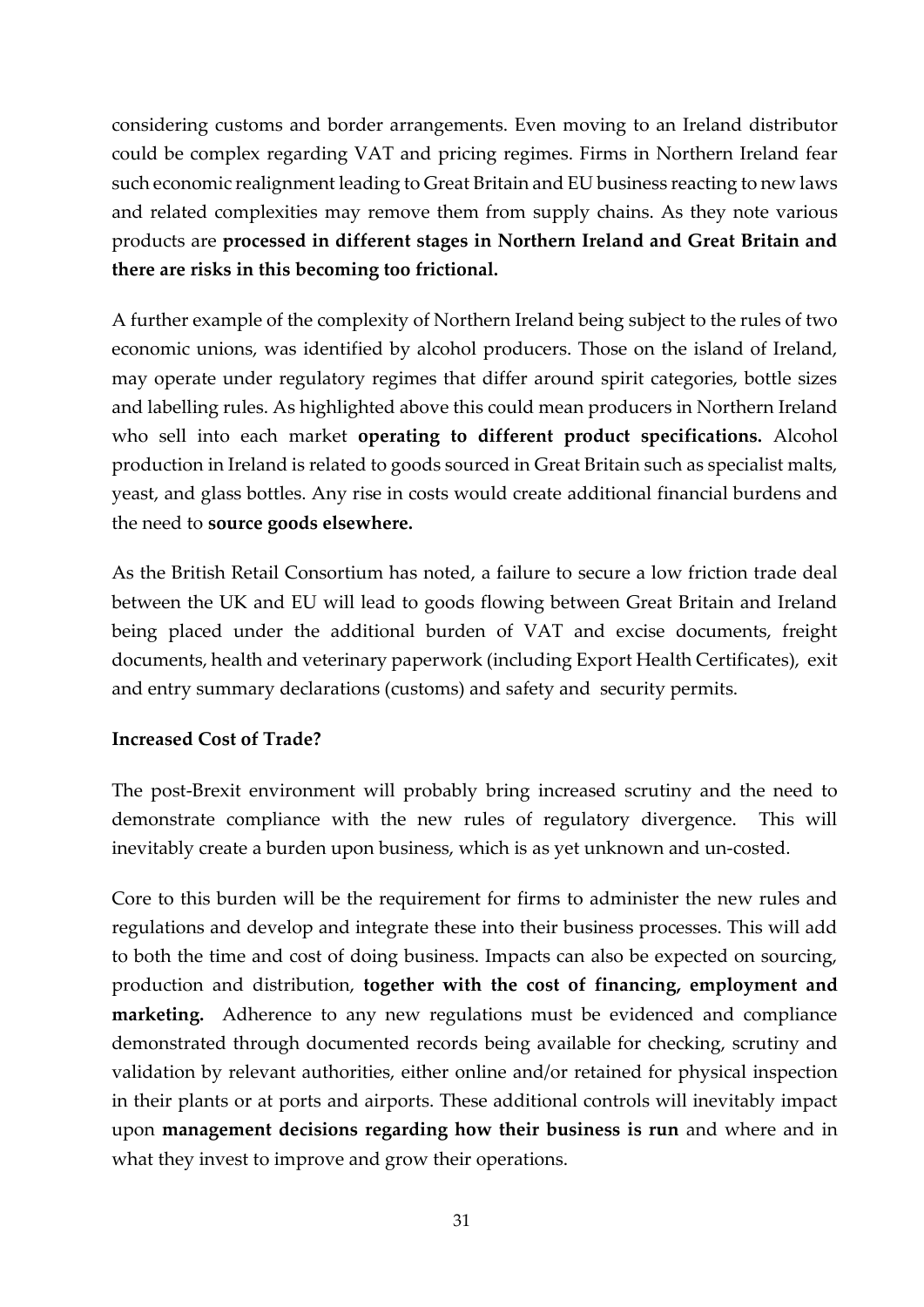considering customs and border arrangements. Even moving to an Ireland distributor could be complex regarding VAT and pricing regimes. Firms in Northern Ireland fear such economic realignment leading to Great Britain and EU business reacting to new laws and related complexities may remove them from supply chains. As they note various products are **processed in different stages in Northern Ireland and Great Britain and there are risks in this becoming too frictional.**

A further example of the complexity of Northern Ireland being subject to the rules of two economic unions, was identified by alcohol producers. Those on the island of Ireland, may operate under regulatory regimes that differ around spirit categories, bottle sizes and labelling rules. As highlighted above this could mean producers in Northern Ireland who sell into each market **operating to different product specifications.** Alcohol production in Ireland is related to goods sourced in Great Britain such as specialist malts, yeast, and glass bottles. Any rise in costs would create additional financial burdens and the need to **source goods elsewhere.**

As the British Retail Consortium has noted, a failure to secure a low friction trade deal between the UK and EU will lead to goods flowing between Great Britain and Ireland being placed under the additional burden of VAT and excise documents, freight documents, health and veterinary paperwork (including Export Health Certificates), exit and entry summary declarations (customs) and safety and security permits.

**Increased Cost of Trade?**

The post-Brexit environment will probably bring increased scrutiny and the need to demonstrate compliance with the new rules of regulatory divergence. This will inevitably create a burden upon business, which is as yet unknown and un-costed.

Core to this burden will be the requirement for firms to administer the new rules and regulations and develop and integrate these into their business processes. This will add to both the time and cost of doing business. Impacts can also be expected on sourcing, production and distribution, **together with the cost of financing, employment and marketing.** Adherence to any new regulations must be evidenced and compliance demonstrated through documented records being available for checking, scrutiny and validation by relevant authorities, either online and/or retained for physical inspection in their plants or at ports and airports. These additional controls will inevitably impact upon **management decisions regarding how their business is run** and where and in what they invest to improve and grow their operations.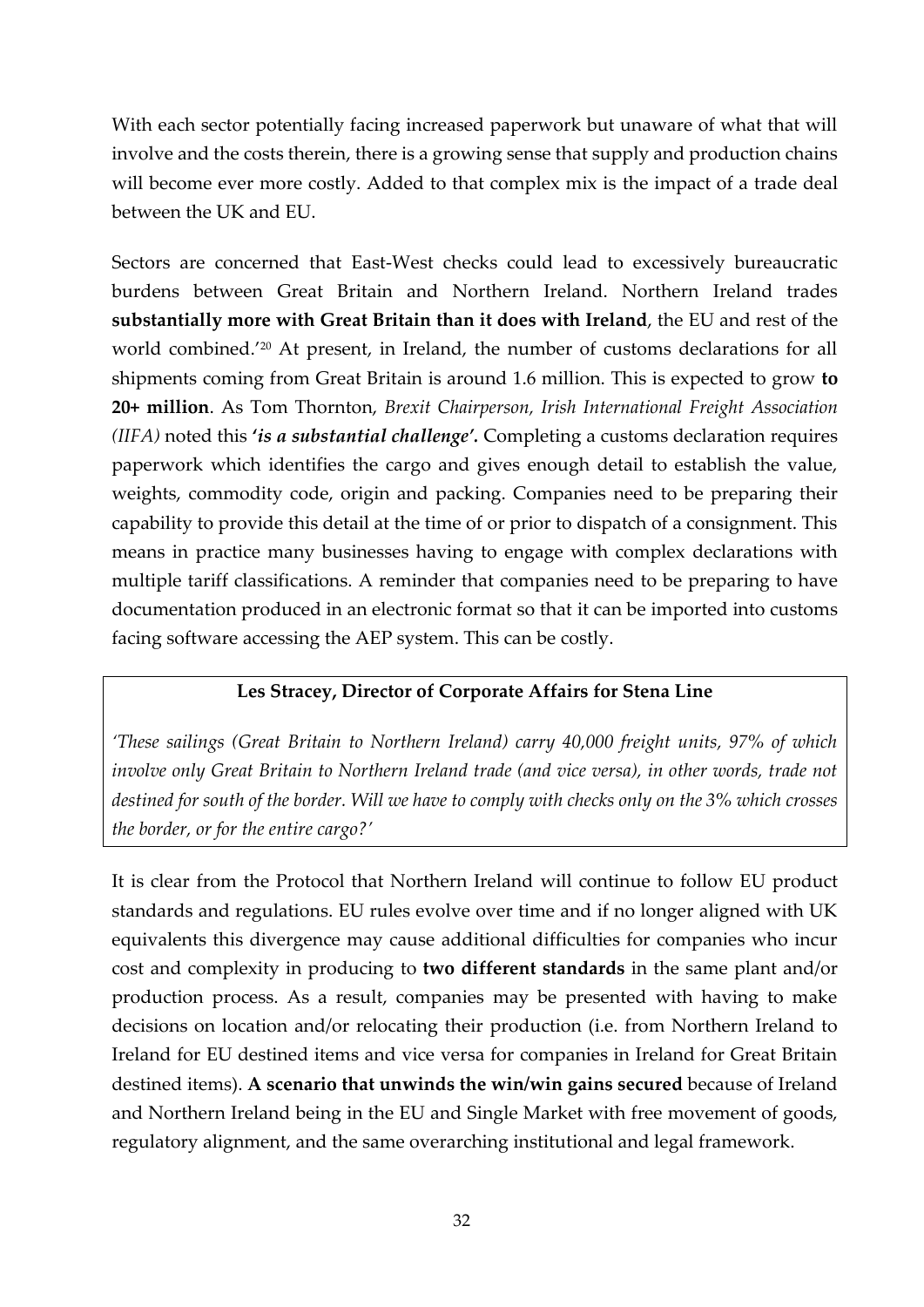With each sector potentially facing increased paperwork but unaware of what that will involve and the costs therein, there is a growing sense that supply and production chains will become ever more costly. Added to that complex mix is the impact of a trade deal between the UK and EU.

Sectors are concerned that East-West checks could lead to excessively bureaucratic burdens between Great Britain and Northern Ireland. Northern Ireland trades **substantially more with Great Britain than it does with Ireland**, the EU and rest of the world combined.'[20] At present, in Ireland, the number of customs declarations for all shipments coming from Great Britain is around 1.6 million. This is expected to grow **to 20+ million**. As Tom Thornton, *Brexit Chairperson, Irish International Freight Association (IIFA)* noted this ***'is a substantial challenge'*****.** Completing a customs declaration requires paperwork which identifies the cargo and gives enough detail to establish the value, weights, commodity code, origin and packing. Companies need to be preparing their capability to provide this detail at the time of or prior to dispatch of a consignment. This means in practice many businesses having to engage with complex declarations with multiple tariff classifications. A reminder that companies need to be preparing to have documentation produced in an electronic format so that it can be imported into customs facing software accessing the AEP system. This can be costly.

> **Les Stracey, Director of Corporate Affairs for Stena Line**
>
> *'These sailings (Great Britain to Northern Ireland) carry 40,000 freight units, 97% of which involve only Great Britain to Northern Ireland trade (and vice versa), in other words, trade not destined for south of the border. Will we have to comply with checks only on the 3% which crosses the border, or for the entire cargo?'*

It is clear from the Protocol that Northern Ireland will continue to follow EU product standards and regulations. EU rules evolve over time and if no longer aligned with UK equivalents this divergence may cause additional difficulties for companies who incur cost and complexity in producing to **two different standards** in the same plant and/or production process. As a result, companies may be presented with having to make decisions on location and/or relocating their production (i.e. from Northern Ireland to Ireland for EU destined items and vice versa for companies in Ireland for Great Britain destined items). **A scenario that unwinds the win/win gains secured** because of Ireland and Northern Ireland being in the EU and Single Market with free movement of goods, regulatory alignment, and the same overarching institutional and legal framework.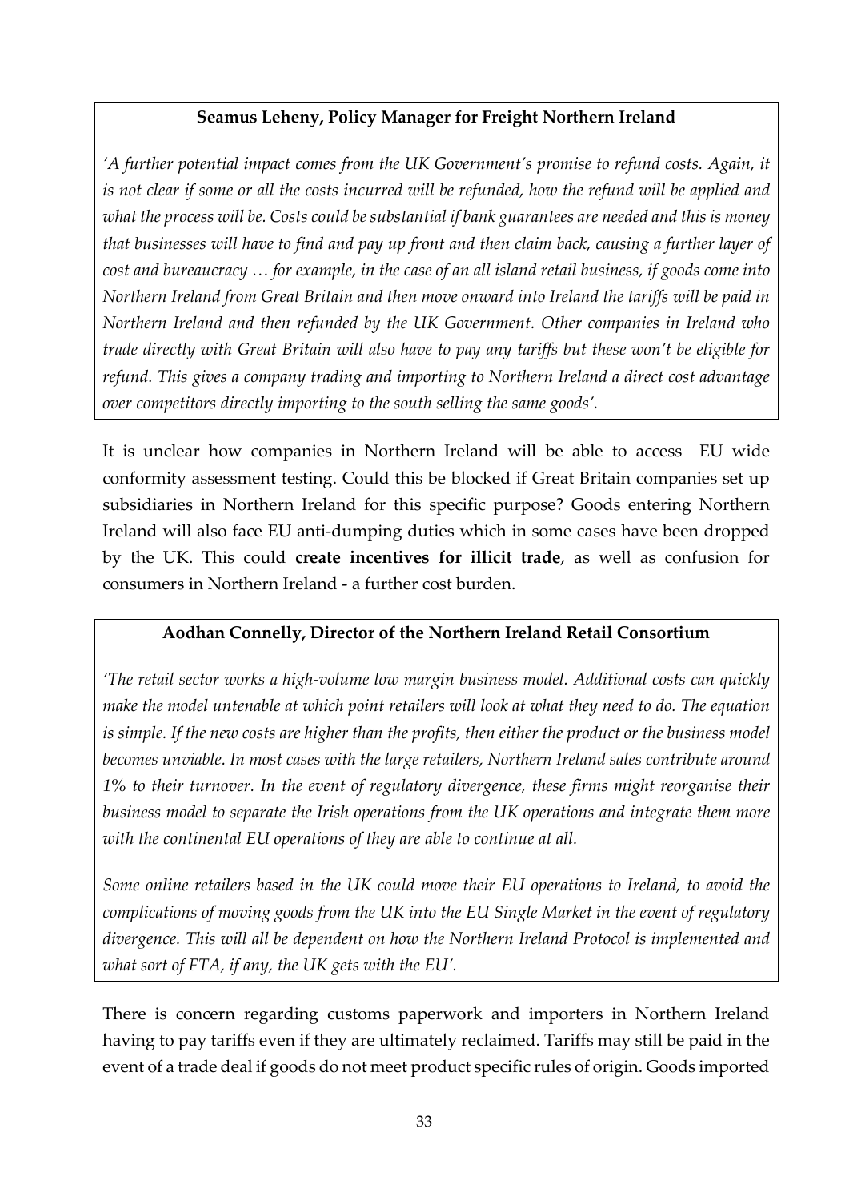**Seamus Leheny, Policy Manager for Freight Northern Ireland**

*'A further potential impact comes from the UK Government's promise to refund costs. Again, it is not clear if some or all the costs incurred will be refunded, how the refund will be applied and what the process will be. Costs could be substantial if bank guarantees are needed and this is money that businesses will have to find and pay up front and then claim back, causing a further layer of cost and bureaucracy … for example, in the case of an all island retail business, if goods come into Northern Ireland from Great Britain and then move onward into Ireland the tariffs will be paid in Northern Ireland and then refunded by the UK Government. Other companies in Ireland who trade directly with Great Britain will also have to pay any tariffs but these won't be eligible for refund. This gives a company trading and importing to Northern Ireland a direct cost advantage over competitors directly importing to the south selling the same goods'.*

It is unclear how companies in Northern Ireland will be able to access EU wide conformity assessment testing. Could this be blocked if Great Britain companies set up subsidiaries in Northern Ireland for this specific purpose? Goods entering Northern Ireland will also face EU anti-dumping duties which in some cases have been dropped by the UK. This could **create incentives for illicit trade**, as well as confusion for consumers in Northern Ireland - a further cost burden.

**Aodhan Connelly, Director of the Northern Ireland Retail Consortium**

*'The retail sector works a high-volume low margin business model. Additional costs can quickly make the model untenable at which point retailers will look at what they need to do. The equation is simple. If the new costs are higher than the profits, then either the product or the business model becomes unviable. In most cases with the large retailers, Northern Ireland sales contribute around 1% to their turnover. In the event of regulatory divergence, these firms might reorganise their business model to separate the Irish operations from the UK operations and integrate them more with the continental EU operations of they are able to continue at all.*

*Some online retailers based in the UK could move their EU operations to Ireland, to avoid the complications of moving goods from the UK into the EU Single Market in the event of regulatory divergence. This will all be dependent on how the Northern Ireland Protocol is implemented and what sort of FTA, if any, the UK gets with the EU'.*

There is concern regarding customs paperwork and importers in Northern Ireland having to pay tariffs even if they are ultimately reclaimed. Tariffs may still be paid in the event of a trade deal if goods do not meet product specific rules of origin. Goods imported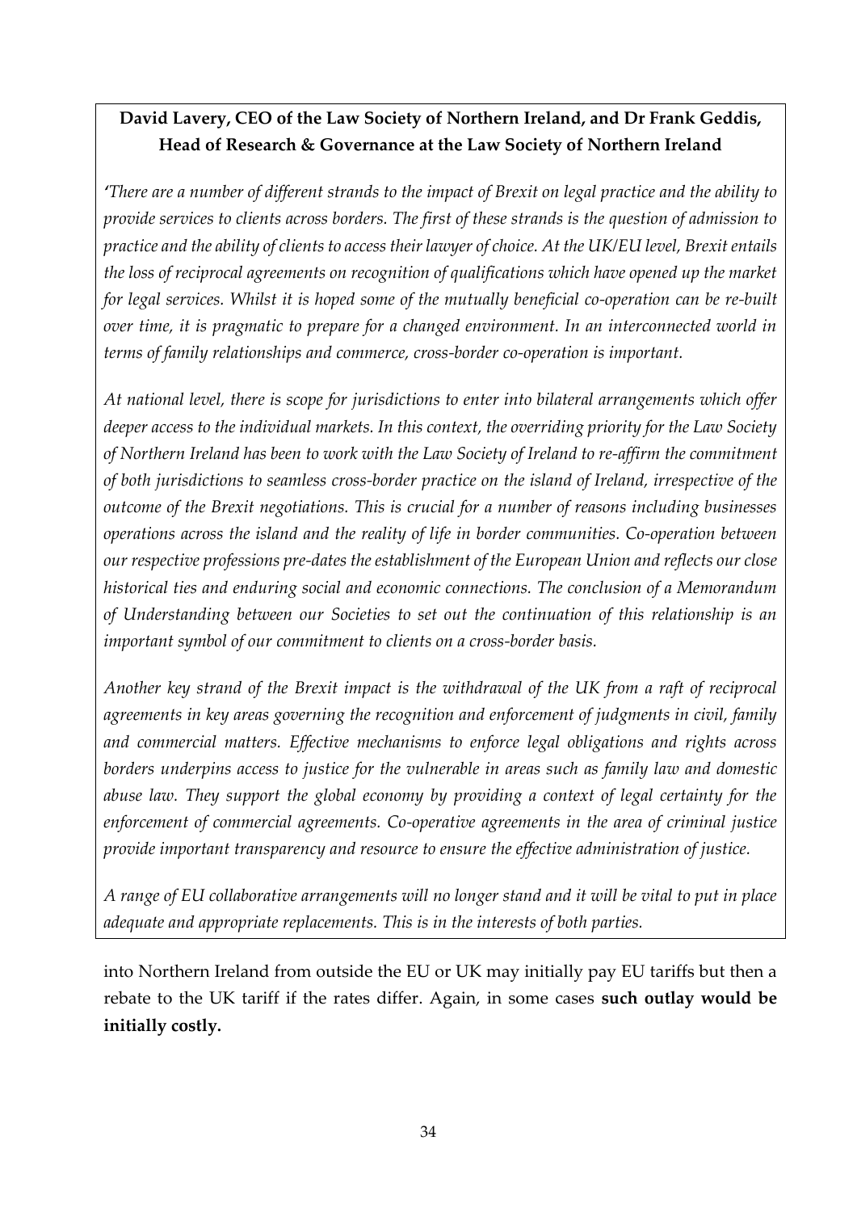**David Lavery, CEO of the Law Society of Northern Ireland, and Dr Frank Geddis, Head of Research & Governance at the Law Society of Northern Ireland**

*'There are a number of different strands to the impact of Brexit on legal practice and the ability to provide services to clients across borders. The first of these strands is the question of admission to practice and the ability of clients to access their lawyer of choice. At the UK/EU level, Brexit entails the loss of reciprocal agreements on recognition of qualifications which have opened up the market for legal services. Whilst it is hoped some of the mutually beneficial co-operation can be re-built over time, it is pragmatic to prepare for a changed environment. In an interconnected world in terms of family relationships and commerce, cross-border co-operation is important.*

*At national level, there is scope for jurisdictions to enter into bilateral arrangements which offer deeper access to the individual markets. In this context, the overriding priority for the Law Society of Northern Ireland has been to work with the Law Society of Ireland to re-affirm the commitment of both jurisdictions to seamless cross-border practice on the island of Ireland, irrespective of the outcome of the Brexit negotiations. This is crucial for a number of reasons including businesses operations across the island and the reality of life in border communities. Co-operation between our respective professions pre-dates the establishment of the European Union and reflects our close historical ties and enduring social and economic connections. The conclusion of a Memorandum of Understanding between our Societies to set out the continuation of this relationship is an important symbol of our commitment to clients on a cross-border basis.*

*Another key strand of the Brexit impact is the withdrawal of the UK from a raft of reciprocal agreements in key areas governing the recognition and enforcement of judgments in civil, family and commercial matters. Effective mechanisms to enforce legal obligations and rights across borders underpins access to justice for the vulnerable in areas such as family law and domestic abuse law. They support the global economy by providing a context of legal certainty for the enforcement of commercial agreements. Co-operative agreements in the area of criminal justice provide important transparency and resource to ensure the effective administration of justice.*

*A range of EU collaborative arrangements will no longer stand and it will be vital to put in place adequate and appropriate replacements. This is in the interests of both parties.*

into Northern Ireland from outside the EU or UK may initially pay EU tariffs but then a rebate to the UK tariff if the rates differ. Again, in some cases **such outlay would be initially costly.**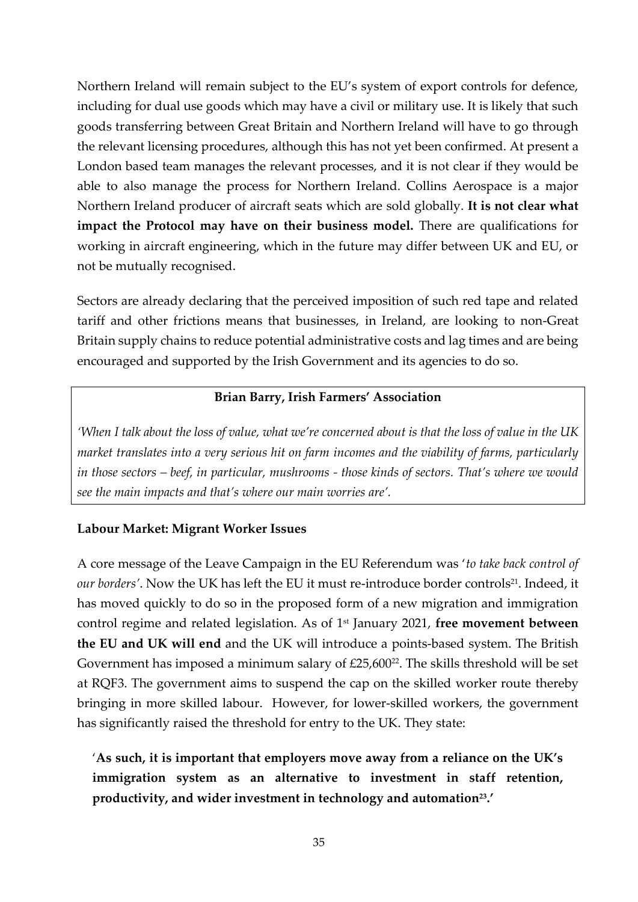Northern Ireland will remain subject to the EU's system of export controls for defence, including for dual use goods which may have a civil or military use. It is likely that such goods transferring between Great Britain and Northern Ireland will have to go through the relevant licensing procedures, although this has not yet been confirmed. At present a London based team manages the relevant processes, and it is not clear if they would be able to also manage the process for Northern Ireland. Collins Aerospace is a major Northern Ireland producer of aircraft seats which are sold globally. **It is not clear what impact the Protocol may have on their business model.** There are qualifications for working in aircraft engineering, which in the future may differ between UK and EU, or not be mutually recognised.

Sectors are already declaring that the perceived imposition of such red tape and related tariff and other frictions means that businesses, in Ireland, are looking to non-Great Britain supply chains to reduce potential administrative costs and lag times and are being encouraged and supported by the Irish Government and its agencies to do so.

> **Brian Barry, Irish Farmers' Association**
>
> *'When I talk about the loss of value, what we're concerned about is that the loss of value in the UK market translates into a very serious hit on farm incomes and the viability of farms, particularly in those sectors – beef, in particular, mushrooms - those kinds of sectors. That's where we would see the main impacts and that's where our main worries are'.*

**Labour Market: Migrant Worker Issues**

A core message of the Leave Campaign in the EU Referendum was '*to take back control of our borders*'. Now the UK has left the EU it must re-introduce border controls[21]. Indeed, it has moved quickly to do so in the proposed form of a new migration and immigration control regime and related legislation. As of 1st January 2021, **free movement between the EU and UK will end** and the UK will introduce a points-based system. The British Government has imposed a minimum salary of £25,600[22]. The skills threshold will be set at RQF3. The government aims to suspend the cap on the skilled worker route thereby bringing in more skilled labour. However, for lower-skilled workers, the government has significantly raised the threshold for entry to the UK. They state:

> '**As such, it is important that employers move away from a reliance on the UK's immigration system as an alternative to investment in staff retention, productivity, and wider investment in technology and automation[23].'**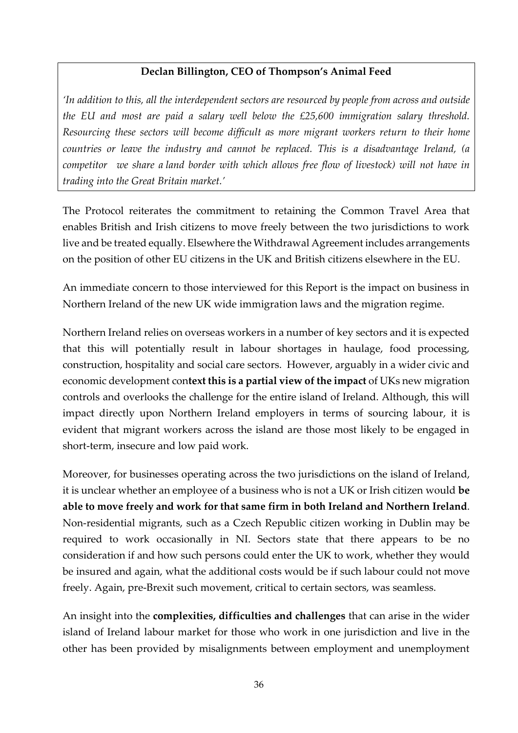**Declan Billington, CEO of Thompson's Animal Feed**

*'In addition to this, all the interdependent sectors are resourced by people from across and outside the EU and most are paid a salary well below the £25,600 immigration salary threshold. Resourcing these sectors will become difficult as more migrant workers return to their home countries or leave the industry and cannot be replaced. This is a disadvantage Ireland, (a competitor we share a land border with which allows free flow of livestock) will not have in trading into the Great Britain market.'*

The Protocol reiterates the commitment to retaining the Common Travel Area that enables British and Irish citizens to move freely between the two jurisdictions to work live and be treated equally. Elsewhere the Withdrawal Agreement includes arrangements on the position of other EU citizens in the UK and British citizens elsewhere in the EU.

An immediate concern to those interviewed for this Report is the impact on business in Northern Ireland of the new UK wide immigration laws and the migration regime.

Northern Ireland relies on overseas workers in a number of key sectors and it is expected that this will potentially result in labour shortages in haulage, food processing, construction, hospitality and social care sectors. However, arguably in a wider civic and economic development con**text this is a partial view of the impact** of UKs new migration controls and overlooks the challenge for the entire island of Ireland. Although, this will impact directly upon Northern Ireland employers in terms of sourcing labour, it is evident that migrant workers across the island are those most likely to be engaged in short-term, insecure and low paid work.

Moreover, for businesses operating across the two jurisdictions on the island of Ireland, it is unclear whether an employee of a business who is not a UK or Irish citizen would **be able to move freely and work for that same firm in both Ireland and Northern Ireland**. Non-residential migrants, such as a Czech Republic citizen working in Dublin may be required to work occasionally in NI. Sectors state that there appears to be no consideration if and how such persons could enter the UK to work, whether they would be insured and again, what the additional costs would be if such labour could not move freely. Again, pre-Brexit such movement, critical to certain sectors, was seamless.

An insight into the **complexities, difficulties and challenges** that can arise in the wider island of Ireland labour market for those who work in one jurisdiction and live in the other has been provided by misalignments between employment and unemployment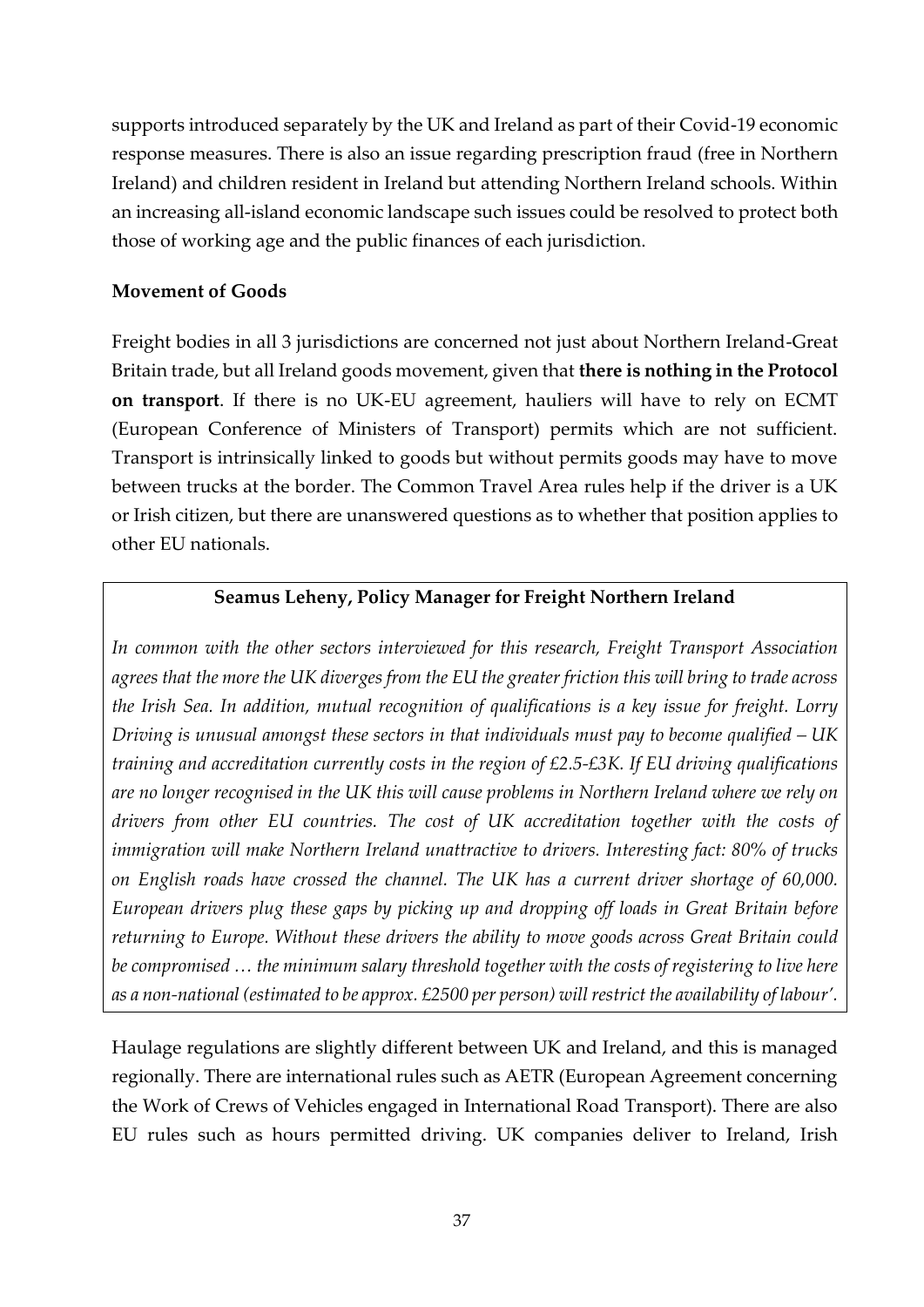supports introduced separately by the UK and Ireland as part of their Covid-19 economic response measures. There is also an issue regarding prescription fraud (free in Northern Ireland) and children resident in Ireland but attending Northern Ireland schools. Within an increasing all-island economic landscape such issues could be resolved to protect both those of working age and the public finances of each jurisdiction.

**Movement of Goods**

Freight bodies in all 3 jurisdictions are concerned not just about Northern Ireland-Great Britain trade, but all Ireland goods movement, given that **there is nothing in the Protocol on transport**. If there is no UK-EU agreement, hauliers will have to rely on ECMT (European Conference of Ministers of Transport) permits which are not sufficient. Transport is intrinsically linked to goods but without permits goods may have to move between trucks at the border. The Common Travel Area rules help if the driver is a UK or Irish citizen, but there are unanswered questions as to whether that position applies to other EU nationals.

> **Seamus Leheny, Policy Manager for Freight Northern Ireland**
>
> *In common with the other sectors interviewed for this research, Freight Transport Association agrees that the more the UK diverges from the EU the greater friction this will bring to trade across the Irish Sea. In addition, mutual recognition of qualifications is a key issue for freight. Lorry Driving is unusual amongst these sectors in that individuals must pay to become qualified – UK training and accreditation currently costs in the region of £2.5-£3K. If EU driving qualifications are no longer recognised in the UK this will cause problems in Northern Ireland where we rely on drivers from other EU countries. The cost of UK accreditation together with the costs of immigration will make Northern Ireland unattractive to drivers. Interesting fact: 80% of trucks on English roads have crossed the channel. The UK has a current driver shortage of 60,000. European drivers plug these gaps by picking up and dropping off loads in Great Britain before returning to Europe. Without these drivers the ability to move goods across Great Britain could be compromised … the minimum salary threshold together with the costs of registering to live here as a non-national (estimated to be approx. £2500 per person) will restrict the availability of labour'.*

Haulage regulations are slightly different between UK and Ireland, and this is managed regionally. There are international rules such as AETR (European Agreement concerning the Work of Crews of Vehicles engaged in International Road Transport). There are also EU rules such as hours permitted driving. UK companies deliver to Ireland, Irish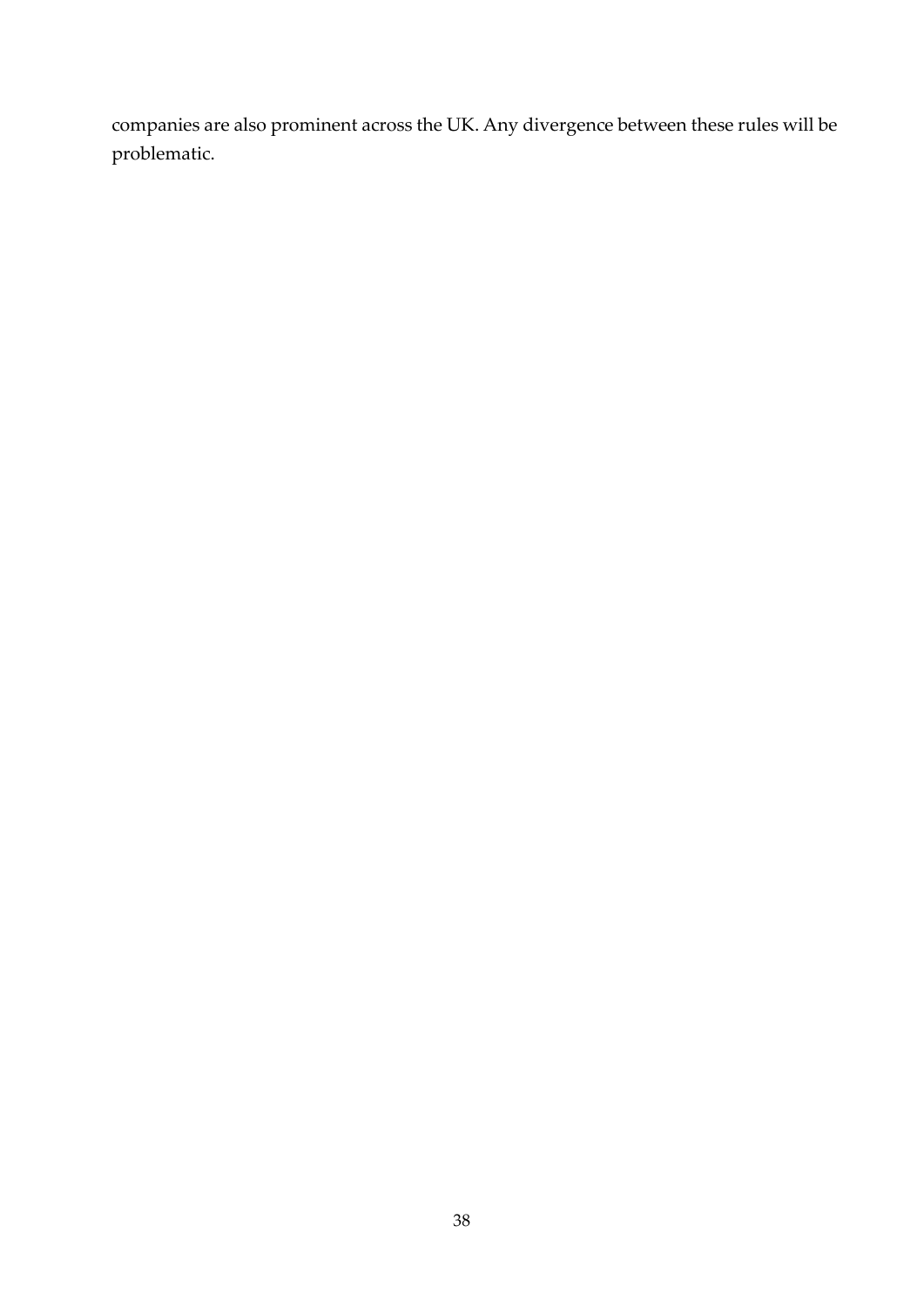companies are also prominent across the UK. Any divergence between these rules will be problematic.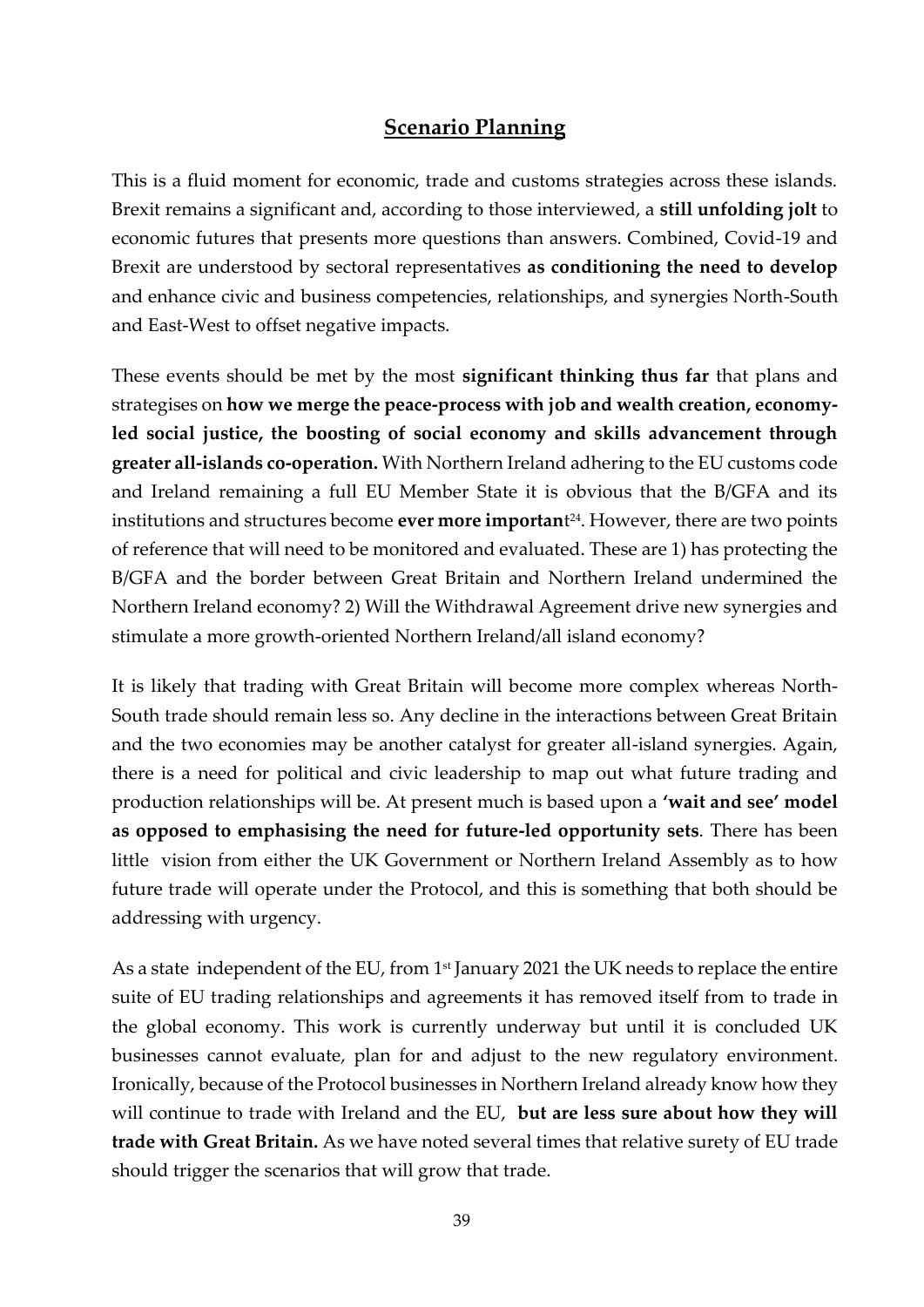## Scenario Planning

This is a fluid moment for economic, trade and customs strategies across these islands. Brexit remains a significant and, according to those interviewed, a **still unfolding jolt** to economic futures that presents more questions than answers. Combined, Covid-19 and Brexit are understood by sectoral representatives **as conditioning the need to develop** and enhance civic and business competencies, relationships, and synergies North-South and East-West to offset negative impacts.

These events should be met by the most **significant thinking thus far** that plans and strategises on **how we merge the peace-process with job and wealth creation, economy-led social justice, the boosting of social economy and skills advancement through greater all-islands co-operation.** With Northern Ireland adhering to the EU customs code and Ireland remaining a full EU Member State it is obvious that the B/GFA and its institutions and structures become **ever more importan**t[24]. However, there are two points of reference that will need to be monitored and evaluated. These are 1) has protecting the B/GFA and the border between Great Britain and Northern Ireland undermined the Northern Ireland economy? 2) Will the Withdrawal Agreement drive new synergies and stimulate a more growth-oriented Northern Ireland/all island economy?

It is likely that trading with Great Britain will become more complex whereas North-South trade should remain less so. Any decline in the interactions between Great Britain and the two economies may be another catalyst for greater all-island synergies. Again, there is a need for political and civic leadership to map out what future trading and production relationships will be. At present much is based upon a **'wait and see' model as opposed to emphasising the need for future-led opportunity sets**. There has been little vision from either the UK Government or Northern Ireland Assembly as to how future trade will operate under the Protocol, and this is something that both should be addressing with urgency.

As a state independent of the EU, from 1st January 2021 the UK needs to replace the entire suite of EU trading relationships and agreements it has removed itself from to trade in the global economy. This work is currently underway but until it is concluded UK businesses cannot evaluate, plan for and adjust to the new regulatory environment. Ironically, because of the Protocol businesses in Northern Ireland already know how they will continue to trade with Ireland and the EU, **but are less sure about how they will trade with Great Britain.** As we have noted several times that relative surety of EU trade should trigger the scenarios that will grow that trade.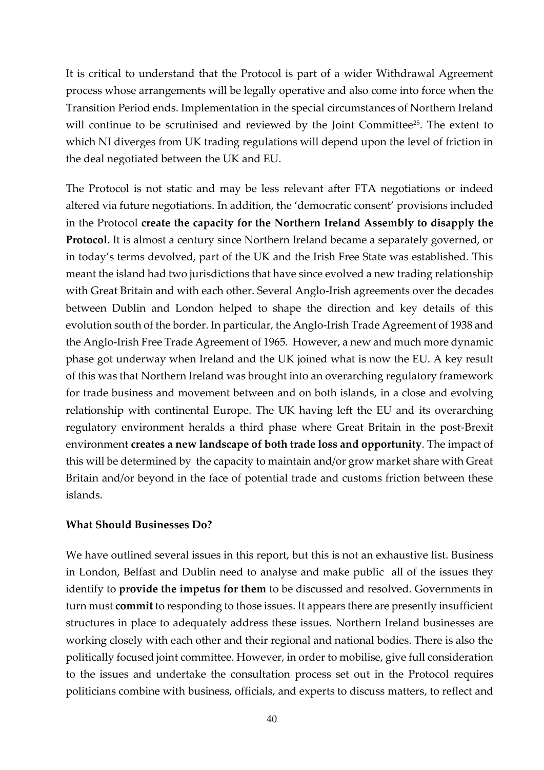It is critical to understand that the Protocol is part of a wider Withdrawal Agreement process whose arrangements will be legally operative and also come into force when the Transition Period ends. Implementation in the special circumstances of Northern Ireland will continue to be scrutinised and reviewed by the Joint Committee[25]. The extent to which NI diverges from UK trading regulations will depend upon the level of friction in the deal negotiated between the UK and EU.

The Protocol is not static and may be less relevant after FTA negotiations or indeed altered via future negotiations. In addition, the 'democratic consent' provisions included in the Protocol **create the capacity for the Northern Ireland Assembly to disapply the Protocol.** It is almost a century since Northern Ireland became a separately governed, or in today's terms devolved, part of the UK and the Irish Free State was established. This meant the island had two jurisdictions that have since evolved a new trading relationship with Great Britain and with each other. Several Anglo-Irish agreements over the decades between Dublin and London helped to shape the direction and key details of this evolution south of the border. In particular, the Anglo-Irish Trade Agreement of 1938 and the Anglo-Irish Free Trade Agreement of 1965. However, a new and much more dynamic phase got underway when Ireland and the UK joined what is now the EU. A key result of this was that Northern Ireland was brought into an overarching regulatory framework for trade business and movement between and on both islands, in a close and evolving relationship with continental Europe. The UK having left the EU and its overarching regulatory environment heralds a third phase where Great Britain in the post-Brexit environment **creates a new landscape of both trade loss and opportunity**. The impact of this will be determined by the capacity to maintain and/or grow market share with Great Britain and/or beyond in the face of potential trade and customs friction between these islands.

**What Should Businesses Do?**

We have outlined several issues in this report, but this is not an exhaustive list. Business in London, Belfast and Dublin need to analyse and make public all of the issues they identify to **provide the impetus for them** to be discussed and resolved. Governments in turn must **commit** to responding to those issues. It appears there are presently insufficient structures in place to adequately address these issues. Northern Ireland businesses are working closely with each other and their regional and national bodies. There is also the politically focused joint committee. However, in order to mobilise, give full consideration to the issues and undertake the consultation process set out in the Protocol requires politicians combine with business, officials, and experts to discuss matters, to reflect and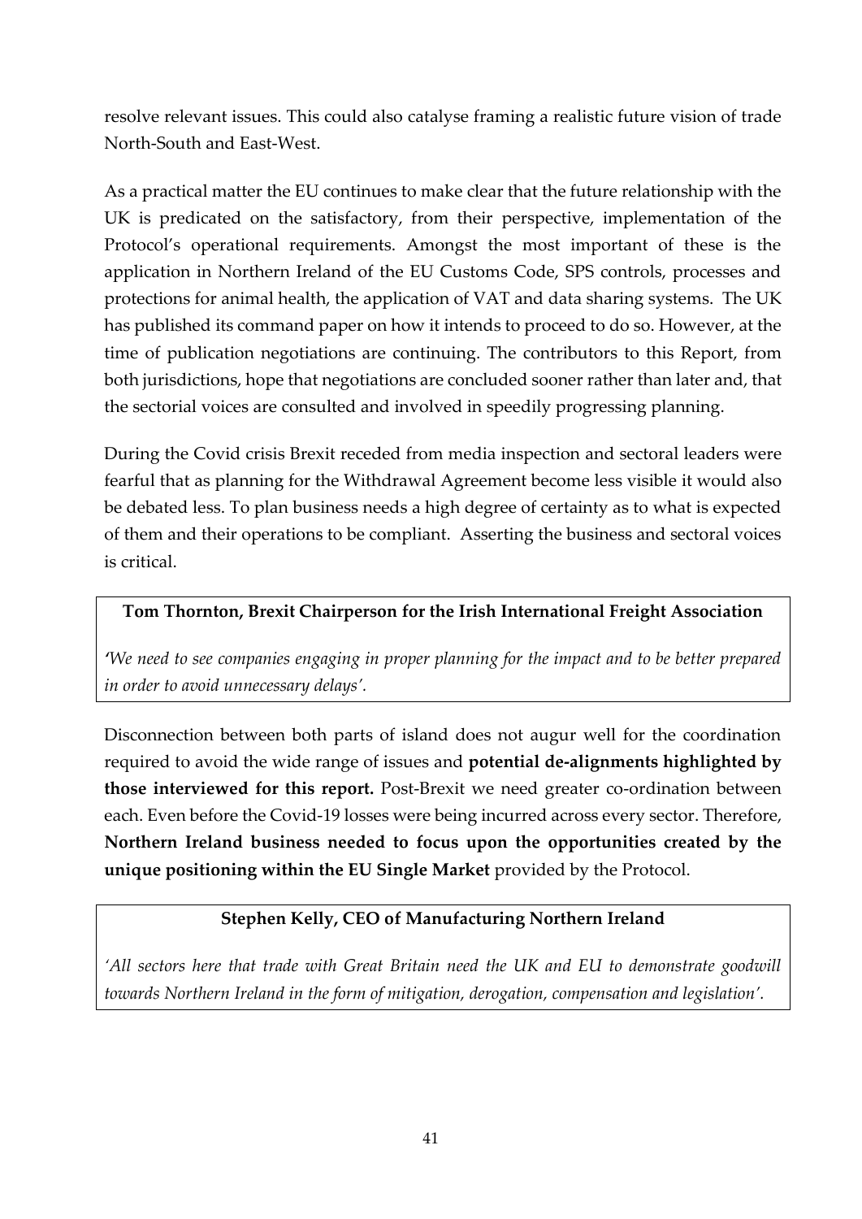resolve relevant issues. This could also catalyse framing a realistic future vision of trade North-South and East-West.

As a practical matter the EU continues to make clear that the future relationship with the UK is predicated on the satisfactory, from their perspective, implementation of the Protocol's operational requirements. Amongst the most important of these is the application in Northern Ireland of the EU Customs Code, SPS controls, processes and protections for animal health, the application of VAT and data sharing systems. The UK has published its command paper on how it intends to proceed to do so. However, at the time of publication negotiations are continuing. The contributors to this Report, from both jurisdictions, hope that negotiations are concluded sooner rather than later and, that the sectorial voices are consulted and involved in speedily progressing planning.

During the Covid crisis Brexit receded from media inspection and sectoral leaders were fearful that as planning for the Withdrawal Agreement become less visible it would also be debated less. To plan business needs a high degree of certainty as to what is expected of them and their operations to be compliant. Asserting the business and sectoral voices is critical.

> **Tom Thornton, Brexit Chairperson for the Irish International Freight Association**
>
> *'We need to see companies engaging in proper planning for the impact and to be better prepared in order to avoid unnecessary delays'.*

Disconnection between both parts of island does not augur well for the coordination required to avoid the wide range of issues and **potential de-alignments highlighted by those interviewed for this report.** Post-Brexit we need greater co-ordination between each. Even before the Covid-19 losses were being incurred across every sector. Therefore, **Northern Ireland business needed to focus upon the opportunities created by the unique positioning within the EU Single Market** provided by the Protocol.

> **Stephen Kelly, CEO of Manufacturing Northern Ireland**
>
> *'All sectors here that trade with Great Britain need the UK and EU to demonstrate goodwill towards Northern Ireland in the form of mitigation, derogation, compensation and legislation'.*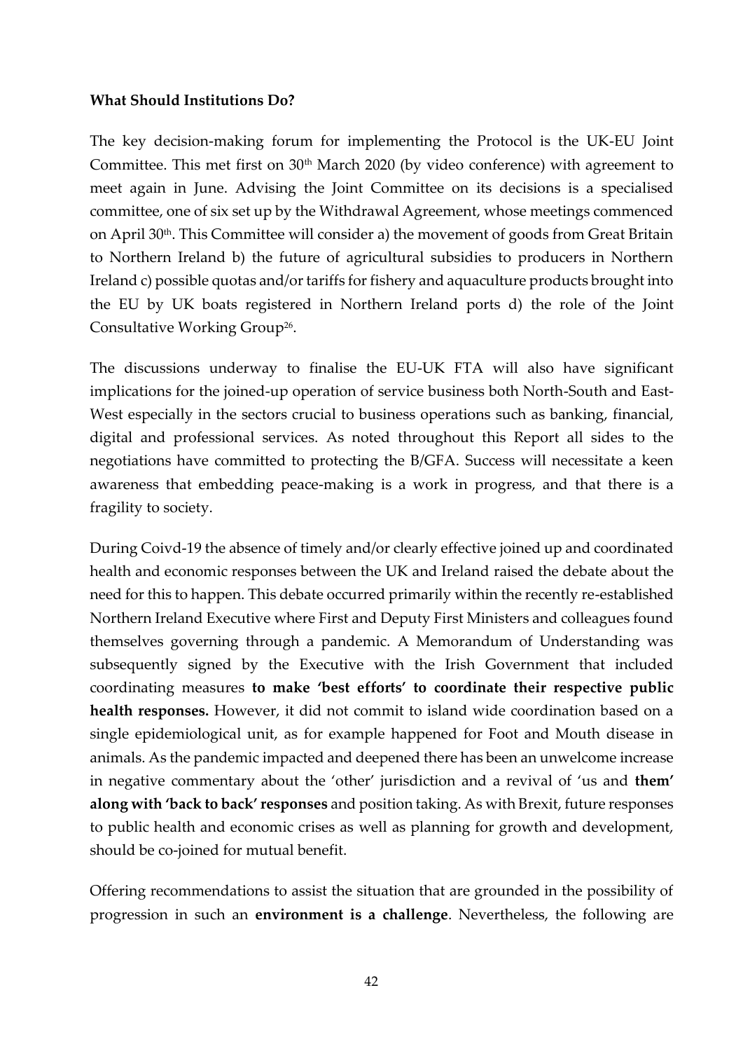**What Should Institutions Do?**

The key decision-making forum for implementing the Protocol is the UK-EU Joint Committee. This met first on 30th March 2020 (by video conference) with agreement to meet again in June. Advising the Joint Committee on its decisions is a specialised committee, one of six set up by the Withdrawal Agreement, whose meetings commenced on April 30th. This Committee will consider a) the movement of goods from Great Britain to Northern Ireland b) the future of agricultural subsidies to producers in Northern Ireland c) possible quotas and/or tariffs for fishery and aquaculture products brought into the EU by UK boats registered in Northern Ireland ports d) the role of the Joint Consultative Working Group[26].

The discussions underway to finalise the EU-UK FTA will also have significant implications for the joined-up operation of service business both North-South and East-West especially in the sectors crucial to business operations such as banking, financial, digital and professional services. As noted throughout this Report all sides to the negotiations have committed to protecting the B/GFA. Success will necessitate a keen awareness that embedding peace-making is a work in progress, and that there is a fragility to society.

During Coivd-19 the absence of timely and/or clearly effective joined up and coordinated health and economic responses between the UK and Ireland raised the debate about the need for this to happen. This debate occurred primarily within the recently re-established Northern Ireland Executive where First and Deputy First Ministers and colleagues found themselves governing through a pandemic. A Memorandum of Understanding was subsequently signed by the Executive with the Irish Government that included coordinating measures **to make 'best efforts' to coordinate their respective public health responses.** However, it did not commit to island wide coordination based on a single epidemiological unit, as for example happened for Foot and Mouth disease in animals. As the pandemic impacted and deepened there has been an unwelcome increase in negative commentary about the 'other' jurisdiction and a revival of 'us and **them' along with 'back to back' responses** and position taking. As with Brexit, future responses to public health and economic crises as well as planning for growth and development, should be co-joined for mutual benefit.

Offering recommendations to assist the situation that are grounded in the possibility of progression in such an **environment is a challenge**. Nevertheless, the following are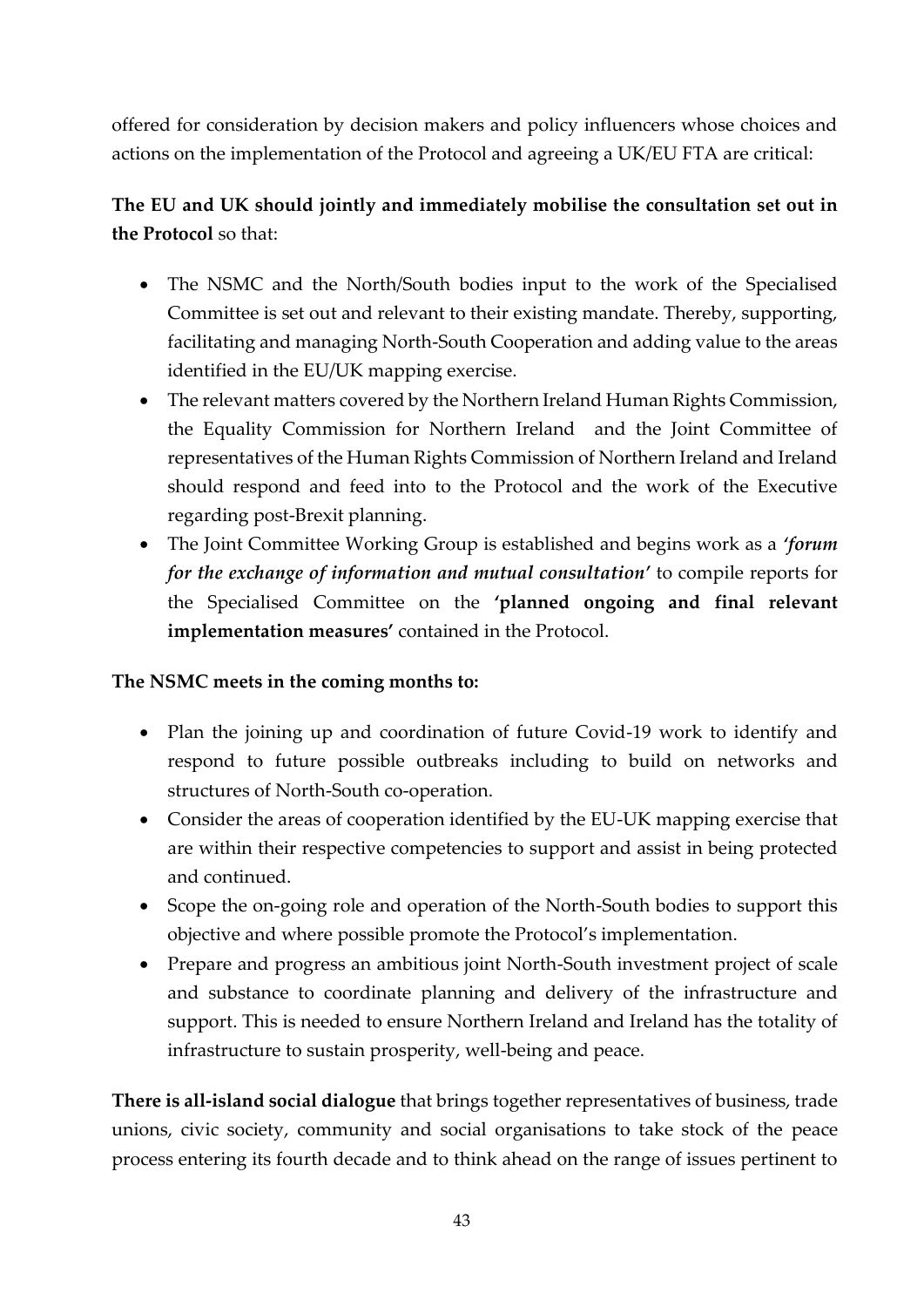offered for consideration by decision makers and policy influencers whose choices and actions on the implementation of the Protocol and agreeing a UK/EU FTA are critical:

**The EU and UK should jointly and immediately mobilise the consultation set out in the Protocol** so that:

- The NSMC and the North/South bodies input to the work of the Specialised Committee is set out and relevant to their existing mandate. Thereby, supporting, facilitating and managing North-South Cooperation and adding value to the areas identified in the EU/UK mapping exercise.
- The relevant matters covered by the Northern Ireland Human Rights Commission, the Equality Commission for Northern Ireland and the Joint Committee of representatives of the Human Rights Commission of Northern Ireland and Ireland should respond and feed into to the Protocol and the work of the Executive regarding post-Brexit planning.
- The Joint Committee Working Group is established and begins work as a ***'forum for the exchange of information and mutual consultation'*** to compile reports for the Specialised Committee on the **'planned ongoing and final relevant implementation measures'** contained in the Protocol.

**The NSMC meets in the coming months to:**

- Plan the joining up and coordination of future Covid-19 work to identify and respond to future possible outbreaks including to build on networks and structures of North-South co-operation.
- Consider the areas of cooperation identified by the EU-UK mapping exercise that are within their respective competencies to support and assist in being protected and continued.
- Scope the on-going role and operation of the North-South bodies to support this objective and where possible promote the Protocol's implementation.
- Prepare and progress an ambitious joint North-South investment project of scale and substance to coordinate planning and delivery of the infrastructure and support. This is needed to ensure Northern Ireland and Ireland has the totality of infrastructure to sustain prosperity, well-being and peace.

**There is all-island social dialogue** that brings together representatives of business, trade unions, civic society, community and social organisations to take stock of the peace process entering its fourth decade and to think ahead on the range of issues pertinent to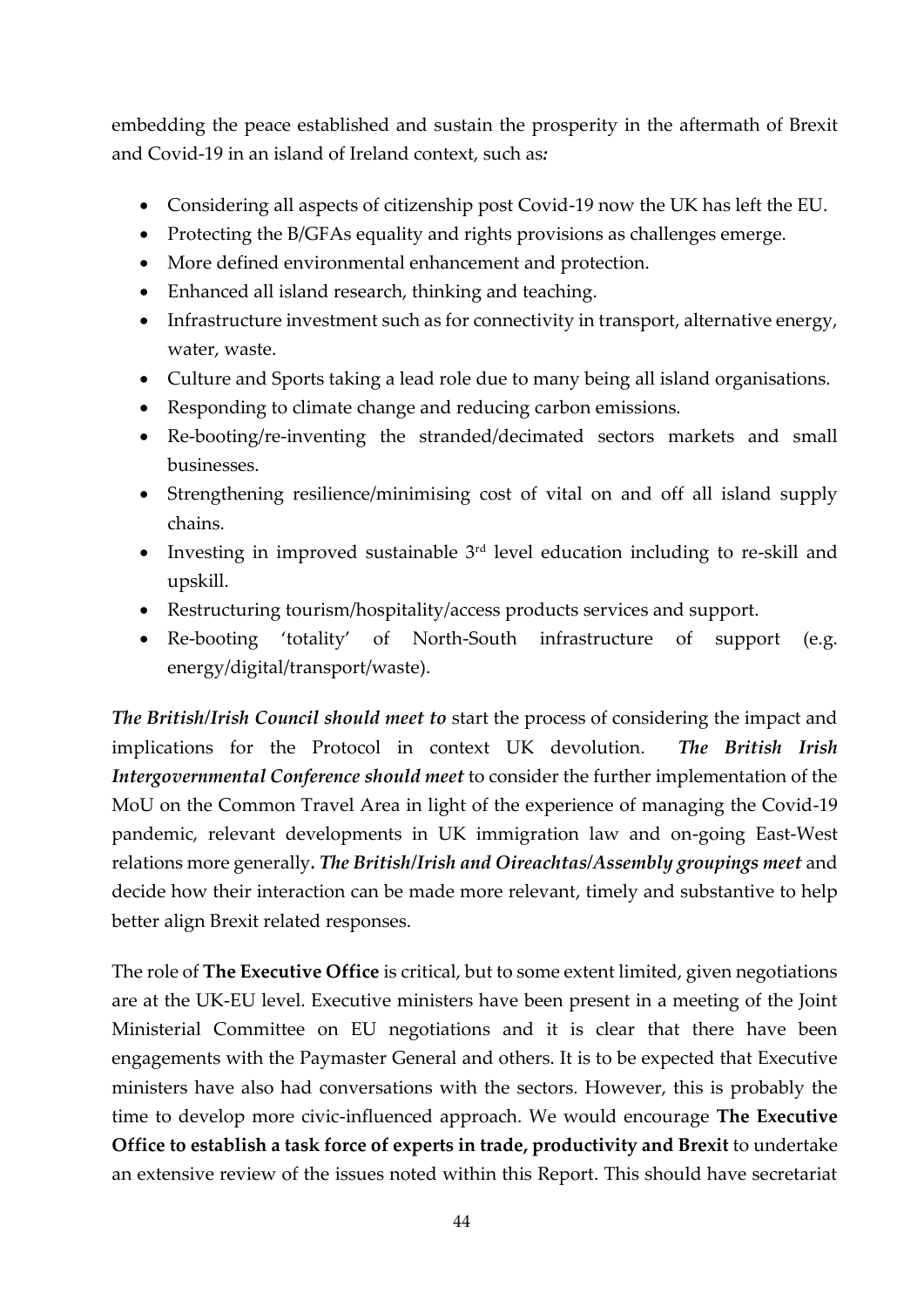embedding the peace established and sustain the prosperity in the aftermath of Brexit and Covid-19 in an island of Ireland context, such as*:*

- Considering all aspects of citizenship post Covid-19 now the UK has left the EU.
- Protecting the B/GFAs equality and rights provisions as challenges emerge.
- More defined environmental enhancement and protection.
- Enhanced all island research, thinking and teaching.
- Infrastructure investment such as for connectivity in transport, alternative energy, water, waste.
- Culture and Sports taking a lead role due to many being all island organisations.
- Responding to climate change and reducing carbon emissions.
- Re-booting/re-inventing the stranded/decimated sectors markets and small businesses.
- Strengthening resilience/minimising cost of vital on and off all island supply chains.
- Investing in improved sustainable 3rd level education including to re-skill and upskill.
- Restructuring tourism/hospitality/access products services and support.
- Re-booting 'totality' of North-South infrastructure of support (e.g. energy/digital/transport/waste).

***The British/Irish Council should meet to*** start the process of considering the impact and implications for the Protocol in context UK devolution. ***The British Irish Intergovernmental Conference should meet*** to consider the further implementation of the MoU on the Common Travel Area in light of the experience of managing the Covid-19 pandemic, relevant developments in UK immigration law and on-going East-West relations more generally***. The British/Irish and Oireachtas/Assembly groupings meet*** and decide how their interaction can be made more relevant, timely and substantive to help better align Brexit related responses.

The role of **The Executive Office** is critical, but to some extent limited, given negotiations are at the UK-EU level. Executive ministers have been present in a meeting of the Joint Ministerial Committee on EU negotiations and it is clear that there have been engagements with the Paymaster General and others. It is to be expected that Executive ministers have also had conversations with the sectors. However, this is probably the time to develop more civic-influenced approach. We would encourage **The Executive Office to establish a task force of experts in trade, productivity and Brexit** to undertake an extensive review of the issues noted within this Report. This should have secretariat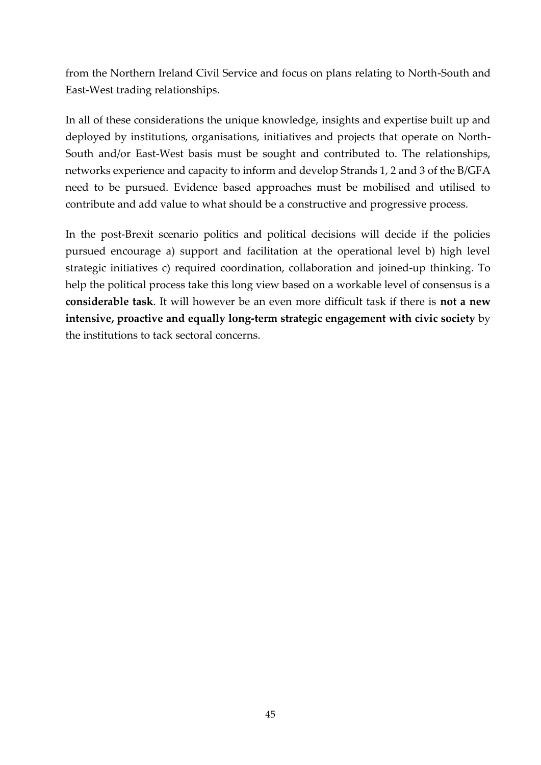from the Northern Ireland Civil Service and focus on plans relating to North-South and East-West trading relationships.

In all of these considerations the unique knowledge, insights and expertise built up and deployed by institutions, organisations, initiatives and projects that operate on North-South and/or East-West basis must be sought and contributed to. The relationships, networks experience and capacity to inform and develop Strands 1, 2 and 3 of the B/GFA need to be pursued. Evidence based approaches must be mobilised and utilised to contribute and add value to what should be a constructive and progressive process.

In the post-Brexit scenario politics and political decisions will decide if the policies pursued encourage a) support and facilitation at the operational level b) high level strategic initiatives c) required coordination, collaboration and joined-up thinking. To help the political process take this long view based on a workable level of consensus is a **considerable task**. It will however be an even more difficult task if there is **not a new intensive, proactive and equally long-term strategic engagement with civic society** by the institutions to tack sectoral concerns.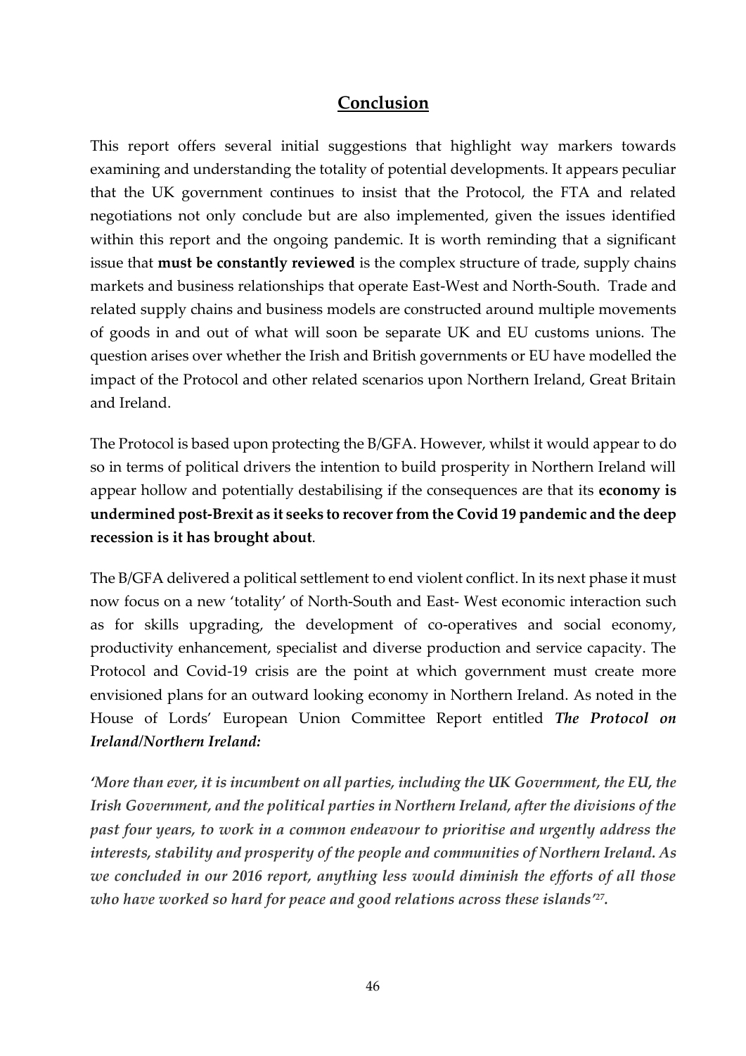## Conclusion

This report offers several initial suggestions that highlight way markers towards examining and understanding the totality of potential developments. It appears peculiar that the UK government continues to insist that the Protocol, the FTA and related negotiations not only conclude but are also implemented, given the issues identified within this report and the ongoing pandemic. It is worth reminding that a significant issue that **must be constantly reviewed** is the complex structure of trade, supply chains markets and business relationships that operate East-West and North-South. Trade and related supply chains and business models are constructed around multiple movements of goods in and out of what will soon be separate UK and EU customs unions. The question arises over whether the Irish and British governments or EU have modelled the impact of the Protocol and other related scenarios upon Northern Ireland, Great Britain and Ireland.

The Protocol is based upon protecting the B/GFA. However, whilst it would appear to do so in terms of political drivers the intention to build prosperity in Northern Ireland will appear hollow and potentially destabilising if the consequences are that its **economy is undermined post-Brexit as it seeks to recover from the Covid 19 pandemic and the deep recession is it has brought about**.

The B/GFA delivered a political settlement to end violent conflict. In its next phase it must now focus on a new 'totality' of North-South and East- West economic interaction such as for skills upgrading, the development of co-operatives and social economy, productivity enhancement, specialist and diverse production and service capacity. The Protocol and Covid-19 crisis are the point at which government must create more envisioned plans for an outward looking economy in Northern Ireland. As noted in the House of Lords' European Union Committee Report entitled ***The Protocol on Ireland/Northern Ireland:***

***'More than ever, it is incumbent on all parties, including the UK Government, the EU, the Irish Government, and the political parties in Northern Ireland, after the divisions of the past four years, to work in a common endeavour to prioritise and urgently address the interests, stability and prosperity of the people and communities of Northern Ireland. As we concluded in our 2016 report, anything less would diminish the efforts of all those who have worked so hard for peace and good relations across these islands'***[27].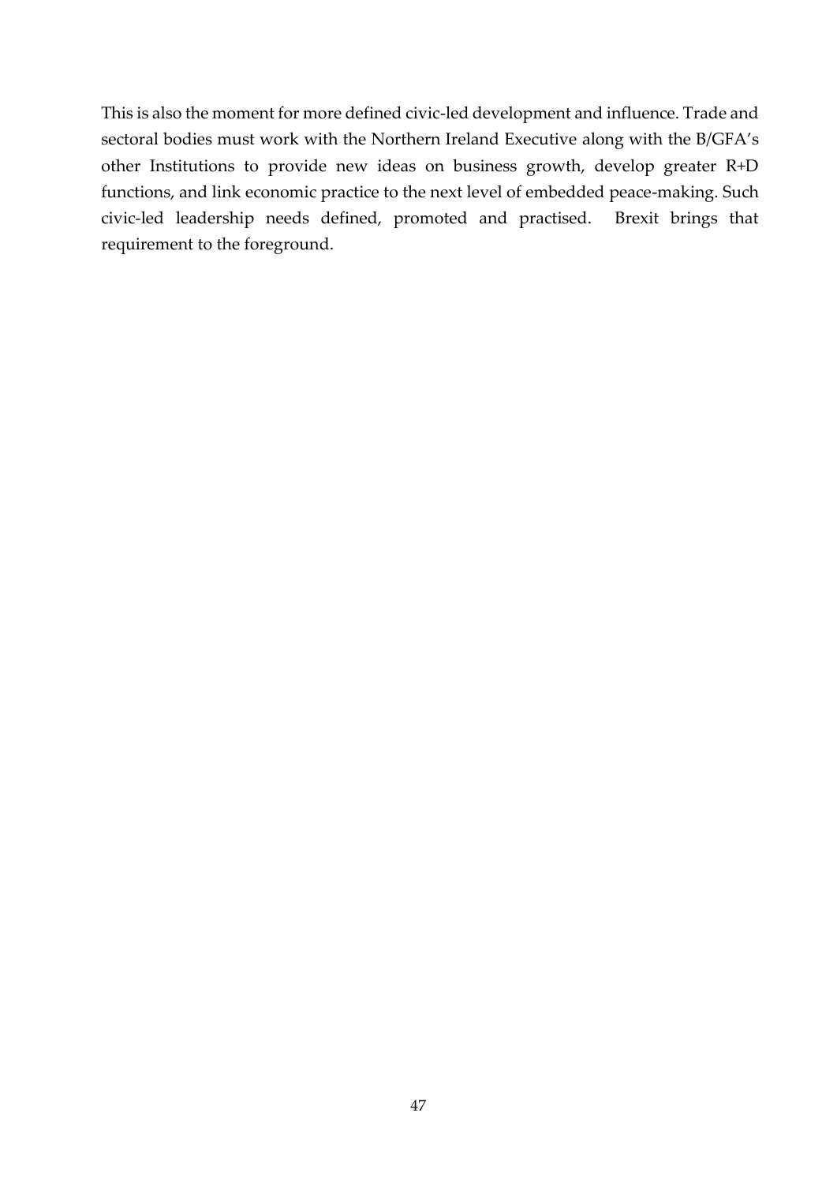This is also the moment for more defined civic-led development and influence. Trade and sectoral bodies must work with the Northern Ireland Executive along with the B/GFA's other Institutions to provide new ideas on business growth, develop greater R+D functions, and link economic practice to the next level of embedded peace-making. Such civic-led leadership needs defined, promoted and practised. Brexit brings that requirement to the foreground.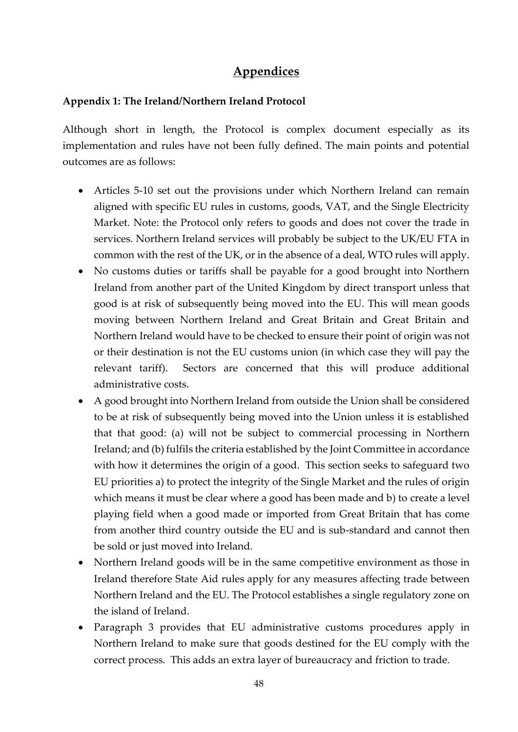# Appendices

### Appendix 1: The Ireland/Northern Ireland Protocol

Although short in length, the Protocol is complex document especially as its implementation and rules have not been fully defined. The main points and potential outcomes are as follows:

- Articles 5-10 set out the provisions under which Northern Ireland can remain aligned with specific EU rules in customs, goods, VAT, and the Single Electricity Market. Note: the Protocol only refers to goods and does not cover the trade in services. Northern Ireland services will probably be subject to the UK/EU FTA in common with the rest of the UK, or in the absence of a deal, WTO rules will apply.
- No customs duties or tariffs shall be payable for a good brought into Northern Ireland from another part of the United Kingdom by direct transport unless that good is at risk of subsequently being moved into the EU. This will mean goods moving between Northern Ireland and Great Britain and Great Britain and Northern Ireland would have to be checked to ensure their point of origin was not or their destination is not the EU customs union (in which case they will pay the relevant tariff). Sectors are concerned that this will produce additional administrative costs.
- A good brought into Northern Ireland from outside the Union shall be considered to be at risk of subsequently being moved into the Union unless it is established that that good: (a) will not be subject to commercial processing in Northern Ireland; and (b) fulfils the criteria established by the Joint Committee in accordance with how it determines the origin of a good. This section seeks to safeguard two EU priorities a) to protect the integrity of the Single Market and the rules of origin which means it must be clear where a good has been made and b) to create a level playing field when a good made or imported from Great Britain that has come from another third country outside the EU and is sub-standard and cannot then be sold or just moved into Ireland.
- Northern Ireland goods will be in the same competitive environment as those in Ireland therefore State Aid rules apply for any measures affecting trade between Northern Ireland and the EU. The Protocol establishes a single regulatory zone on the island of Ireland.
- Paragraph 3 provides that EU administrative customs procedures apply in Northern Ireland to make sure that goods destined for the EU comply with the correct process. This adds an extra layer of bureaucracy and friction to trade.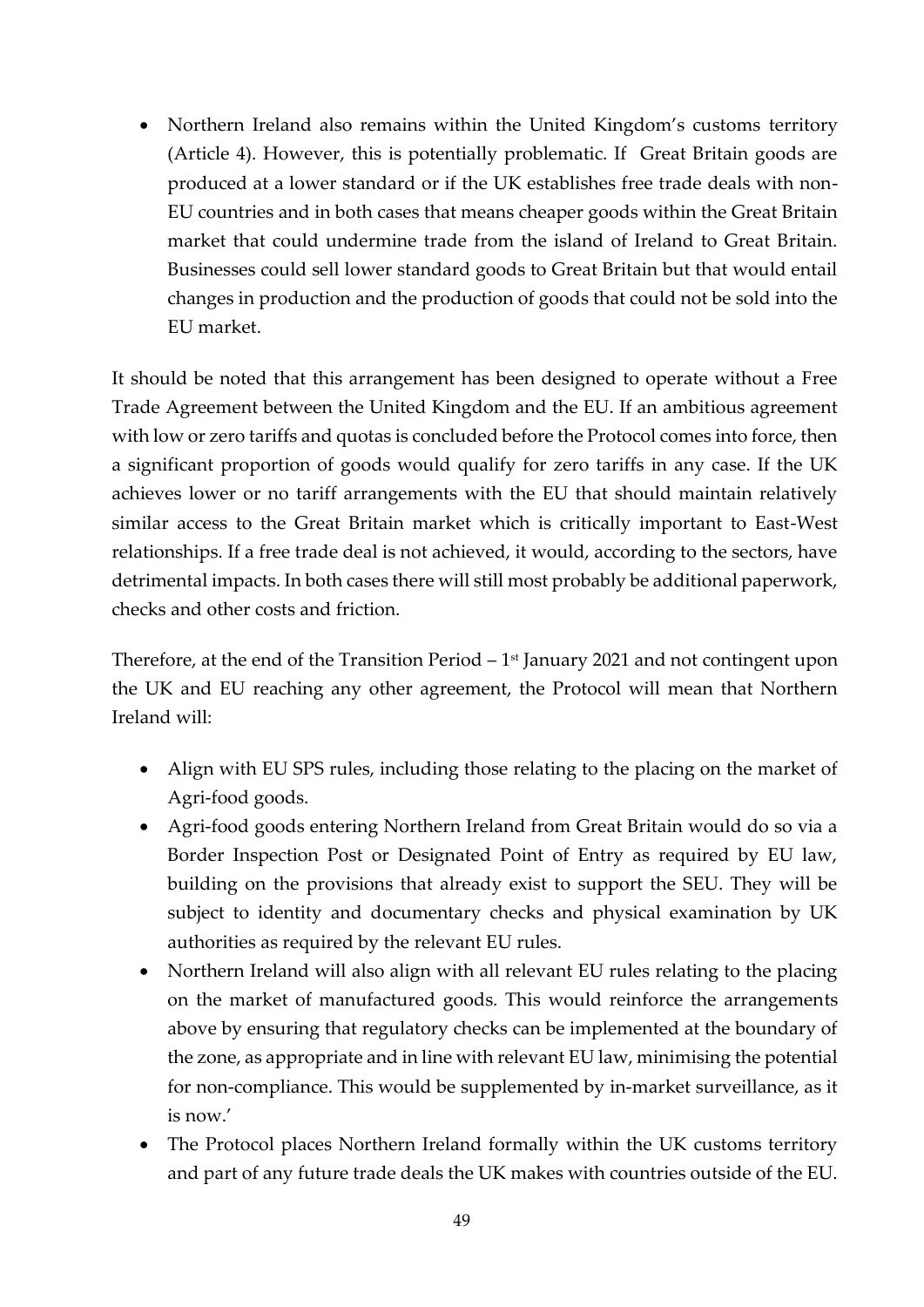- Northern Ireland also remains within the United Kingdom's customs territory (Article 4). However, this is potentially problematic. If Great Britain goods are produced at a lower standard or if the UK establishes free trade deals with non-EU countries and in both cases that means cheaper goods within the Great Britain market that could undermine trade from the island of Ireland to Great Britain. Businesses could sell lower standard goods to Great Britain but that would entail changes in production and the production of goods that could not be sold into the EU market.

It should be noted that this arrangement has been designed to operate without a Free Trade Agreement between the United Kingdom and the EU. If an ambitious agreement with low or zero tariffs and quotas is concluded before the Protocol comes into force, then a significant proportion of goods would qualify for zero tariffs in any case. If the UK achieves lower or no tariff arrangements with the EU that should maintain relatively similar access to the Great Britain market which is critically important to East-West relationships. If a free trade deal is not achieved, it would, according to the sectors, have detrimental impacts. In both cases there will still most probably be additional paperwork, checks and other costs and friction.

Therefore, at the end of the Transition Period – 1st January 2021 and not contingent upon the UK and EU reaching any other agreement, the Protocol will mean that Northern Ireland will:

- Align with EU SPS rules, including those relating to the placing on the market of Agri-food goods.
- Agri-food goods entering Northern Ireland from Great Britain would do so via a Border Inspection Post or Designated Point of Entry as required by EU law, building on the provisions that already exist to support the SEU. They will be subject to identity and documentary checks and physical examination by UK authorities as required by the relevant EU rules.
- Northern Ireland will also align with all relevant EU rules relating to the placing on the market of manufactured goods. This would reinforce the arrangements above by ensuring that regulatory checks can be implemented at the boundary of the zone, as appropriate and in line with relevant EU law, minimising the potential for non-compliance. This would be supplemented by in-market surveillance, as it is now.'
- The Protocol places Northern Ireland formally within the UK customs territory and part of any future trade deals the UK makes with countries outside of the EU.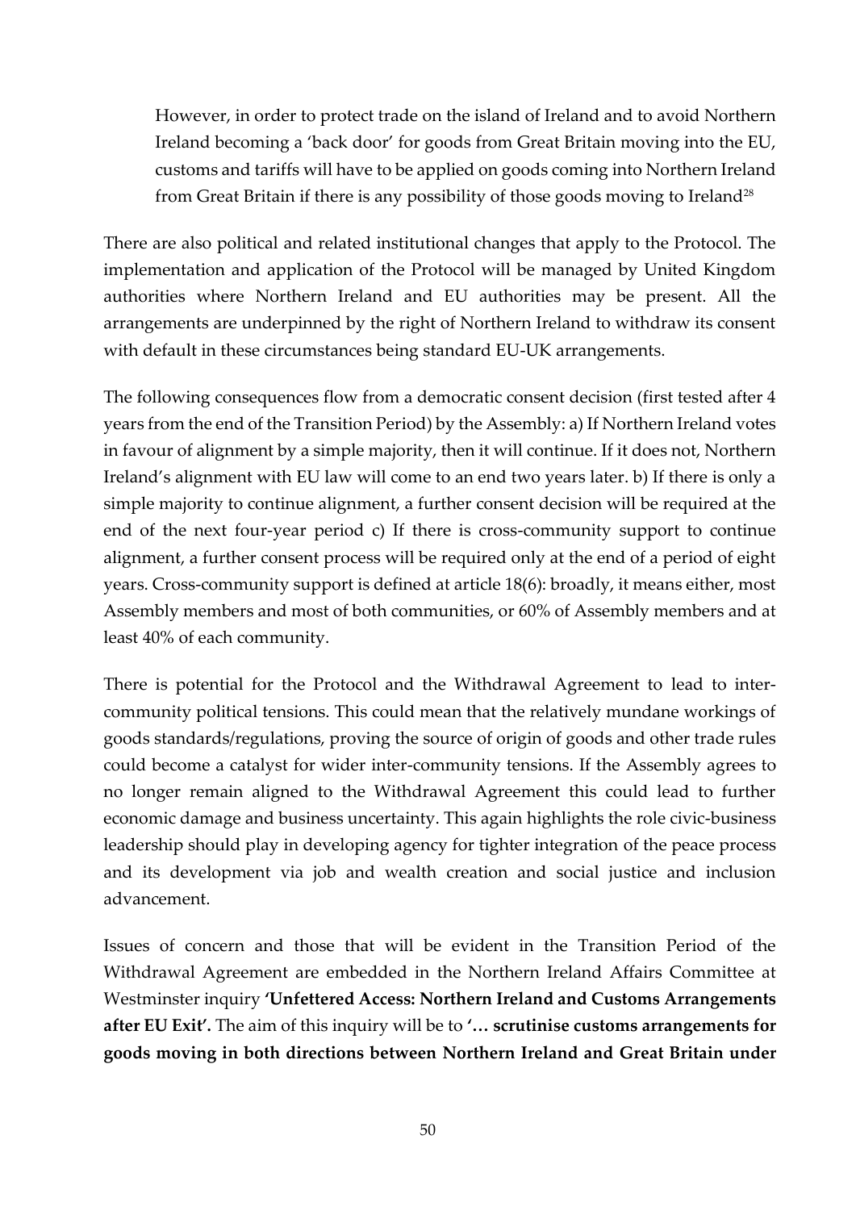> However, in order to protect trade on the island of Ireland and to avoid Northern Ireland becoming a 'back door' for goods from Great Britain moving into the EU, customs and tariffs will have to be applied on goods coming into Northern Ireland from Great Britain if there is any possibility of those goods moving to Ireland[28]

There are also political and related institutional changes that apply to the Protocol. The implementation and application of the Protocol will be managed by United Kingdom authorities where Northern Ireland and EU authorities may be present. All the arrangements are underpinned by the right of Northern Ireland to withdraw its consent with default in these circumstances being standard EU-UK arrangements.

The following consequences flow from a democratic consent decision (first tested after 4 years from the end of the Transition Period) by the Assembly: a) If Northern Ireland votes in favour of alignment by a simple majority, then it will continue. If it does not, Northern Ireland's alignment with EU law will come to an end two years later. b) If there is only a simple majority to continue alignment, a further consent decision will be required at the end of the next four-year period c) If there is cross-community support to continue alignment, a further consent process will be required only at the end of a period of eight years. Cross-community support is defined at article 18(6): broadly, it means either, most Assembly members and most of both communities, or 60% of Assembly members and at least 40% of each community.

There is potential for the Protocol and the Withdrawal Agreement to lead to inter-community political tensions. This could mean that the relatively mundane workings of goods standards/regulations, proving the source of origin of goods and other trade rules could become a catalyst for wider inter-community tensions. If the Assembly agrees to no longer remain aligned to the Withdrawal Agreement this could lead to further economic damage and business uncertainty. This again highlights the role civic-business leadership should play in developing agency for tighter integration of the peace process and its development via job and wealth creation and social justice and inclusion advancement.

Issues of concern and those that will be evident in the Transition Period of the Withdrawal Agreement are embedded in the Northern Ireland Affairs Committee at Westminster inquiry **'Unfettered Access: Northern Ireland and Customs Arrangements after EU Exit'.** The aim of this inquiry will be to **'… scrutinise customs arrangements for goods moving in both directions between Northern Ireland and Great Britain under**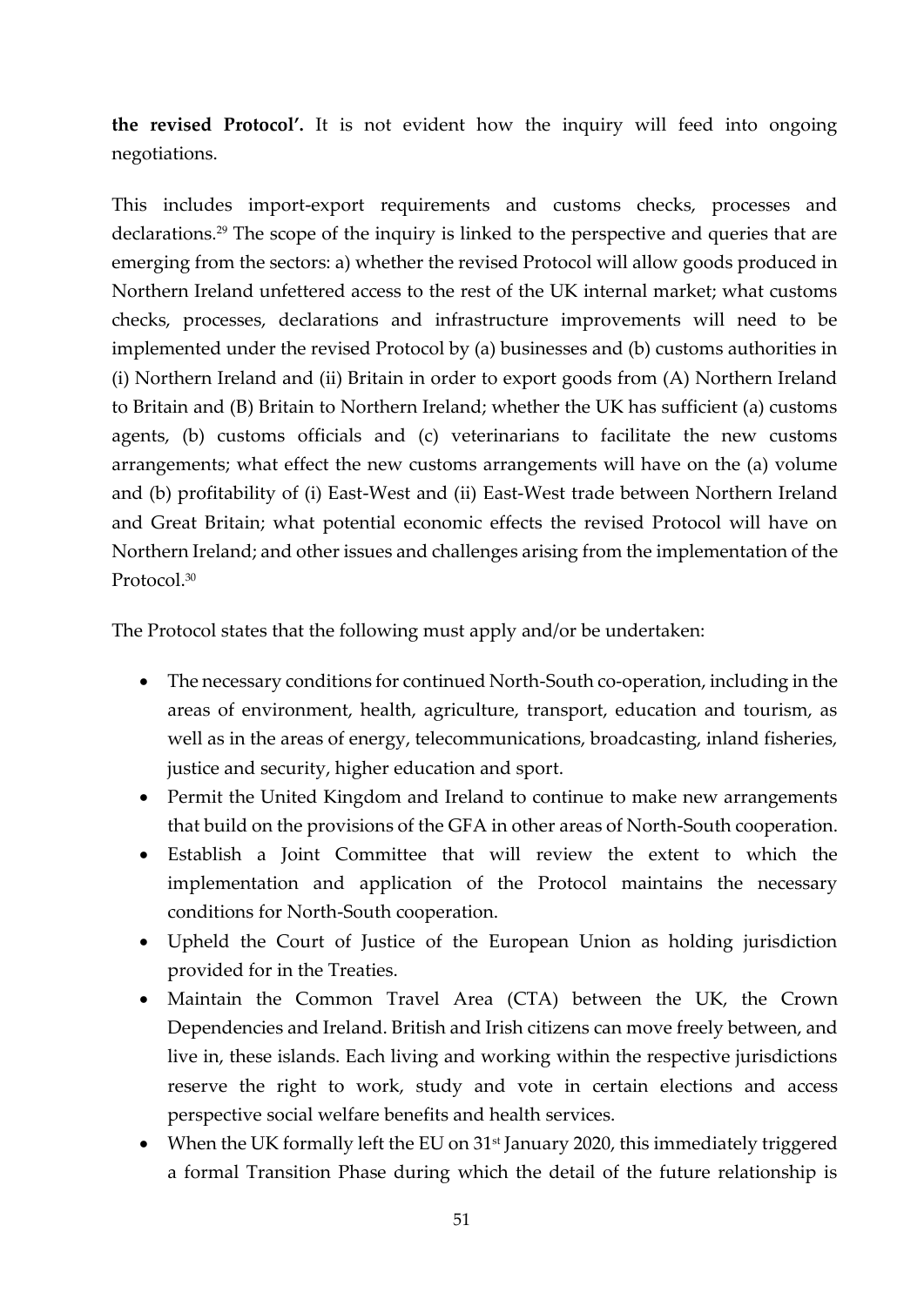**the revised Protocol'.** It is not evident how the inquiry will feed into ongoing negotiations.

This includes import-export requirements and customs checks, processes and declarations.[29] The scope of the inquiry is linked to the perspective and queries that are emerging from the sectors: a) whether the revised Protocol will allow goods produced in Northern Ireland unfettered access to the rest of the UK internal market; what customs checks, processes, declarations and infrastructure improvements will need to be implemented under the revised Protocol by (a) businesses and (b) customs authorities in (i) Northern Ireland and (ii) Britain in order to export goods from (A) Northern Ireland to Britain and (B) Britain to Northern Ireland; whether the UK has sufficient (a) customs agents, (b) customs officials and (c) veterinarians to facilitate the new customs arrangements; what effect the new customs arrangements will have on the (a) volume and (b) profitability of (i) East-West and (ii) East-West trade between Northern Ireland and Great Britain; what potential economic effects the revised Protocol will have on Northern Ireland; and other issues and challenges arising from the implementation of the Protocol.[30]

The Protocol states that the following must apply and/or be undertaken:

- The necessary conditions for continued North-South co-operation, including in the areas of environment, health, agriculture, transport, education and tourism, as well as in the areas of energy, telecommunications, broadcasting, inland fisheries, justice and security, higher education and sport.
- Permit the United Kingdom and Ireland to continue to make new arrangements that build on the provisions of the GFA in other areas of North-South cooperation.
- Establish a Joint Committee that will review the extent to which the implementation and application of the Protocol maintains the necessary conditions for North-South cooperation.
- Upheld the Court of Justice of the European Union as holding jurisdiction provided for in the Treaties.
- Maintain the Common Travel Area (CTA) between the UK, the Crown Dependencies and Ireland. British and Irish citizens can move freely between, and live in, these islands. Each living and working within the respective jurisdictions reserve the right to work, study and vote in certain elections and access perspective social welfare benefits and health services.
- When the UK formally left the EU on 31st January 2020, this immediately triggered a formal Transition Phase during which the detail of the future relationship is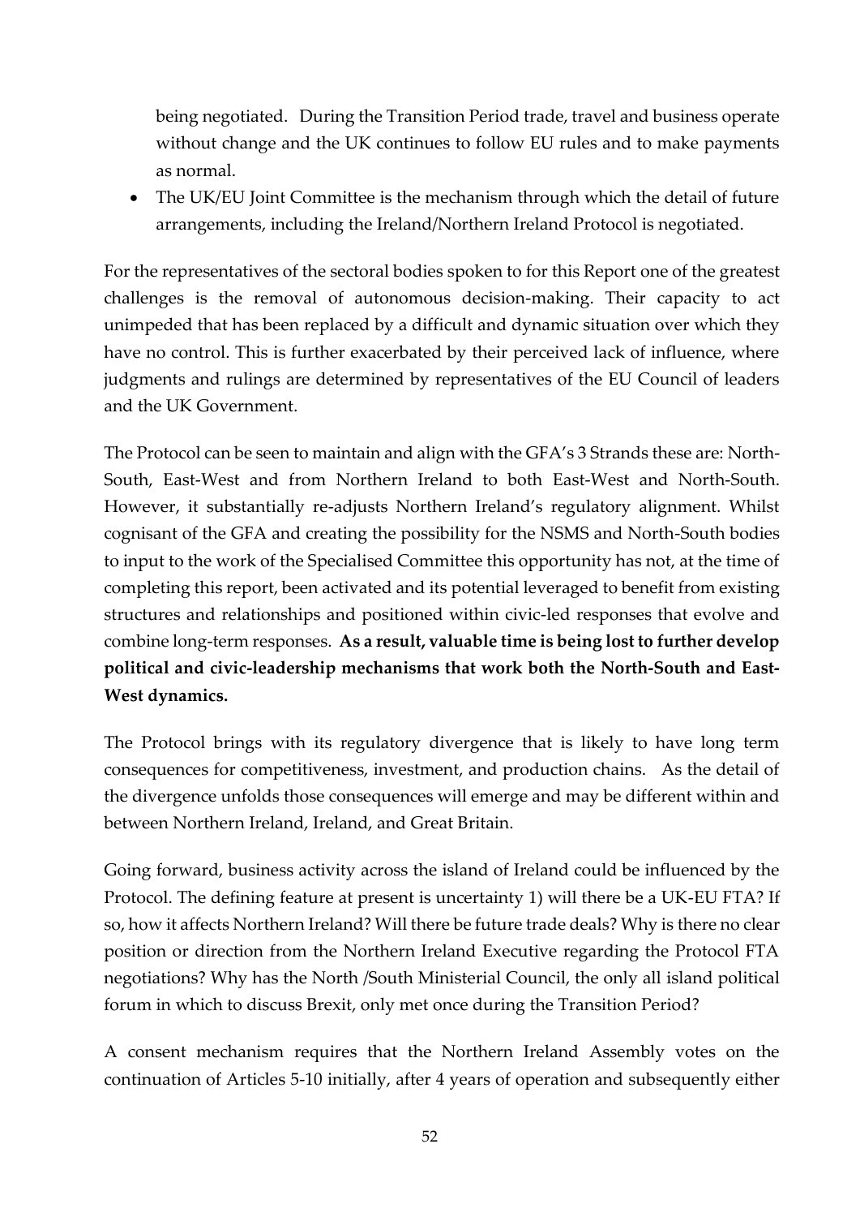being negotiated. During the Transition Period trade, travel and business operate without change and the UK continues to follow EU rules and to make payments as normal.

- The UK/EU Joint Committee is the mechanism through which the detail of future arrangements, including the Ireland/Northern Ireland Protocol is negotiated.

For the representatives of the sectoral bodies spoken to for this Report one of the greatest challenges is the removal of autonomous decision-making. Their capacity to act unimpeded that has been replaced by a difficult and dynamic situation over which they have no control. This is further exacerbated by their perceived lack of influence, where judgments and rulings are determined by representatives of the EU Council of leaders and the UK Government.

The Protocol can be seen to maintain and align with the GFA's 3 Strands these are: North-South, East-West and from Northern Ireland to both East-West and North-South. However, it substantially re-adjusts Northern Ireland's regulatory alignment. Whilst cognisant of the GFA and creating the possibility for the NSMS and North-South bodies to input to the work of the Specialised Committee this opportunity has not, at the time of completing this report, been activated and its potential leveraged to benefit from existing structures and relationships and positioned within civic-led responses that evolve and combine long-term responses. **As a result, valuable time is being lost to further develop political and civic-leadership mechanisms that work both the North-South and East-West dynamics.**

The Protocol brings with its regulatory divergence that is likely to have long term consequences for competitiveness, investment, and production chains. As the detail of the divergence unfolds those consequences will emerge and may be different within and between Northern Ireland, Ireland, and Great Britain.

Going forward, business activity across the island of Ireland could be influenced by the Protocol. The defining feature at present is uncertainty 1) will there be a UK-EU FTA? If so, how it affects Northern Ireland? Will there be future trade deals? Why is there no clear position or direction from the Northern Ireland Executive regarding the Protocol FTA negotiations? Why has the North /South Ministerial Council, the only all island political forum in which to discuss Brexit, only met once during the Transition Period?

A consent mechanism requires that the Northern Ireland Assembly votes on the continuation of Articles 5-10 initially, after 4 years of operation and subsequently either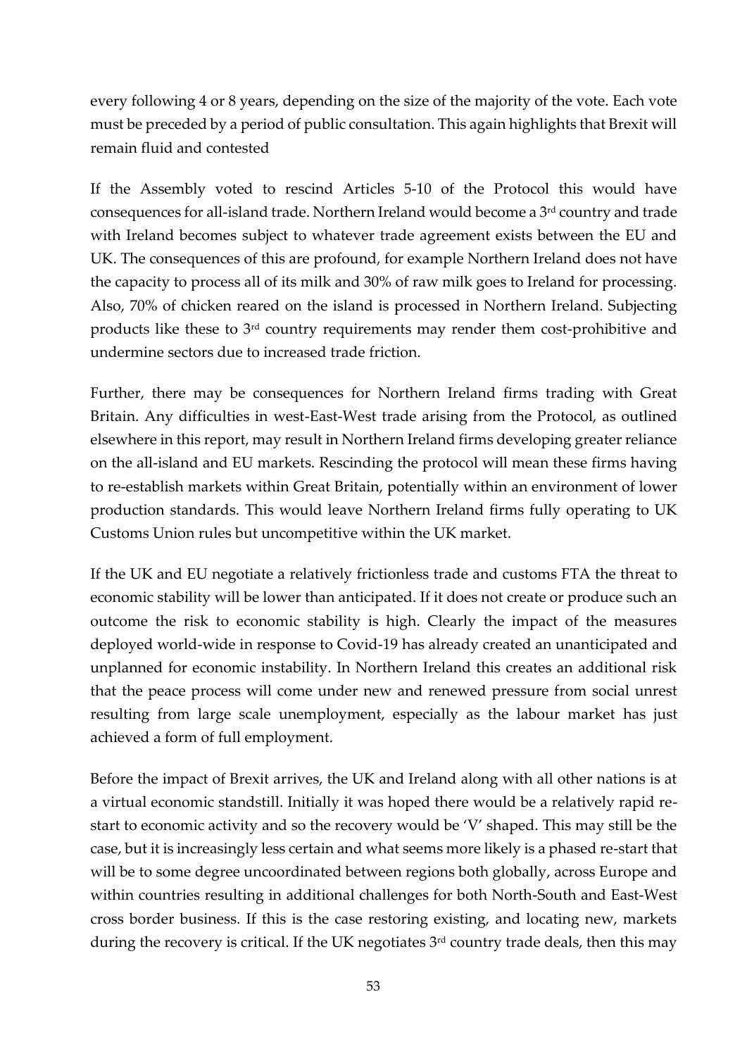every following 4 or 8 years, depending on the size of the majority of the vote. Each vote must be preceded by a period of public consultation. This again highlights that Brexit will remain fluid and contested

If the Assembly voted to rescind Articles 5-10 of the Protocol this would have consequences for all-island trade. Northern Ireland would become a 3rd country and trade with Ireland becomes subject to whatever trade agreement exists between the EU and UK. The consequences of this are profound, for example Northern Ireland does not have the capacity to process all of its milk and 30% of raw milk goes to Ireland for processing. Also, 70% of chicken reared on the island is processed in Northern Ireland. Subjecting products like these to 3rd country requirements may render them cost-prohibitive and undermine sectors due to increased trade friction.

Further, there may be consequences for Northern Ireland firms trading with Great Britain. Any difficulties in west-East-West trade arising from the Protocol, as outlined elsewhere in this report, may result in Northern Ireland firms developing greater reliance on the all-island and EU markets. Rescinding the protocol will mean these firms having to re-establish markets within Great Britain, potentially within an environment of lower production standards. This would leave Northern Ireland firms fully operating to UK Customs Union rules but uncompetitive within the UK market.

If the UK and EU negotiate a relatively frictionless trade and customs FTA the threat to economic stability will be lower than anticipated. If it does not create or produce such an outcome the risk to economic stability is high. Clearly the impact of the measures deployed world-wide in response to Covid-19 has already created an unanticipated and unplanned for economic instability. In Northern Ireland this creates an additional risk that the peace process will come under new and renewed pressure from social unrest resulting from large scale unemployment, especially as the labour market has just achieved a form of full employment.

Before the impact of Brexit arrives, the UK and Ireland along with all other nations is at a virtual economic standstill. Initially it was hoped there would be a relatively rapid re-start to economic activity and so the recovery would be 'V' shaped. This may still be the case, but it is increasingly less certain and what seems more likely is a phased re-start that will be to some degree uncoordinated between regions both globally, across Europe and within countries resulting in additional challenges for both North-South and East-West cross border business. If this is the case restoring existing, and locating new, markets during the recovery is critical. If the UK negotiates 3rd country trade deals, then this may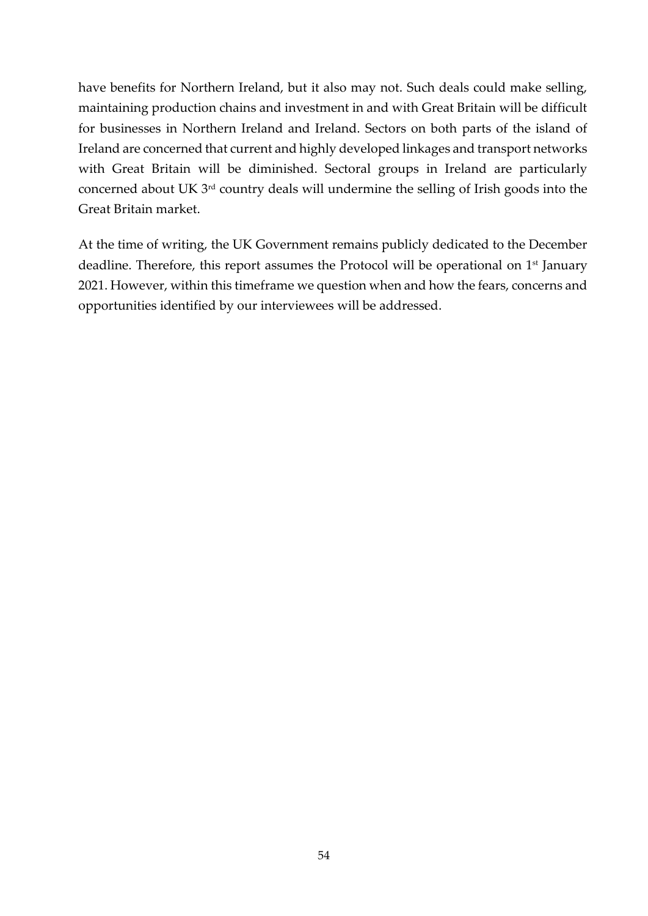have benefits for Northern Ireland, but it also may not. Such deals could make selling, maintaining production chains and investment in and with Great Britain will be difficult for businesses in Northern Ireland and Ireland. Sectors on both parts of the island of Ireland are concerned that current and highly developed linkages and transport networks with Great Britain will be diminished. Sectoral groups in Ireland are particularly concerned about UK 3rd country deals will undermine the selling of Irish goods into the Great Britain market.

At the time of writing, the UK Government remains publicly dedicated to the December deadline. Therefore, this report assumes the Protocol will be operational on 1st January 2021. However, within this timeframe we question when and how the fears, concerns and opportunities identified by our interviewees will be addressed.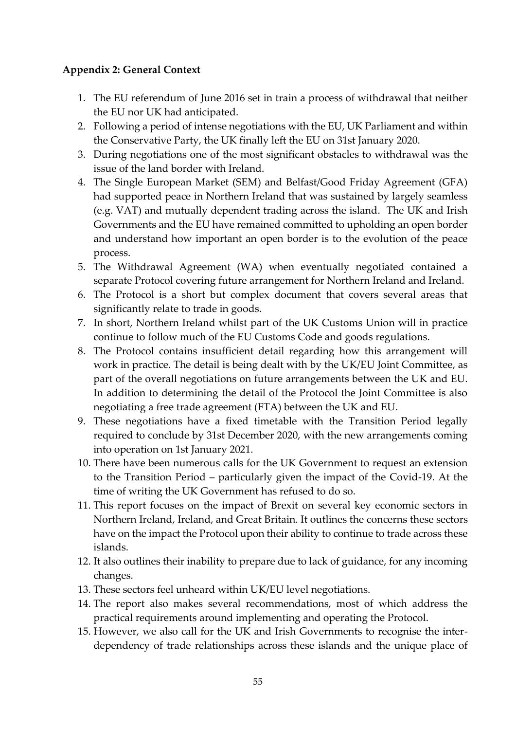**Appendix 2: General Context**

1. The EU referendum of June 2016 set in train a process of withdrawal that neither the EU nor UK had anticipated.
2. Following a period of intense negotiations with the EU, UK Parliament and within the Conservative Party, the UK finally left the EU on 31st January 2020.
3. During negotiations one of the most significant obstacles to withdrawal was the issue of the land border with Ireland.
4. The Single European Market (SEM) and Belfast/Good Friday Agreement (GFA) had supported peace in Northern Ireland that was sustained by largely seamless (e.g. VAT) and mutually dependent trading across the island. The UK and Irish Governments and the EU have remained committed to upholding an open border and understand how important an open border is to the evolution of the peace process.
5. The Withdrawal Agreement (WA) when eventually negotiated contained a separate Protocol covering future arrangement for Northern Ireland and Ireland.
6. The Protocol is a short but complex document that covers several areas that significantly relate to trade in goods.
7. In short, Northern Ireland whilst part of the UK Customs Union will in practice continue to follow much of the EU Customs Code and goods regulations.
8. The Protocol contains insufficient detail regarding how this arrangement will work in practice. The detail is being dealt with by the UK/EU Joint Committee, as part of the overall negotiations on future arrangements between the UK and EU. In addition to determining the detail of the Protocol the Joint Committee is also negotiating a free trade agreement (FTA) between the UK and EU.
9. These negotiations have a fixed timetable with the Transition Period legally required to conclude by 31st December 2020, with the new arrangements coming into operation on 1st January 2021.
10. There have been numerous calls for the UK Government to request an extension to the Transition Period – particularly given the impact of the Covid-19. At the time of writing the UK Government has refused to do so.
11. This report focuses on the impact of Brexit on several key economic sectors in Northern Ireland, Ireland, and Great Britain. It outlines the concerns these sectors have on the impact the Protocol upon their ability to continue to trade across these islands.
12. It also outlines their inability to prepare due to lack of guidance, for any incoming changes.
13. These sectors feel unheard within UK/EU level negotiations.
14. The report also makes several recommendations, most of which address the practical requirements around implementing and operating the Protocol.
15. However, we also call for the UK and Irish Governments to recognise the inter-dependency of trade relationships across these islands and the unique place of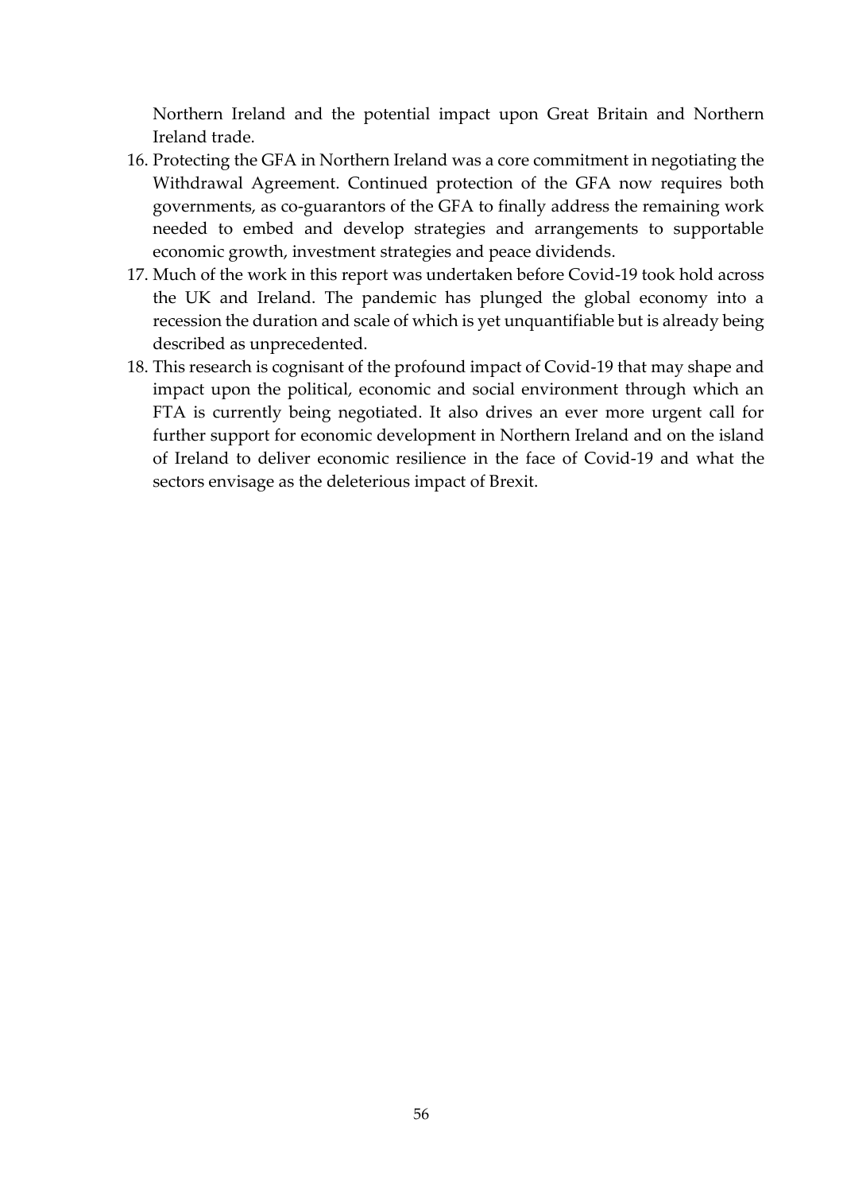Northern Ireland and the potential impact upon Great Britain and Northern Ireland trade.

16. Protecting the GFA in Northern Ireland was a core commitment in negotiating the Withdrawal Agreement. Continued protection of the GFA now requires both governments, as co-guarantors of the GFA to finally address the remaining work needed to embed and develop strategies and arrangements to supportable economic growth, investment strategies and peace dividends.
17. Much of the work in this report was undertaken before Covid-19 took hold across the UK and Ireland. The pandemic has plunged the global economy into a recession the duration and scale of which is yet unquantifiable but is already being described as unprecedented.
18. This research is cognisant of the profound impact of Covid-19 that may shape and impact upon the political, economic and social environment through which an FTA is currently being negotiated. It also drives an ever more urgent call for further support for economic development in Northern Ireland and on the island of Ireland to deliver economic resilience in the face of Covid-19 and what the sectors envisage as the deleterious impact of Brexit.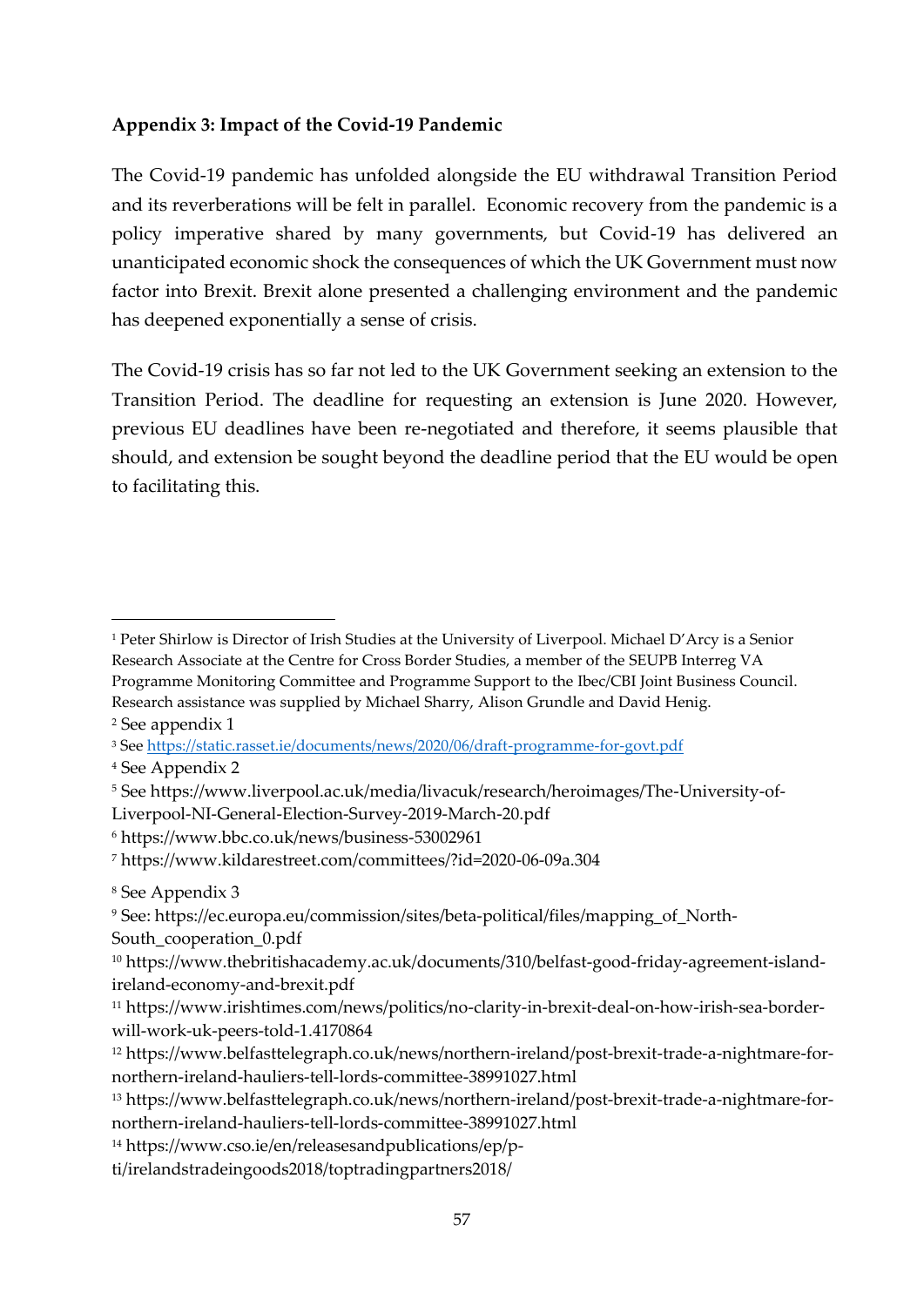**Appendix 3: Impact of the Covid-19 Pandemic**

The Covid-19 pandemic has unfolded alongside the EU withdrawal Transition Period and its reverberations will be felt in parallel. Economic recovery from the pandemic is a policy imperative shared by many governments, but Covid-19 has delivered an unanticipated economic shock the consequences of which the UK Government must now factor into Brexit. Brexit alone presented a challenging environment and the pandemic has deepened exponentially a sense of crisis.

The Covid-19 crisis has so far not led to the UK Government seeking an extension to the Transition Period. The deadline for requesting an extension is June 2020. However, previous EU deadlines have been re-negotiated and therefore, it seems plausible that should, and extension be sought beyond the deadline period that the EU would be open to facilitating this.

---

[1] Peter Shirlow is Director of Irish Studies at the University of Liverpool. Michael D'Arcy is a Senior Research Associate at the Centre for Cross Border Studies, a member of the SEUPB Interreg VA Programme Monitoring Committee and Programme Support to the Ibec/CBI Joint Business Council. Research assistance was supplied by Michael Sharry, Alison Grundle and David Henig.

[2] See appendix 1

[3] See https://static.rasset.ie/documents/news/2020/06/draft-programme-for-govt.pdf

[4] See Appendix 2

[5] See https://www.liverpool.ac.uk/media/livacuk/research/heroimages/The-University-of-Liverpool-NI-General-Election-Survey-2019-March-20.pdf

[6] https://www.bbc.co.uk/news/business-53002961

[7] https://www.kildarestreet.com/committees/?id=2020-06-09a.304

[8] See Appendix 3

[9] See: https://ec.europa.eu/commission/sites/beta-political/files/mapping_of_North-South_cooperation_0.pdf

[10] https://www.thebritishacademy.ac.uk/documents/310/belfast-good-friday-agreement-island-ireland-economy-and-brexit.pdf

[11] https://www.irishtimes.com/news/politics/no-clarity-in-brexit-deal-on-how-irish-sea-border-will-work-uk-peers-told-1.4170864

[12] https://www.belfasttelegraph.co.uk/news/northern-ireland/post-brexit-trade-a-nightmare-for-northern-ireland-hauliers-tell-lords-committee-38991027.html

[13] https://www.belfasttelegraph.co.uk/news/northern-ireland/post-brexit-trade-a-nightmare-for-northern-ireland-hauliers-tell-lords-committee-38991027.html

[14] https://www.cso.ie/en/releasesandpublications/ep/p-ti/irelandstradeingoods2018/toptradingpartners2018/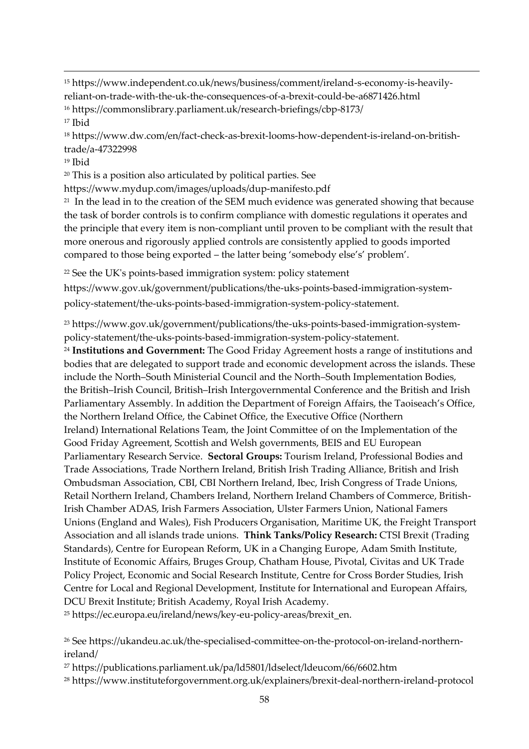[15] https://www.independent.co.uk/news/business/comment/ireland-s-economy-is-heavily-reliant-on-trade-with-the-uk-the-consequences-of-a-brexit-could-be-a6871426.html

[16] https://commonslibrary.parliament.uk/research-briefings/cbp-8173/

[17] Ibid

[18] https://www.dw.com/en/fact-check-as-brexit-looms-how-dependent-is-ireland-on-british-trade/a-47322998

[19] Ibid

[20] This is a position also articulated by political parties. See https://www.mydup.com/images/uploads/dup-manifesto.pdf

[21] In the lead in to the creation of the SEM much evidence was generated showing that because the task of border controls is to confirm compliance with domestic regulations it operates and the principle that every item is non-compliant until proven to be compliant with the result that more onerous and rigorously applied controls are consistently applied to goods imported compared to those being exported – the latter being 'somebody else's' problem'.

[22] See the UK's points-based immigration system: policy statement https://www.gov.uk/government/publications/the-uks-points-based-immigration-system-policy-statement/the-uks-points-based-immigration-system-policy-statement.

[23] https://www.gov.uk/government/publications/the-uks-points-based-immigration-system-policy-statement/the-uks-points-based-immigration-system-policy-statement.

[24] **Institutions and Government:** The Good Friday Agreement hosts a range of institutions and bodies that are delegated to support trade and economic development across the islands. These include the North–South Ministerial Council and the North–South Implementation Bodies, the British–Irish Council, British–Irish Intergovernmental Conference and the British and Irish Parliamentary Assembly. In addition the Department of Foreign Affairs, the Taoiseach's Office, the Northern Ireland Office, the Cabinet Office, the Executive Office (Northern Ireland) International Relations Team, the Joint Committee of on the Implementation of the Good Friday Agreement, Scottish and Welsh governments, BEIS and EU European Parliamentary Research Service. **Sectoral Groups:** Tourism Ireland, Professional Bodies and Trade Associations, Trade Northern Ireland, British Irish Trading Alliance, British and Irish Ombudsman Association, CBI, CBI Northern Ireland, Ibec, Irish Congress of Trade Unions, Retail Northern Ireland, Chambers Ireland, Northern Ireland Chambers of Commerce, British-Irish Chamber ADAS, Irish Farmers Association, Ulster Farmers Union, National Famers Unions (England and Wales), Fish Producers Organisation, Maritime UK, the Freight Transport Association and all islands trade unions. **Think Tanks/Policy Research:** CTSI Brexit (Trading Standards), Centre for European Reform, UK in a Changing Europe, Adam Smith Institute, Institute of Economic Affairs, Bruges Group, Chatham House, Pivotal, Civitas and UK Trade Policy Project, Economic and Social Research Institute, Centre for Cross Border Studies, Irish Centre for Local and Regional Development, Institute for International and European Affairs, DCU Brexit Institute; British Academy, Royal Irish Academy.

[25] https://ec.europa.eu/ireland/news/key-eu-policy-areas/brexit_en.

[26] See https://ukandeu.ac.uk/the-specialised-committee-on-the-protocol-on-ireland-northern-ireland/

[27] https://publications.parliament.uk/pa/ld5801/ldselect/ldeucom/66/6602.htm

[28] https://www.instituteforgovernment.org.uk/explainers/brexit-deal-northern-ireland-protocol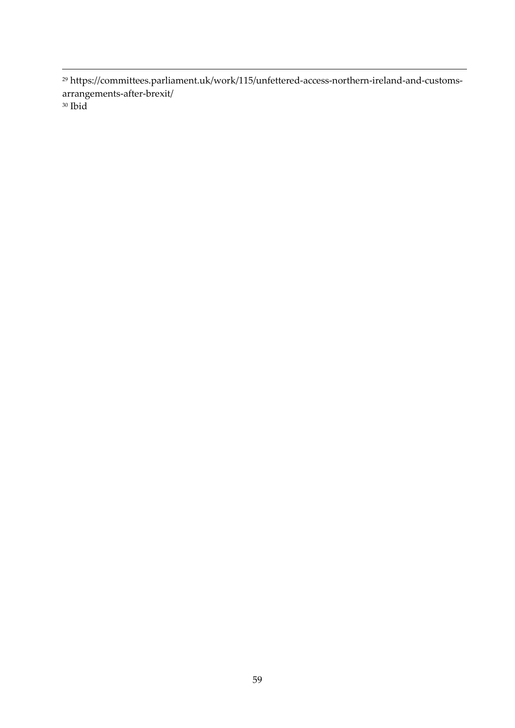[29] https://committees.parliament.uk/work/115/unfettered-access-northern-ireland-and-customs-arrangements-after-brexit/

[30] Ibid